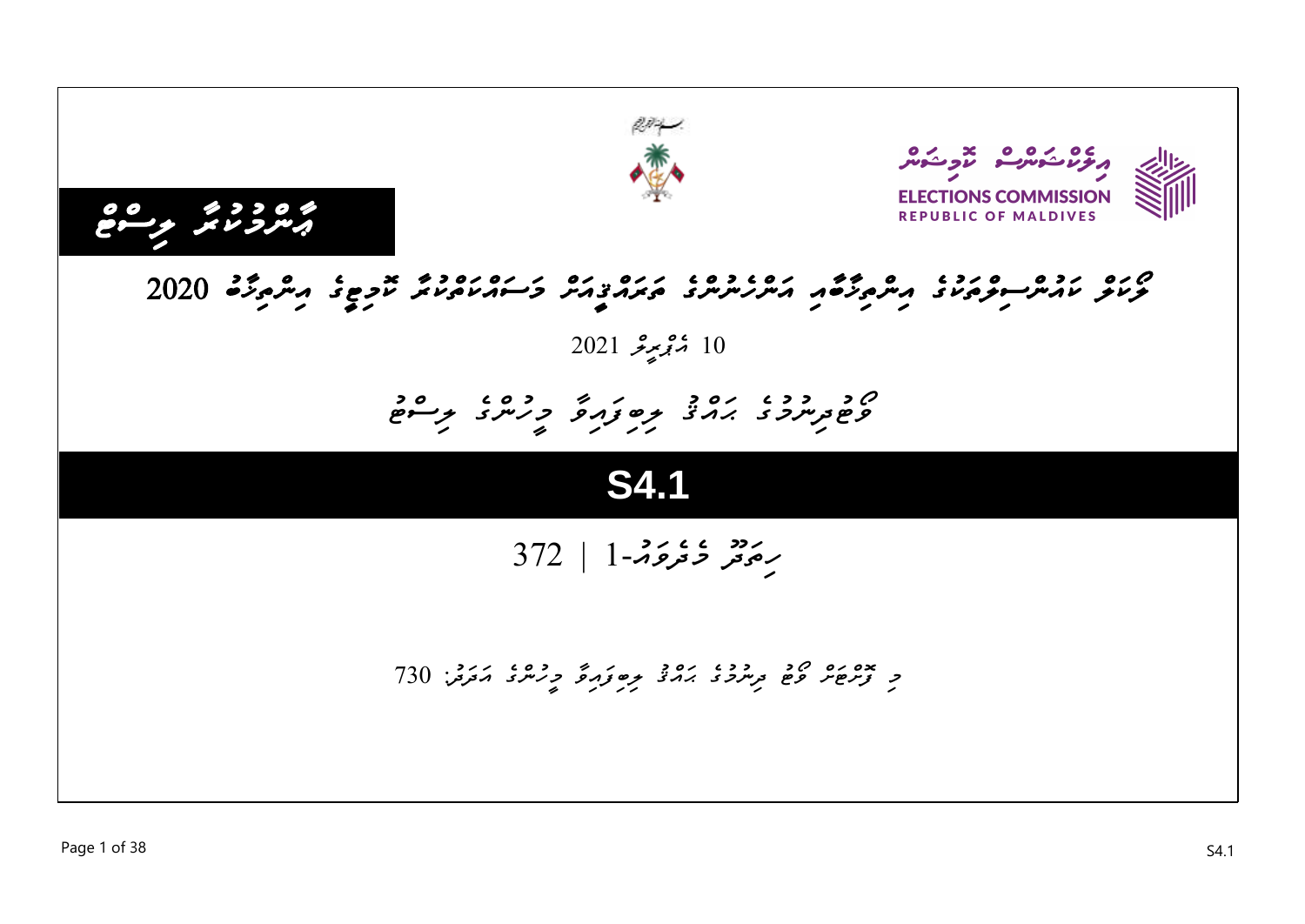ބިސްމިﷲ

އިލެކްޝަންސް ކޮމިޝަން

ELECTIONS COMMISSION
REPUBLIC OF MALDIVES

އަންނުމާނާ ލިސްޓު

# ލޯކަލް ކައުންސިލްތަކުގެ އިންތިޚާބާއި އަންހެނުންގެ ތަރައްޤީއަށް މަސައްކަތްކުރާ ކޮމިޓީގެ އިންތިޚާބު 2020

10 އޭޕްރިލް 2021

ވޯޓުދިނުމުގެ ހައްޤު ލިބިފައިވާ މީހުންގެ ލިސްޓު

# S4.1

ހިތަދޫ މެދުވަށް-1 | 372

މި ފޯރމަށް ވޯޓު ދިނުމުގެ ހައްޤު ލިބިފައިވާ މީހުންގެ އަދަދު: 730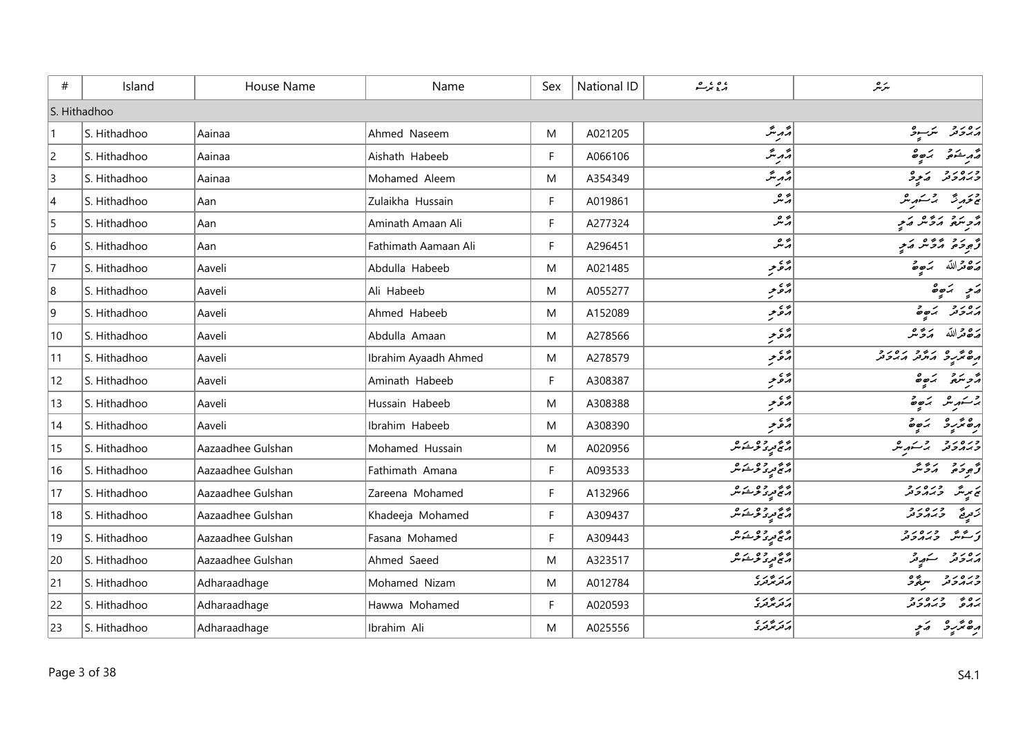| # | Island | House Name | Name | Sex | National ID | ގެއްލުން | ނަން |
|---|---|---|---|---|---|---|---|
| S. Hithadhoo | | | | | | | |
| 1 | S. Hithadhoo | Aainaa | Ahmed Naseem | M | A021205 | އާއިނާ | އަހުމަދު ނަސީމު |
| 2 | S. Hithadhoo | Aainaa | Aishath Habeeb | F | A066106 | އާއިނާ | އައިޝަތު ހަބީބު |
| 3 | S. Hithadhoo | Aainaa | Mohamed Aleem | M | A354349 | އާއިނާ | މުހައްމަދު އަލީމު |
| 4 | S. Hithadhoo | Aan | Zulaikha Hussain | F | A019861 | އާން | ޒުލައިހާ ހުސައިން |
| 5 | S. Hithadhoo | Aan | Aminath Amaan Ali | F | A277324 | އާން | އާމިނަތު އަމާން އަލި |
| 6 | S. Hithadhoo | Aan | Fathimath Aamaan Ali | F | A296451 | އާން | ފާތިމަތު އާމާން އަލި |
| 7 | S. Hithadhoo | Aaveli | Abdulla Habeeb | M | A021485 | އާވެލި | އަބްދުﷲ ހަބީބު |
| 8 | S. Hithadhoo | Aaveli | Ali Habeeb | M | A055277 | އާވެލި | އަލި ހަބީބު |
| 9 | S. Hithadhoo | Aaveli | Ahmed Habeeb | M | A152089 | އާވެލި | އަހުމަދު ހަބީބު |
| 10 | S. Hithadhoo | Aaveli | Abdulla Amaan | M | A278566 | އާވެލި | އަބްދުﷲ އަމާން |
| 11 | S. Hithadhoo | Aaveli | Ibrahim Ayaadh Ahmed | M | A278579 | އާވެލި | އިބްރާހީމް އަޔާދު އަހުމަދު |
| 12 | S. Hithadhoo | Aaveli | Aminath Habeeb | F | A308387 | އާވެލި | އާމިނަތު ހަބީބު |
| 13 | S. Hithadhoo | Aaveli | Hussain Habeeb | M | A308388 | އާވެލި | ހުސައިން ހަބީބު |
| 14 | S. Hithadhoo | Aaveli | Ibrahim Habeeb | M | A308390 | އާވެލި | އިބްރާހީމް ހަބީބު |
| 15 | S. Hithadhoo | Aazaadhee Gulshan | Mohamed Hussain | M | A020956 | އާޒާދީ ގުލްޝަން | މުހައްމަދު ހުސައިން |
| 16 | S. Hithadhoo | Aazaadhee Gulshan | Fathimath Amana | F | A093533 | އާޒާދީ ގުލްޝަން | ފާތިމަތު އަމާނާ |
| 17 | S. Hithadhoo | Aazaadhee Gulshan | Zareena Mohamed | F | A132966 | އާޒާދީ ގުލްޝަން | ޒަރީނާ މުހައްމަދު |
| 18 | S. Hithadhoo | Aazaadhee Gulshan | Khadeeja Mohamed | F | A309437 | އާޒާދީ ގުލްޝަން | ހަދީޖާ މުހައްމަދު |
| 19 | S. Hithadhoo | Aazaadhee Gulshan | Fasana Mohamed | F | A309443 | އާޒާދީ ގުލްޝަން | ފަސާނާ މުހައްމަދު |
| 20 | S. Hithadhoo | Aazaadhee Gulshan | Ahmed Saeed | M | A323517 | އާޒާދީ ގުލްޝަން | އަހުމަދު ސައީދު |
| 21 | S. Hithadhoo | Adharaadhage | Mohamed Nizam | M | A012784 | އަދަރާދަގެ | މުހައްމަދު ނިޒާމް |
| 22 | S. Hithadhoo | Adharaadhage | Hawwa Mohamed | F | A020593 | އަދަރާދަގެ | ހައްވާ މުހައްމަދު |
| 23 | S. Hithadhoo | Adharaadhage | Ibrahim Ali | M | A025556 | އަދަރާދަގެ | އިބްރާހީމް އަލި |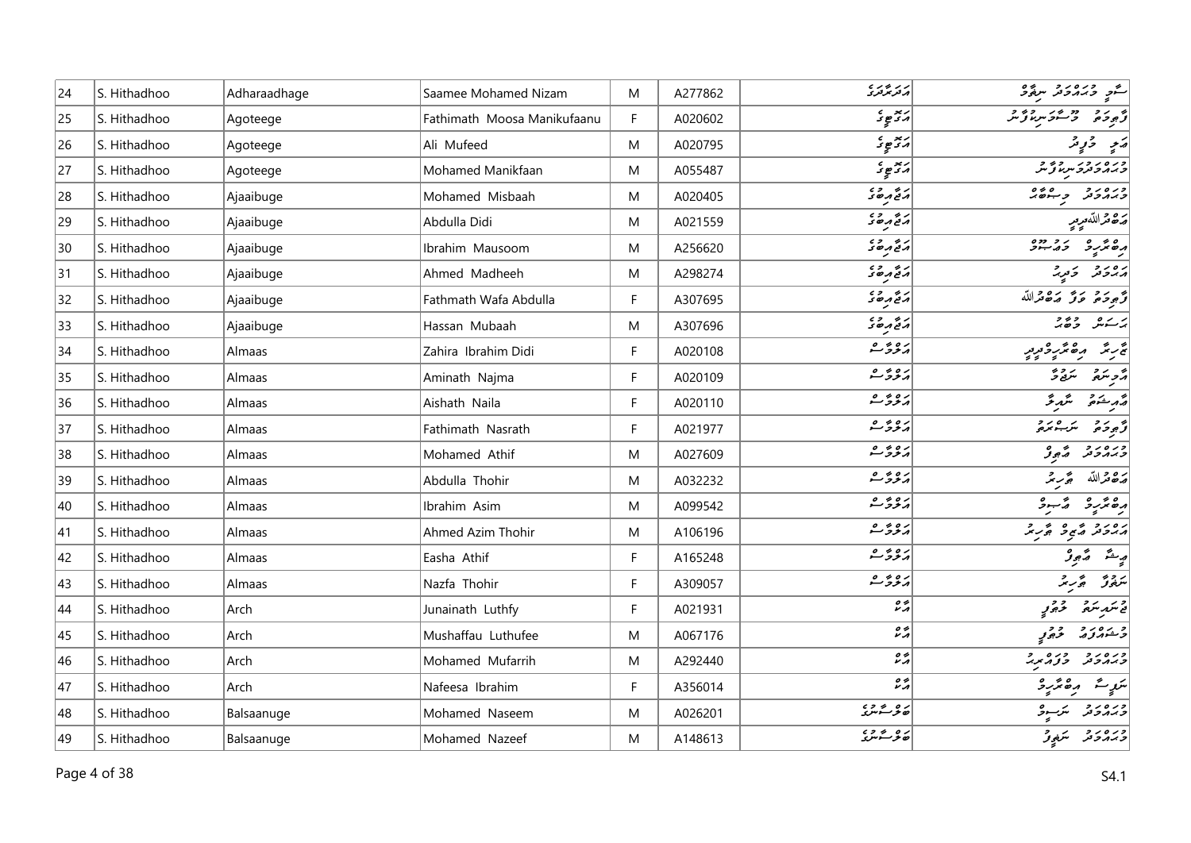| 24 | S. Hithadhoo | Adharaadhage | Saamee Mohamed Nizam | M | A277862 | އަދަރާދަގެ | ސާމީ މުހައްމަދު ނިޒާމް |
|---|---|---|---|---|---|---|---|
| 25 | S. Hithadhoo | Agoteege | Fathimath Moosa Manikufaanu | F | A020602 | އަގޮޓީގެ | ފާތިމަތު މޫސާމަނިކުފާނު |
| 26 | S. Hithadhoo | Agoteege | Ali Mufeed | M | A020795 | އަގޮޓީގެ | އަލި މުފީދު |
| 27 | S. Hithadhoo | Agoteege | Mohamed Manikfaan | M | A055487 | އަގޮޓީގެ | މުހައްމަދުމަނިކުފާން |
| 28 | S. Hithadhoo | Ajaaibuge | Mohamed Misbaah | M | A020405 | އަޖާއިބުގެ | މުހައްމަދު މިސްބާހު |
| 29 | S. Hithadhoo | Ajaaibuge | Abdulla Didi | M | A021559 | އަޖާއިބުގެ | އަބްދުﷲދީދީ |
| 30 | S. Hithadhoo | Ajaaibuge | Ibrahim Mausoom | M | A256620 | އަޖާއިބުގެ | އިބްރާހީމް މައުސޫމް |
| 31 | S. Hithadhoo | Ajaaibuge | Ahmed Madheeh | M | A298274 | އަޖާއިބުގެ | އަޙްމަދު މަދީހު |
| 32 | S. Hithadhoo | Ajaaibuge | Fathmath Wafa Abdulla | F | A307695 | އަޖާއިބުގެ | ފާތިމަތު ވަފާ އަބްދުﷲ |
| 33 | S. Hithadhoo | Ajaaibuge | Hassan Mubaah | M | A307696 | އަޖާއިބުގެ | ހަސަން މުބާހު |
| 34 | S. Hithadhoo | Almaas | Zahira Ibrahim Didi | F | A020108 | އަލްމާސް | ޒާހިރާ އިބްރާހީމްދީދީ |
| 35 | S. Hithadhoo | Almaas | Aminath Najma | F | A020109 | އަލްމާސް | އާމިނަތު ނަޖްމާ |
| 36 | S. Hithadhoo | Almaas | Aishath Naila | F | A020110 | އަލްމާސް | އައިޝަތު ނާއިލާ |
| 37 | S. Hithadhoo | Almaas | Fathimath Nasrath | F | A021977 | އަލްމާސް | ފާތިމަތު ނަސްރަތު |
| 38 | S. Hithadhoo | Almaas | Mohamed Athif | M | A027609 | އަލްމާސް | މުހައްމަދު އާތިފް |
| 39 | S. Hithadhoo | Almaas | Abdulla Thohir | M | A032232 | އަލްމާސް | އަބްދުﷲ ތާހިރު |
| 40 | S. Hithadhoo | Almaas | Ibrahim Asim | M | A099542 | އަލްމާސް | އިބްރާހީމް އާސިމް |
| 41 | S. Hithadhoo | Almaas | Ahmed Azim Thohir | M | A106196 | އަލްމާސް | އަޙްމަދު އާޒިމް ތާހިރު |
| 42 | S. Hithadhoo | Almaas | Easha Athif | F | A165248 | އަލްމާސް | ޢީޝާ އާތިފް |
| 43 | S. Hithadhoo | Almaas | Nazfa Thohir | F | A309057 | އަލްމާސް | ނަޒްފާ ތާހިރު |
| 44 | S. Hithadhoo | Arch | Junainath Luthfy | F | A021931 | އާޗް | ޖުނައިނަތު ލުތުފީ |
| 45 | S. Hithadhoo | Arch | Mushaffau Luthufee | M | A067176 | އާޗް | މުޝައްފަޢު ލުތުފީ |
| 46 | S. Hithadhoo | Arch | Mohamed Mufarrih | M | A292440 | އާޗް | މުހައްމަދު މުފައްރިހު |
| 47 | S. Hithadhoo | Arch | Nafeesa Ibrahim | F | A356014 | އާޗް | ނަފީސާ އިބްރާހީމް |
| 48 | S. Hithadhoo | Balsaanuge | Mohamed Naseem | M | A026201 | ބަލްސާނުގެ | މުހައްމަދު ނަސީމް |
| 49 | S. Hithadhoo | Balsaanuge | Mohamed Nazeef | M | A148613 | ބަލްސާނުގެ | މުހައްމަދު ނަޒީފު |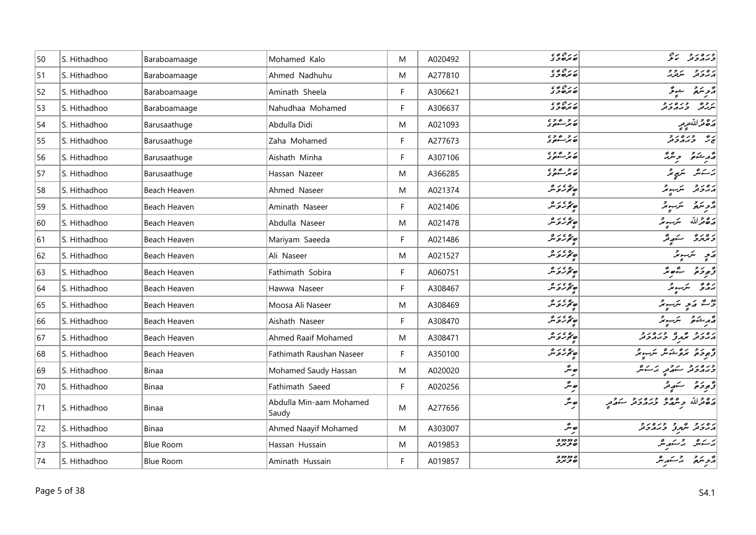| 50 | S. Hithadhoo | Baraboamaage | Mohamed Kalo | M | A020492 | ޞަރަބޯމާގެ | މުހައްމަދު ކަލޯ |
|---|---|---|---|---|---|---|---|
| 51 | S. Hithadhoo | Baraboamaage | Ahmed Nadhuhu | M | A277810 | ބަރަބޯމާގެ | އަޙްމަދު ނަދުހު |
| 52 | S. Hithadhoo | Baraboamaage | Aminath Sheela | F | A306621 | ބަރަބޯމާގެ | އާމިނަތު ޝީލާ |
| 53 | S. Hithadhoo | Baraboamaage | Nahudhaa Mohamed | F | A306637 | ބަރަބޯމާގެ | ނަހުދާ މުހައްމަދު |
| 54 | S. Hithadhoo | Barusaathuge | Abdulla Didi | M | A021093 | ބަރުސާތުގެ | އަބްދުﷲދީދީ |
| 55 | S. Hithadhoo | Barusaathuge | Zaha Mohamed | F | A277673 | ބަރުސާތުގެ | ޒަހާ މުހައްމަދު |
| 56 | S. Hithadhoo | Barusaathuge | Aishath Minha | F | A307106 | ބަރުސާތުގެ | އައިޝަތު މިންހާ |
| 57 | S. Hithadhoo | Barusaathuge | Hassan Nazeer | M | A366285 | ބަރުސާތުގެ | ހަސަން ނަޒީރު |
| 58 | S. Hithadhoo | Beach Heaven | Ahmed Naseer | M | A021374 | ބީޗްހެވަން | އަޙްމަދު ނަސީރު |
| 59 | S. Hithadhoo | Beach Heaven | Aminath Naseer | F | A021406 | ބީޗްހެވަން | އާމިނަތު ނަސީރު |
| 60 | S. Hithadhoo | Beach Heaven | Abdulla Naseer | M | A021478 | ބީޗްހެވަން | އަބްދުﷲ ނަސީރު |
| 61 | S. Hithadhoo | Beach Heaven | Mariyam Saeeda | F | A021486 | ބީޗްހެވަން | މަރިޔަމް ސަޢީދާ |
| 62 | S. Hithadhoo | Beach Heaven | Ali Naseer | M | A021527 | ބީޗްހެވަން | ޢަލި ނަސީރު |
| 63 | S. Hithadhoo | Beach Heaven | Fathimath Sobira | F | A060751 | ބީޗްހެވަން | ފާތިމަތު ޞާބިރާ |
| 64 | S. Hithadhoo | Beach Heaven | Hawwa Naseer | F | A308467 | ބީޗްހެވަން | ހައްވާ ނަސީރު |
| 65 | S. Hithadhoo | Beach Heaven | Moosa Ali Naseer | M | A308469 | ބީޗްހެވަން | މޫސާ ޢަލި ނަސީރު |
| 66 | S. Hithadhoo | Beach Heaven | Aishath Naseer | F | A308470 | ބީޗްހެވަން | އައިޝަތު ނަސީރު |
| 67 | S. Hithadhoo | Beach Heaven | Ahmed Raaif Mohamed | M | A308471 | ބީޗްހެވަން | އަޙްމަދު ރާއިފް މުހައްމަދު |
| 68 | S. Hithadhoo | Beach Heaven | Fathimath Raushan Naseer | F | A350100 | ބީޗްހެވަން | ފާތިމަތު ރައުޝަން ނަސީރު |
| 69 | S. Hithadhoo | Binaa | Mohamed Saudy Hassan | M | A020020 | ބިނާ | މުހައްމަދު ސައުދީ ހަސަން |
| 70 | S. Hithadhoo | Binaa | Fathimath Saeed | F | A020256 | ބިނާ | ފާތިމަތު ސަޢީދު |
| 71 | S. Hithadhoo | Binaa | Abdulla Min-aam Mohamed Saudy | M | A277656 | ބިނާ | އަބްދުﷲ މިންއާމް މުހައްމަދު ސައުދީ |
| 72 | S. Hithadhoo | Binaa | Ahmed Naayif Mohamed | M | A303007 | ބިނާ | އަޙްމަދު ނާއިފް މުހައްމަދު |
| 73 | S. Hithadhoo | Blue Room | Hassan Hussain | M | A019853 | ބްލޫރޫމް | ހަސަން ހުސައިން |
| 74 | S. Hithadhoo | Blue Room | Aminath Hussain | F | A019857 | ބްލޫރޫމް | އާމިނަތު ހުސައިން |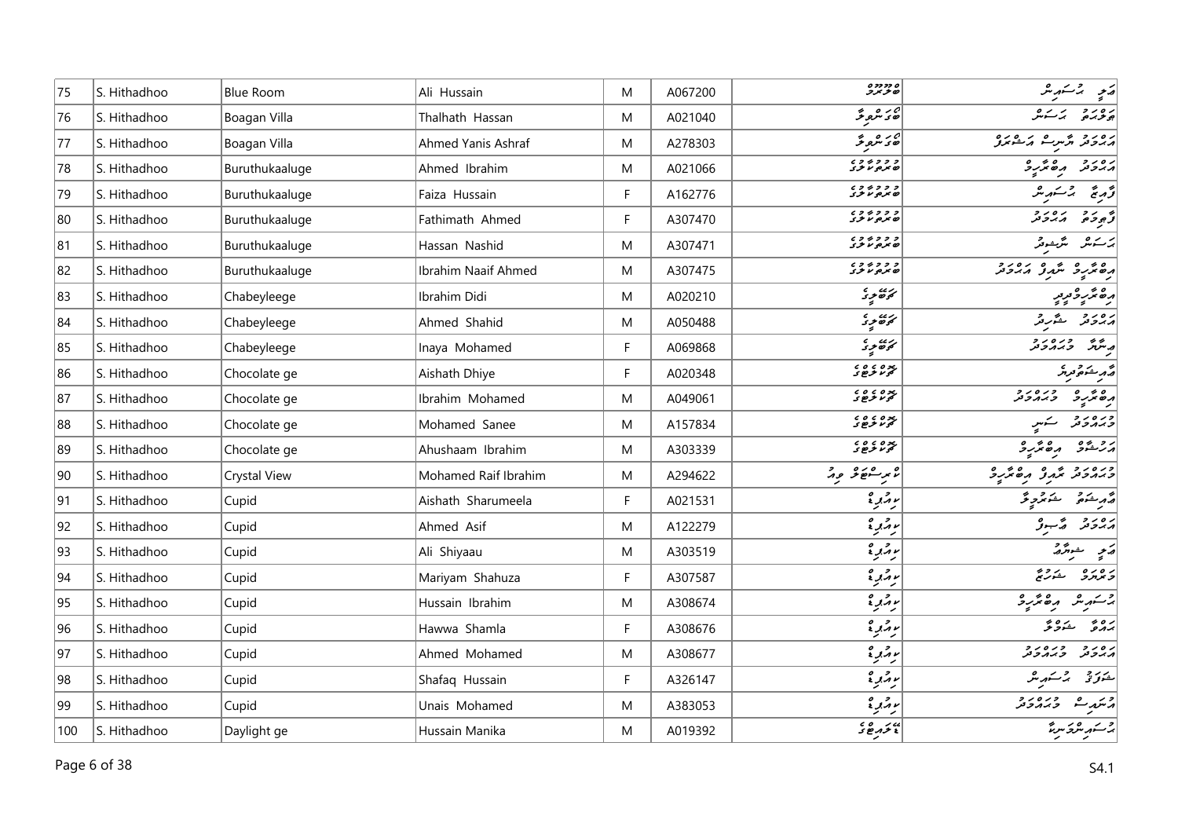| 75 | S. Hithadhoo | Blue Room | Ali Hussain | M | A067200 | ބުލޫރޫމް | އަލި ހުސައިން |
|---|---|---|---|---|---|---|---|
| 76 | S. Hithadhoo | Boagan Villa | Thalhath Hassan | M | A021040 | ބޯގަންވިލާ | ތަލްހަތު ހަސަން |
| 77 | S. Hithadhoo | Boagan Villa | Ahmed Yanis Ashraf | M | A278303 | ބޯގަންވިލާ | އަހުމަދު ޔާނިސް އަޝްރަފް |
| 78 | S. Hithadhoo | Buruthukaaluge | Ahmed Ibrahim | M | A021066 | ބުރުތުކާލުގެ | އަހުމަދު އިބްރާހީމް |
| 79 | S. Hithadhoo | Buruthukaaluge | Faiza Hussain | F | A162776 | ބުރުތުކާލުގެ | ފާއިޒާ ހުސައިން |
| 80 | S. Hithadhoo | Buruthukaaluge | Fathimath Ahmed | F | A307470 | ބުރުތުކާލުގެ | ފާތިމަތު އަހުމަދު |
| 81 | S. Hithadhoo | Buruthukaaluge | Hassan Nashid | M | A307471 | ބުރުތުކާލުގެ | ހަސަން ނާޝިދު |
| 82 | S. Hithadhoo | Buruthukaaluge | Ibrahim Naaif Ahmed | M | A307475 | ބުރުތުކާލުގެ | އިބްރާހީމް ނާއިފް އަހުމަދު |
| 83 | S. Hithadhoo | Chabeyleege | Ibrahim Didi | M | A020210 | ޗަބޭލީގެ | އިބްރާހީމްދީދީ |
| 84 | S. Hithadhoo | Chabeyleege | Ahmed Shahid | M | A050488 | ޗަބޭލީގެ | އަހުމަދު ޝާހިދު |
| 85 | S. Hithadhoo | Chabeyleege | Inaya Mohamed | F | A069868 | ޗަބޭލީގެ | އިނާޔާ މުހައްމަދު |
| 86 | S. Hithadhoo | Chocolate ge | Aishath Dhiye | F | A020348 | ޗޮކްލެޓްގެ | އާއިޝަތުދިޔެ |
| 87 | S. Hithadhoo | Chocolate ge | Ibrahim Mohamed | M | A049061 | ޗޮކްލެޓްގެ | އިބްރާހީމް މުހައްމަދު |
| 88 | S. Hithadhoo | Chocolate ge | Mohamed Sanee | M | A157834 | ޗޮކްލެޓްގެ | މުހައްމަދު ސަނީ |
| 89 | S. Hithadhoo | Chocolate ge | Ahushaam Ibrahim | M | A303339 | ޗޮކްލެޓްގެ | އަހުޝާމް އިބްރާހީމް |
| 90 | S. Hithadhoo | Crystal View | Mohamed Raif Ibrahim | M | A294622 | ކްރިސްޓަލް ވިއު | މުހައްމަދު ރާއިފް އިބްރާހީމް |
| 91 | S. Hithadhoo | Cupid | Aishath Sharumeela | F | A021531 | ކިއުޕިޑް | އާއިޝަތު ޝަރުމީލާ |
| 92 | S. Hithadhoo | Cupid | Ahmed Asif | M | A122279 | ކިއުޕިޑް | އަހުމަދު އާސިފް |
| 93 | S. Hithadhoo | Cupid | Ali Shiyaau | M | A303519 | ކިއުޕިޑް | އަލި ޝިޔާއު |
| 94 | S. Hithadhoo | Cupid | Mariyam Shahuza | F | A307587 | ކިއުޕިޑް | މަރިޔަމް ޝަހުޒާ |
| 95 | S. Hithadhoo | Cupid | Hussain Ibrahim | M | A308674 | ކިއުޕިޑް | ހުސައިން އިބްރާހީމް |
| 96 | S. Hithadhoo | Cupid | Hawwa Shamla | F | A308676 | ކިއުޕިޑް | ހައްވާ ޝަމްލާ |
| 97 | S. Hithadhoo | Cupid | Ahmed Mohamed | M | A308677 | ކިއުޕިޑް | އަހުމަދު މުހައްމަދު |
| 98 | S. Hithadhoo | Cupid | Shafaq Hussain | F | A326147 | ކިއުޕިޑް | ޝަފަގު ހުސައިން |
| 99 | S. Hithadhoo | Cupid | Unais Mohamed | M | A383053 | ކިއުޕިޑް | އުނައިސް މުހައްމަދު |
| 100 | S. Hithadhoo | Daylight ge | Hussain Manika | M | A019392 | ޑޭލައިޓްގެ | ހުސައިންމަނިކަ |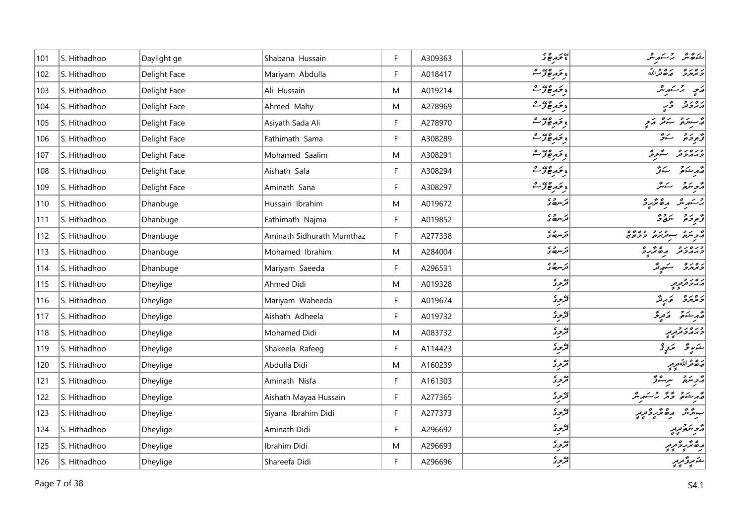| 101 | S. Hithadhoo | Daylight ge | Shabana Hussain | F | A309363 | ޑޭލައިޓްގެ | ޝަބާނާ ހުސައިން |
|---|---|---|---|---|---|---|---|
| 102 | S. Hithadhoo | Delight Face | Mariyam Abdulla | F | A018417 | ޑިލައިޓްފޭސް | މަރިޔަމް އަބްދުﷲ |
| 103 | S. Hithadhoo | Delight Face | Ali Hussain | M | A019214 | ޑިލައިޓްފޭސް | އަލި ހުސައިން |
| 104 | S. Hithadhoo | Delight Face | Ahmed Mahy | M | A278969 | ޑިލައިޓްފޭސް | އަހްމަދު މާހީ |
| 105 | S. Hithadhoo | Delight Face | Asiyath Sada Ali | F | A278970 | ޑިލައިޓްފޭސް | އާސިޔަތު ސަދާ އަލި |
| 106 | S. Hithadhoo | Delight Face | Fathimath Sama | F | A308289 | ޑިލައިޓްފޭސް | ފާތިމަތު ސަމާ |
| 107 | S. Hithadhoo | Delight Face | Mohamed Saalim | M | A308291 | ޑިލައިޓްފޭސް | މުޙައްމަދު ސާލިމް |
| 108 | S. Hithadhoo | Delight Face | Aishath Safa | F | A308294 | ޑިލައިޓްފޭސް | އާއިޝަތު ސަފާ |
| 109 | S. Hithadhoo | Delight Face | Aminath Sana | F | A308297 | ޑިލައިޓްފޭސް | އާމިނަތު ސަނާ |
| 110 | S. Hithadhoo | Dhanbuge | Hussain Ibrahim | M | A019672 | ދަނބުގެ | ހުސައިން އިބްރާހިމް |
| 111 | S. Hithadhoo | Dhanbuge | Fathimath Najma | F | A019852 | ދަނބުގެ | ފާތިމަތު ނަޖްމާ |
| 112 | S. Hithadhoo | Dhanbuge | Aminath Sidhurath Mumthaz | F | A277338 | ދަނބުގެ | އާމިނަތު ސިދުރަތު މުމްތާޒު |
| 113 | S. Hithadhoo | Dhanbuge | Mohamed Ibrahim | M | A284004 | ދަނބުގެ | މުޙައްމަދު އިބްރާހިމް |
| 114 | S. Hithadhoo | Dhanbuge | Mariyam Saeeda | F | A296531 | ދަނބުގެ | މަރިޔަމް ސައީދާ |
| 115 | S. Hithadhoo | Dheylige | Ahmed Didi | M | A019328 | ދޭލިގެ | އަހްމަދުދީދީ |
| 116 | S. Hithadhoo | Dheylige | Mariyam Waheeda | F | A019674 | ދޭލިގެ | މަރިޔަމް ވަހީދާ |
| 117 | S. Hithadhoo | Dheylige | Aishath Adheela | F | A019732 | ދޭލިގެ | އާއިޝަތު އަދީލާ |
| 118 | S. Hithadhoo | Dheylige | Mohamed Didi | M | A083732 | ދޭލިގެ | މުޙައްމަދުދީދީ |
| 119 | S. Hithadhoo | Dheylige | Shakeela Rafeeg | F | A114423 | ދޭލިގެ | ޝަކީލާ ރަފީގު |
| 120 | S. Hithadhoo | Dheylige | Abdulla Didi | M | A160239 | ދޭލިގެ | އަބްދުﷲދީދީ |
| 121 | S. Hithadhoo | Dheylige | Aminath Nisfa | F | A161303 | ދޭލިގެ | އާމިނަތު ނިސްފާ |
| 122 | S. Hithadhoo | Dheylige | Aishath Mayaa Hussain | F | A277365 | ދޭލިގެ | އާއިޝަތު މާޔާ ހުސައިން |
| 123 | S. Hithadhoo | Dheylige | Siyana Ibrahim Didi | F | A277373 | ދޭލިގެ | ސިޔާނާ އިބްރާހިމްދީދީ |
| 124 | S. Hithadhoo | Dheylige | Aminath Didi | F | A296692 | ދޭލިގެ | އާމިނަތުދީދީ |
| 125 | S. Hithadhoo | Dheylige | Ibrahim Didi | M | A296693 | ދޭލިގެ | އިބްރާހިމްދީދީ |
| 126 | S. Hithadhoo | Dheylige | Shareefa Didi | F | A296696 | ދޭލިގެ | ޝަރީފާދީދީ |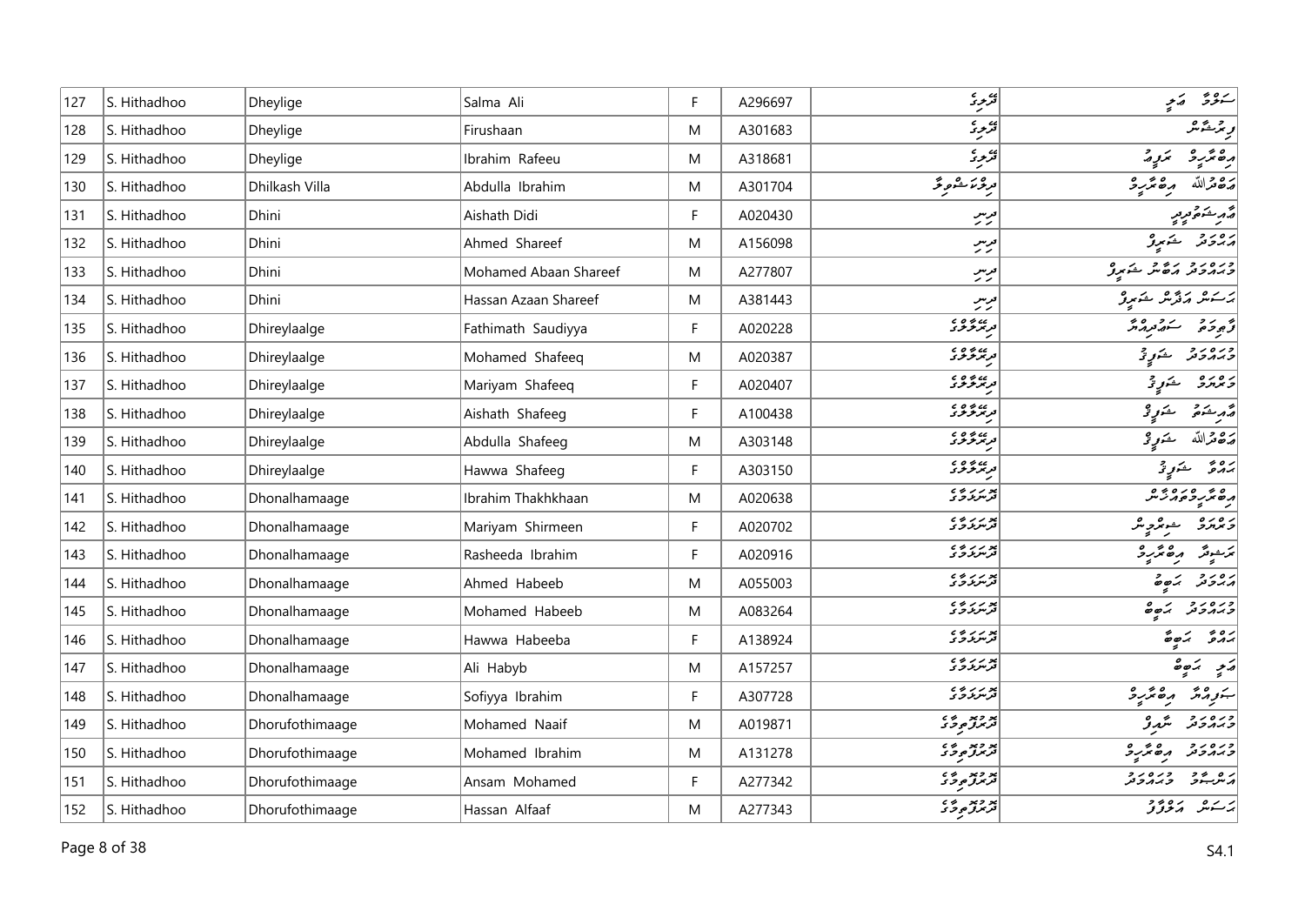| 127 | S. Hithadhoo | Dheylige | Salma Ali | F | A296697 | ދޭލިގެ | ސަލްމާ އަލި |
|---|---|---|---|---|---|---|---|
| 128 | S. Hithadhoo | Dheylige | Firushaan | M | A301683 | ދޭލިގެ | ފިރުޝާން |
| 129 | S. Hithadhoo | Dheylige | Ibrahim Rafeeu | M | A318681 | ދޭލިގެ | އިބްރާހިމް ރަފީއު |
| 130 | S. Hithadhoo | Dhilkash Villa | Abdulla Ibrahim | M | A301704 | ދިލްކަޝްވިލާ | އަބްދުﷲ އިބްރާހިމް |
| 131 | S. Hithadhoo | Dhini | Aishath Didi | F | A020430 | ދިނި | އާއިޝަތުދީދީ |
| 132 | S. Hithadhoo | Dhini | Ahmed Shareef | M | A156098 | ދިނި | އަހުމަދު ޝަރީފު |
| 133 | S. Hithadhoo | Dhini | Mohamed Abaan Shareef | M | A277807 | ދިނި | މުހައްމަދު އަބާން ޝަރީފު |
| 134 | S. Hithadhoo | Dhini | Hassan Azaan Shareef | M | A381443 | ދިނި | ހަސަން އަޒާން ޝަރީފު |
| 135 | S. Hithadhoo | Dhireylaalge | Fathimath Saudiyya | F | A020228 | ދިރޭލާލްގެ | ފާތިމަތު ސައުދިއްޔާ |
| 136 | S. Hithadhoo | Dhireylaalge | Mohamed Shafeeq | M | A020387 | ދިރޭލާލްގެ | މުހައްމަދު ޝަފީޤު |
| 137 | S. Hithadhoo | Dhireylaalge | Mariyam Shafeeq | F | A020407 | ދިރޭލާލްގެ | މަރިޔަމް ޝަފީޤު |
| 138 | S. Hithadhoo | Dhireylaalge | Aishath Shafeeg | F | A100438 | ދިރޭލާލްގެ | އާއިޝަތު ޝަފީގު |
| 139 | S. Hithadhoo | Dhireylaalge | Abdulla Shafeeg | M | A303148 | ދިރޭލާލްގެ | އަބްދުﷲ ޝަފީގު |
| 140 | S. Hithadhoo | Dhireylaalge | Hawwa Shafeeg | F | A303150 | ދިރޭލާލްގެ | ހައްވާ ޝަފީގު |
| 141 | S. Hithadhoo | Dhonalhamaage | Ibrahim Thakhkhaan | M | A020638 | ދޮނަޅަމާގެ | އިބްރާހީމްތައްޚާން |
| 142 | S. Hithadhoo | Dhonalhamaage | Mariyam Shirmeen | F | A020702 | ދޮނަޅަމާގެ | މަރިޔަމް ޝިރްމީން |
| 143 | S. Hithadhoo | Dhonalhamaage | Rasheeda Ibrahim | F | A020916 | ދޮނަޅަމާގެ | ރަޝީދާ އިބްރާހިމް |
| 144 | S. Hithadhoo | Dhonalhamaage | Ahmed Habeeb | M | A055003 | ދޮނަޅަމާގެ | އަހުމަދު ހަބީބު |
| 145 | S. Hithadhoo | Dhonalhamaage | Mohamed Habeeb | M | A083264 | ދޮނަޅަމާގެ | މުހައްމަދު ހަބީބު |
| 146 | S. Hithadhoo | Dhonalhamaage | Hawwa Habeeba | F | A138924 | ދޮނަޅަމާގެ | ހައްވާ ހަބީބާ |
| 147 | S. Hithadhoo | Dhonalhamaage | Ali Habyb | M | A157257 | ދޮނަޅަމާގެ | އަލި ހަބީބު |
| 148 | S. Hithadhoo | Dhonalhamaage | Sofiyya Ibrahim | F | A307728 | ދޮނަޅަމާގެ | ސޯފިއްޔާ އިބްރާހިމް |
| 149 | S. Hithadhoo | Dhorufothimaage | Mohamed Naaif | M | A019871 | ދޮރުފޮތިމާގެ | މުހައްމަދު ނާއިފް |
| 150 | S. Hithadhoo | Dhorufothimaage | Mohamed Ibrahim | M | A131278 | ދޮރުފޮތިމާގެ | މުހައްމަދު އިބްރާހިމް |
| 151 | S. Hithadhoo | Dhorufothimaage | Ansam Mohamed | F | A277342 | ދޮރުފޮތިމާގެ | އަންސަމް މުހައްމަދު |
| 152 | S. Hithadhoo | Dhorufothimaage | Hassan Alfaaf | M | A277343 | ދޮރުފޮތިމާގެ | ހަސަން އަލްފާފު |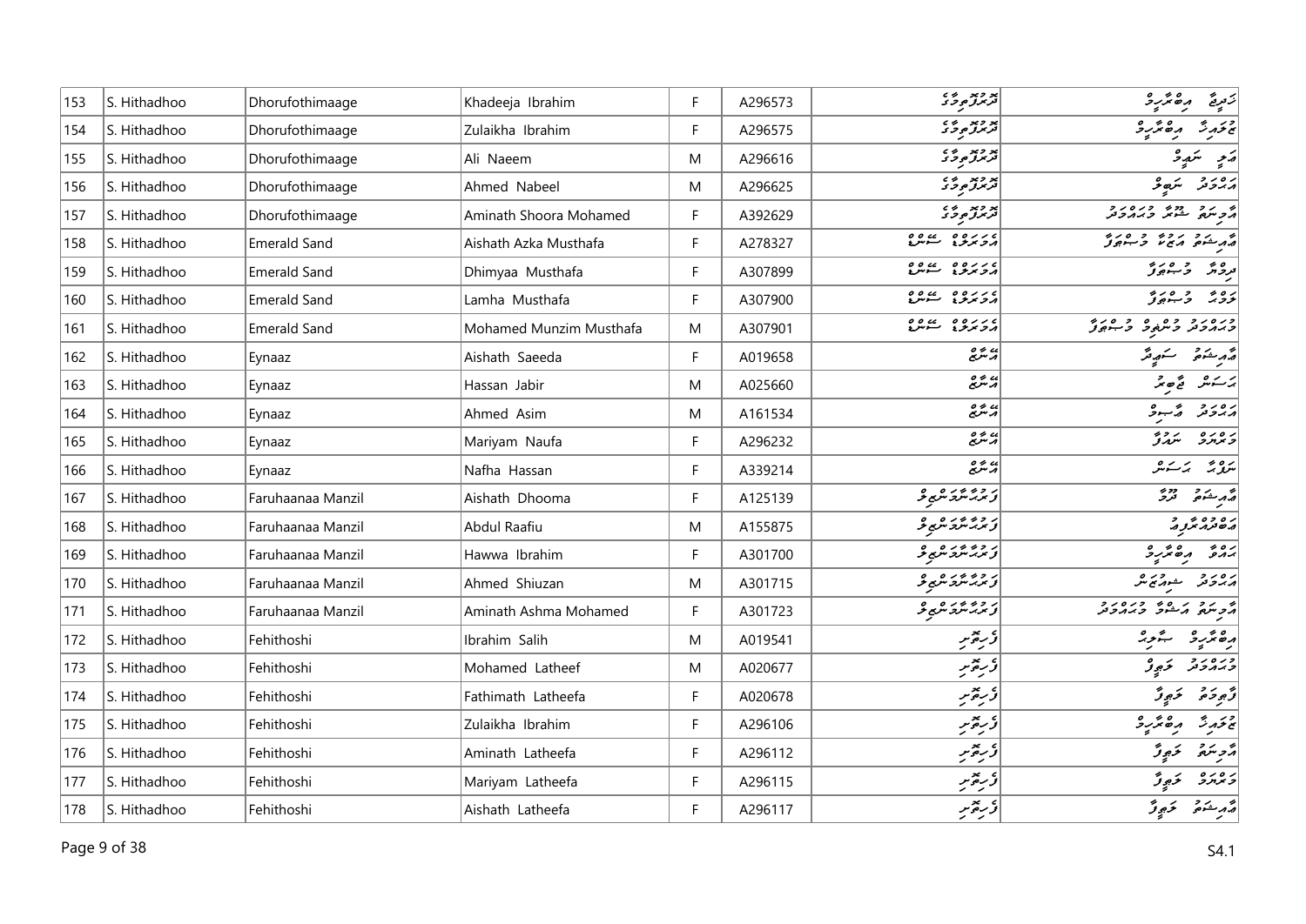| 153 | S. Hithadhoo | Dhorufothimaage | Khadeeja Ibrahim | F | A296573 | ދޮރުފޮތިމާގެ | ޚަދީޖާ އިބްރާހީމް |
|---|---|---|---|---|---|---|---|
| 154 | S. Hithadhoo | Dhorufothimaage | Zulaikha Ibrahim | F | A296575 | ދޮރުފޮތިމާގެ | ޒުލައިޚާ އިބްރާހީމް |
| 155 | S. Hithadhoo | Dhorufothimaage | Ali Naeem | M | A296616 | ދޮރުފޮތިމާގެ | ޢަލީ ނައީމް |
| 156 | S. Hithadhoo | Dhorufothimaage | Ahmed Nabeel | M | A296625 | ދޮރުފޮތިމާގެ | އަޙްމަދު ނަބީލް |
| 157 | S. Hithadhoo | Dhorufothimaage | Aminath Shoora Mohamed | F | A392629 | ދޮރުފޮތިމާގެ | އާމިނަތު ޝޫރާ މުޙައްމަދު |
| 158 | S. Hithadhoo | Emerald Sand | Aishath Azka Musthafa | F | A278327 | އެމެރަލްޑް ސޭންޑް | ޢާއިޝަތު އަޒްކާ މުސްތަފާ |
| 159 | S. Hithadhoo | Emerald Sand | Dhimyaa Musthafa | F | A307899 | އެމެރަލްޑް ސޭންޑް | ދިމްޔާ މުސްތަފާ |
| 160 | S. Hithadhoo | Emerald Sand | Lamha Musthafa | F | A307900 | އެމެރަލްޑް ސޭންޑް | ލަމްހާ މުސްތަފާ |
| 161 | S. Hithadhoo | Emerald Sand | Mohamed Munzim Musthafa | M | A307901 | އެމެރަލްޑް ސޭންޑް | މުޙައްމަދު މުންޒިމް މުސްތަފާ |
| 162 | S. Hithadhoo | Eynaaz | Aishath Saeeda | F | A019658 | އޭނާޒް | ޢާއިޝަތު ސައީދާ |
| 163 | S. Hithadhoo | Eynaaz | Hassan Jabir | M | A025660 | އޭނާޒް | ހަސަން ޖާބިރު |
| 164 | S. Hithadhoo | Eynaaz | Ahmed Asim | M | A161534 | އޭނާޒް | އަޙްމަދު އާސިމް |
| 165 | S. Hithadhoo | Eynaaz | Mariyam Naufa | F | A296232 | އޭނާޒް | މަރިޔަމް ނައުފާ |
| 166 | S. Hithadhoo | Eynaaz | Nafha Hassan | F | A339214 | އޭނާޒް | ނަފްހާ ހަސަން |
| 167 | S. Hithadhoo | Faruhaanaa Manzil | Aishath Dhooma | F | A125139 | ފަރުހާނާ މަންޒިލް | ޢާއިޝަތު ދޫމާ |
| 168 | S. Hithadhoo | Faruhaanaa Manzil | Abdul Raafiu | M | A155875 | ފަރުހާނާ މަންޒިލް | އަބްދުއްރާފިޢު |
| 169 | S. Hithadhoo | Faruhaanaa Manzil | Hawwa Ibrahim | F | A301700 | ފަރުހާނާ މަންޒިލް | ހައްވާ އިބްރާހީމް |
| 170 | S. Hithadhoo | Faruhaanaa Manzil | Ahmed Shiuzan | M | A301715 | ފަރުހާނާ މަންޒިލް | އަޙްމަދު ޝިއުޒަން |
| 171 | S. Hithadhoo | Faruhaanaa Manzil | Aminath Ashma Mohamed | F | A301723 | ފަރުހާނާ މަންޒިލް | އާމިނަތު އަޝްމާ މުޙައްމަދު |
| 172 | S. Hithadhoo | Fehithoshi | Ibrahim Salih | M | A019541 | ފެހިތޮށި | އިބްރާހީމް ސާލިހު |
| 173 | S. Hithadhoo | Fehithoshi | Mohamed Latheef | M | A020677 | ފެހިތޮށި | މުޙައްމަދު ލަތީފު |
| 174 | S. Hithadhoo | Fehithoshi | Fathimath Latheefa | F | A020678 | ފެހިތޮށި | ފާތިމަތު ލަތީފާ |
| 175 | S. Hithadhoo | Fehithoshi | Zulaikha Ibrahim | F | A296106 | ފެހިތޮށި | ޒުލައިޚާ އިބްރާހީމް |
| 176 | S. Hithadhoo | Fehithoshi | Aminath Latheefa | F | A296112 | ފެހިތޮށި | އާމިނަތު ލަތީފާ |
| 177 | S. Hithadhoo | Fehithoshi | Mariyam Latheefa | F | A296115 | ފެހިތޮށި | މަރިޔަމް ލަތީފާ |
| 178 | S. Hithadhoo | Fehithoshi | Aishath Latheefa | F | A296117 | ފެހިތޮށި | ޢާއިޝަތު ލަތީފާ |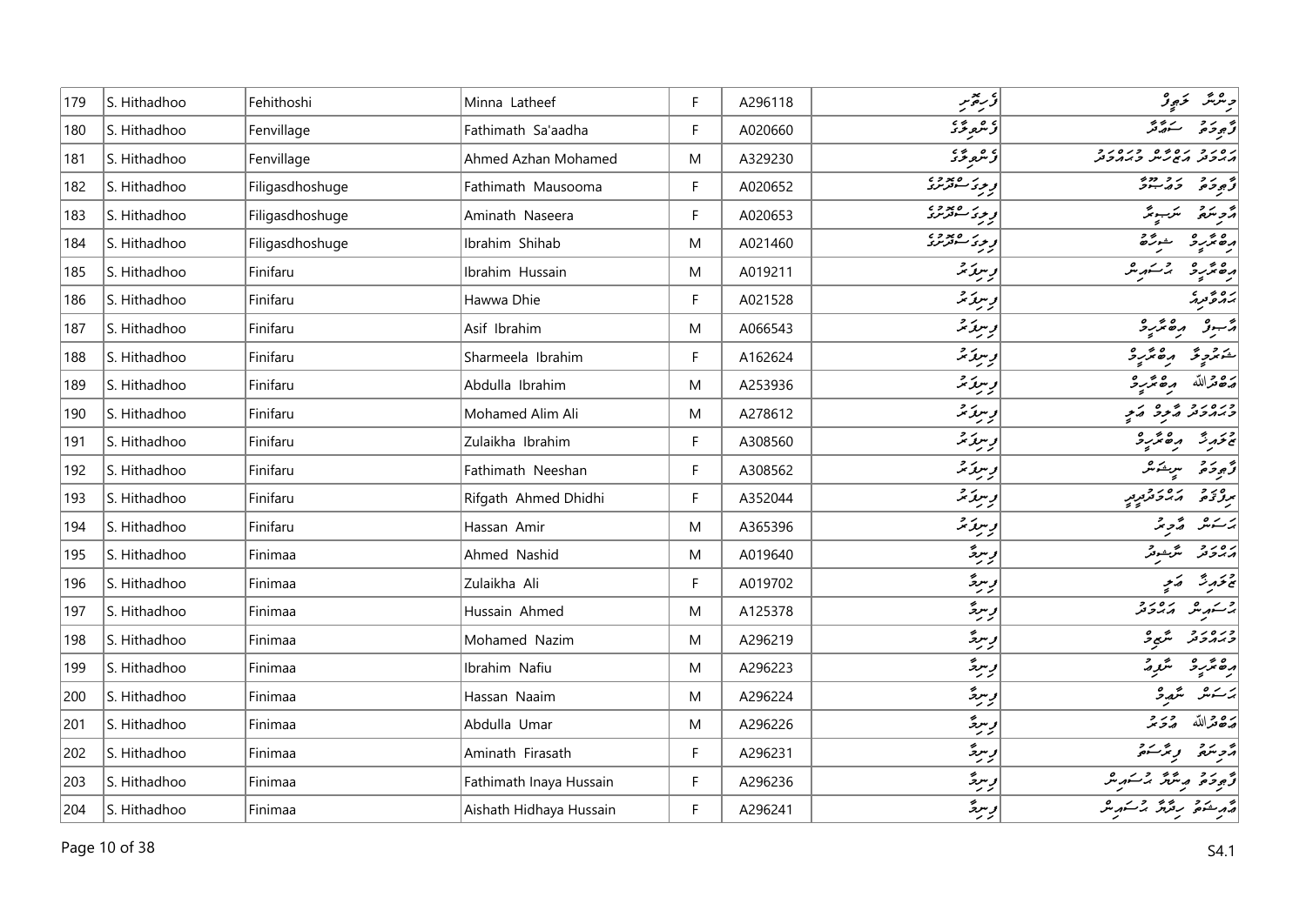| 179 | S. Hithadhoo | Fehithoshi | Minna Latheef | F | A296118 | ޔަރިތޯޝި | މިންނާ ލަޠީފް |
|---|---|---|---|---|---|---|---|
| 180 | S. Hithadhoo | Fenvillage | Fathimath Sa'aadha | F | A020660 | ފެންވިލެޖް | ފާތިމަތު ސަޢާދާ |
| 181 | S. Hithadhoo | Fenvillage | Ahmed Azhan Mohamed | M | A329230 | ފެންވިލެޖް | އަޙްމަދު އަޒްހާން މުޙައްމަދު |
| 182 | S. Hithadhoo | Filigasdhoshuge | Fathimath Mausooma | F | A020652 | ފިލިގަސްދޮށުގެ | ފާތިމަތު މައުސޫމާ |
| 183 | S. Hithadhoo | Filigasdhoshuge | Aminath Naseera | F | A020653 | ފިލިގަސްދޮށުގެ | އާމިނަތު ނަސީރާ |
| 184 | S. Hithadhoo | Filigasdhoshuge | Ibrahim Shihab | M | A021460 | ފިލިގަސްދޮށުގެ | އިބްރާހީމް ޝިހާބް |
| 185 | S. Hithadhoo | Finifaru | Ibrahim Hussain | M | A019211 | ފިނިފަރު | އިބްރާހީމް ހުސައިން |
| 186 | S. Hithadhoo | Finifaru | Hawwa Dhie | F | A021528 | ފިނިފަރު | ހައްވާދިއެ |
| 187 | S. Hithadhoo | Finifaru | Asif Ibrahim | M | A066543 | ފިނިފަރު | އާސިފް އިބްރާހީމް |
| 188 | S. Hithadhoo | Finifaru | Sharmeela Ibrahim | F | A162624 | ފިނިފަރު | ޝަރްމީލާ އިބްރާހީމް |
| 189 | S. Hithadhoo | Finifaru | Abdulla Ibrahim | M | A253936 | ފިނިފަރު | އަބްދުﷲ އިބްރާހީމް |
| 190 | S. Hithadhoo | Finifaru | Mohamed Alim Ali | M | A278612 | ފިނިފަރު | މުޙައްމަދު އާލިމް އަލި |
| 191 | S. Hithadhoo | Finifaru | Zulaikha Ibrahim | F | A308560 | ފިނިފަރު | ޒުލައިޚާ އިބްރާހީމް |
| 192 | S. Hithadhoo | Finifaru | Fathimath Neeshan | F | A308562 | ފިނިފަރު | ފާތިމަތު ނީޝަން |
| 193 | S. Hithadhoo | Finifaru | Rifgath Ahmed Dhidhi | F | A352044 | ފިނިފަރު | ރިފްގަތު އަޙްމަދުދިދި |
| 194 | S. Hithadhoo | Finifaru | Hassan Amir | M | A365396 | ފިނިފަރު | ހަސަން އާމިރު |
| 195 | S. Hithadhoo | Finimaa | Ahmed Nashid | M | A019640 | ފިނިމާ | އަޙްމަދު ނާޝިދު |
| 196 | S. Hithadhoo | Finimaa | Zulaikha Ali | F | A019702 | ފިނިމާ | ޒުލައިޚާ އަލި |
| 197 | S. Hithadhoo | Finimaa | Hussain Ahmed | M | A125378 | ފިނިމާ | ހުސައިން އަޙްމަދު |
| 198 | S. Hithadhoo | Finimaa | Mohamed Nazim | M | A296219 | ފިނިމާ | މުޙައްމަދު ނާޒިމް |
| 199 | S. Hithadhoo | Finimaa | Ibrahim Nafiu | M | A296223 | ފިނިމާ | އިބްރާހީމް ނާފިޢު |
| 200 | S. Hithadhoo | Finimaa | Hassan Naaim | M | A296224 | ފިނިމާ | ހަސަން ނާއިމް |
| 201 | S. Hithadhoo | Finimaa | Abdulla Umar | M | A296226 | ފިނިމާ | އަބްދުﷲ އުމަރު |
| 202 | S. Hithadhoo | Finimaa | Aminath Firasath | F | A296231 | ފިނިމާ | އާމިނަތު ފިރާސަތު |
| 203 | S. Hithadhoo | Finimaa | Fathimath Inaya Hussain | F | A296236 | ފިނިމާ | ފާތިމަތު އިނާޔާ ހުސައިން |
| 204 | S. Hithadhoo | Finimaa | Aishath Hidhaya Hussain | F | A296241 | ފިނިމާ | ޢާއިޝަތު ހިދާޔާ ހުސައިން |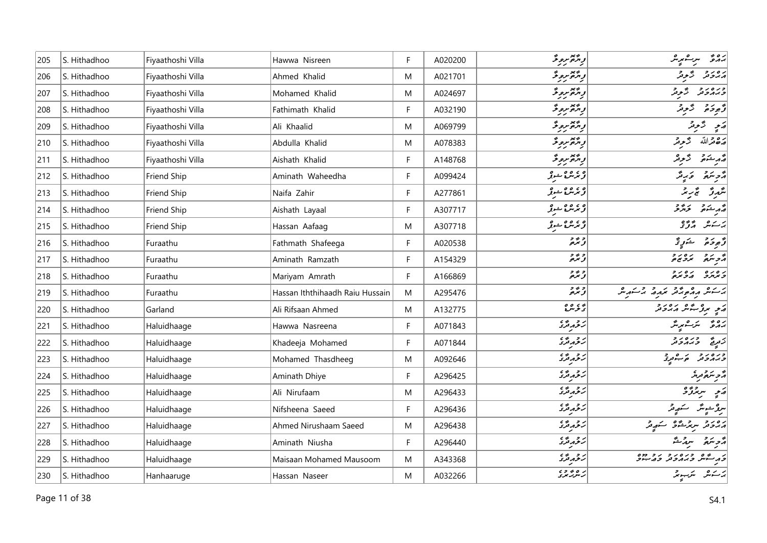| 205 | S. Hithadhoo | Fiyaathoshi Villa | Hawwa Nisreen | F | A020200 | ވިޔާތޮށިވިލާ | ހައްވާ ނިސްރީން |
|---|---|---|---|---|---|---|---|
| 206 | S. Hithadhoo | Fiyaathoshi Villa | Ahmed Khalid | M | A021701 | ވިޔާތޮށިވިލާ | އަހުމަދު ހާލިދު |
| 207 | S. Hithadhoo | Fiyaathoshi Villa | Mohamed Khalid | M | A024697 | ވިޔާތޮށިވިލާ | މުހައްމަދު ހާލިދު |
| 208 | S. Hithadhoo | Fiyaathoshi Villa | Fathimath Khalid | F | A032190 | ވިޔާތޮށިވިލާ | ފާތިމަތު ހާލިދު |
| 209 | S. Hithadhoo | Fiyaathoshi Villa | Ali Khaalid | M | A069799 | ވިޔާތޮށިވިލާ | އަލި ހާލިދު |
| 210 | S. Hithadhoo | Fiyaathoshi Villa | Abdulla Khalid | M | A078383 | ވިޔާތޮށިވިލާ | އަބްދުﷲ ހާލިދު |
| 211 | S. Hithadhoo | Fiyaathoshi Villa | Aishath Khalid | F | A148768 | ވިޔާތޮށިވިލާ | އައިޝަތު ހާލިދު |
| 212 | S. Hithadhoo | Friend Ship | Aminath Waheedha | F | A099424 | ފްރެންޑް ޝިޕް | އާމިނަތު ވަހީދާ |
| 213 | S. Hithadhoo | Friend Ship | Naifa Zahir | F | A277861 | ފްރެންޑް ޝިޕް | ނާއިފާ ޒާހިރު |
| 214 | S. Hithadhoo | Friend Ship | Aishath Layaal | F | A307717 | ފްރެންޑް ޝިޕް | އައިޝަތު ލަޔާލް |
| 215 | S. Hithadhoo | Friend Ship | Hassan Aafaag | M | A307718 | ފްރެންޑް ޝިޕް | ހަސަން އާފާގު |
| 216 | S. Hithadhoo | Furaathu | Fathmath Shafeega | F | A020538 | ފުރާތު | ފާތިމަތު ޝަފީގާ |
| 217 | S. Hithadhoo | Furaathu | Aminath Ramzath | F | A154329 | ފުރާތު | އާމިނަތު ރަމްޒަތު |
| 218 | S. Hithadhoo | Furaathu | Mariyam Amrath | F | A166869 | ފުރާތު | މަރިޔަމް އަމްރަތު |
| 219 | S. Hithadhoo | Furaathu | Hassan Iththihaadh Raiu Hussain | M | A295476 | ފުރާތު | ހަސަން އިއްތިހާދު ރައިއު ހުސައިން |
| 220 | S. Hithadhoo | Garland | Ali Rifsaan Ahmed | M | A132775 | ގާލަންޑް | އަލި ރިފްސާން އަހުމަދު |
| 221 | S. Hithadhoo | Haluidhaage | Hawwa Nasreena | F | A071843 | ހަލުއިދާގެ | ހައްވާ ނަސްރީނާ |
| 222 | S. Hithadhoo | Haluidhaage | Khadeeja Mohamed | F | A071844 | ހަލުއިދާގެ | ޚަދީޖާ މުހައްމަދު |
| 223 | S. Hithadhoo | Haluidhaage | Mohamed Thasdheeg | M | A092646 | ހަލުއިދާގެ | މުހައްމަދު ތަސްދީގު |
| 224 | S. Hithadhoo | Haluidhaage | Aminath Dhiye | F | A296425 | ހަލުއިދާގެ | އާމިނަތުދިޔެ |
| 225 | S. Hithadhoo | Haluidhaage | Ali Nirufaam | M | A296433 | ހަލުއިދާގެ | އަލި ނިރުފާމް |
| 226 | S. Hithadhoo | Haluidhaage | Nifsheena Saeed | F | A296436 | ހަލުއިދާގެ | ނިފްޝީނާ ސައީދު |
| 227 | S. Hithadhoo | Haluidhaage | Ahmed Nirushaam Saeed | M | A296438 | ހަލުއިދާގެ | އަހުމަދު ނިރުޝާމް ސައީދު |
| 228 | S. Hithadhoo | Haluidhaage | Aminath Niusha | F | A296440 | ހަލުއިދާގެ | އާމިނަތު ނިއުޝާ |
| 229 | S. Hithadhoo | Haluidhaage | Maisaan Mohamed Mausoom | M | A343368 | ހަލުއިދާގެ | މައިސާން މުހައްމަދު މައުސޫމް |
| 230 | S. Hithadhoo | Hanhaaruge | Hassan Naseer | M | A032266 | ހަންހާރުގެ | ހަސަން ނަސީރު |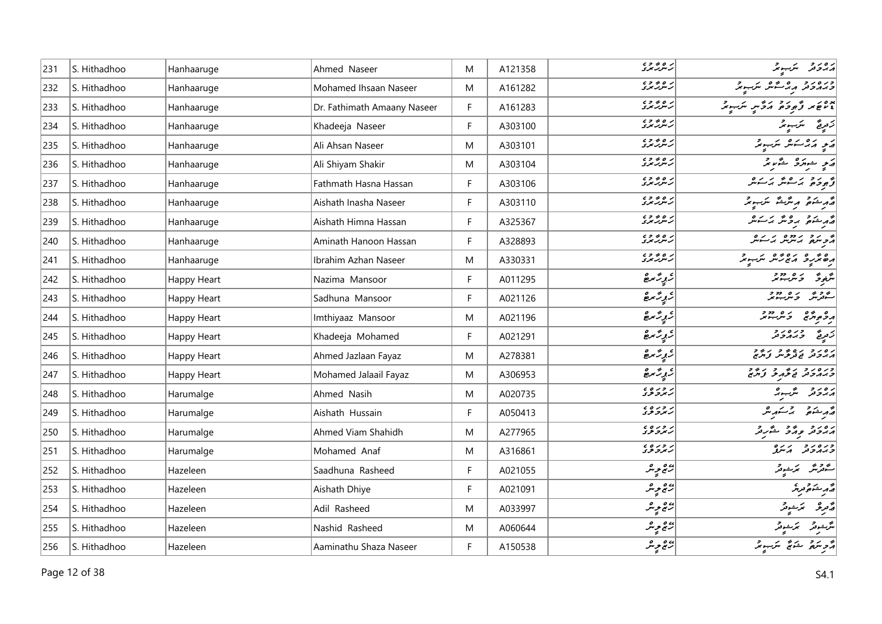| 231 | S. Hithadhoo | Hanhaaruge | Ahmed Naseer | M | A121358 | ހަންހާރުގެ | އަހުމަދު ނަސީރު |
|---|---|---|---|---|---|---|---|
| 232 | S. Hithadhoo | Hanhaaruge | Mohamed Ihsaan Naseer | M | A161282 | ހަންހާރުގެ | މުހައްމަދު އިޙްސާން ނަސީރު |
| 233 | S. Hithadhoo | Hanhaaruge | Dr. Fathimath Amaany Naseer | F | A161283 | ހަންހާރުގެ | ޑޮކްޓަރ ފާތިމަތު އަމާނީ ނަސީރު |
| 234 | S. Hithadhoo | Hanhaaruge | Khadeeja Naseer | F | A303100 | ހަންހާރުގެ | ޚަދީޖާ ނަސީރު |
| 235 | S. Hithadhoo | Hanhaaruge | Ali Ahsan Naseer | M | A303101 | ހަންހާރުގެ | އަލި އަޙްސަން ނަސީރު |
| 236 | S. Hithadhoo | Hanhaaruge | Ali Shiyam Shakir | M | A303104 | ހަންހާރުގެ | އަލި ޝިޔާމް ޝާކިރު |
| 237 | S. Hithadhoo | Hanhaaruge | Fathmath Hasna Hassan | F | A303106 | ހަންހާރުގެ | ފާތިމަތު ހަސްނާ ހަސަން |
| 238 | S. Hithadhoo | Hanhaaruge | Aishath Inasha Naseer | F | A303110 | ހަންހާރުގެ | އާއިޝަތު އިނާޝާ ނަސީރު |
| 239 | S. Hithadhoo | Hanhaaruge | Aishath Himna Hassan | F | A325367 | ހަންހާރުގެ | އާއިޝަތު ހިމްނާ ހަސަން |
| 240 | S. Hithadhoo | Hanhaaruge | Aminath Hanoon Hassan | F | A328893 | ހަންހާރުގެ | އާމިނަތު ހަނޫން ހަސަން |
| 241 | S. Hithadhoo | Hanhaaruge | Ibrahim Azhan Naseer | M | A330331 | ހަންހާރުގެ | އިބްރާހީމް އަޒްހާން ނަސީރު |
| 242 | S. Hithadhoo | Happy Heart | Nazima Mansoor | F | A011295 | ހެޕީހާޓް | ނާޒިމާ މަންސޫރު |
| 243 | S. Hithadhoo | Happy Heart | Sadhuna Mansoor | F | A021126 | ހެޕީހާޓް | ސާދުނާ މަންސޫރު |
| 244 | S. Hithadhoo | Happy Heart | Imthiyaaz Mansoor | M | A021196 | ހެޕީހާޓް | އިމްތިޔާޒް މަންސޫރު |
| 245 | S. Hithadhoo | Happy Heart | Khadeeja Mohamed | F | A021291 | ހެޕީހާޓް | ޚަދީޖާ މުހައްމަދު |
| 246 | S. Hithadhoo | Happy Heart | Ahmed Jazlaan Fayaz | M | A278381 | ހެޕީހާޓް | އަހުމަދު ޖަޒްލާން ފައްޔާޒް |
| 247 | S. Hithadhoo | Happy Heart | Mohamed Jalaail Fayaz | M | A306953 | ހެޕީހާޓް | މުހައްމަދު ޖަލާއިލް ފައްޔާޒް |
| 248 | S. Hithadhoo | Harumalge | Ahmed Nasih | M | A020735 | ހަރުމަލްގެ | އަހުމަދު ނާސިހު |
| 249 | S. Hithadhoo | Harumalge | Aishath Hussain | F | A050413 | ހަރުމަލްގެ | އާއިޝަތު ހުސައިން |
| 250 | S. Hithadhoo | Harumalge | Ahmed Viam Shahidh | M | A277965 | ހަރުމަލްގެ | އަހުމަދު ވިޔާމް ޝާހިދު |
| 251 | S. Hithadhoo | Harumalge | Mohamed Anaf | M | A316861 | ހަރުމަލްގެ | މުހައްމަދު އަނަފް |
| 252 | S. Hithadhoo | Hazeleen | Saadhuna Rasheed | F | A021055 | ހޭޒަލީން | ސާދުނާ ރަޝީދު |
| 253 | S. Hithadhoo | Hazeleen | Aishath Dhiye | F | A021091 | ހޭޒަލީން | އާއިޝަތުދިޔެ |
| 254 | S. Hithadhoo | Hazeleen | Adil Rasheed | M | A033997 | ހޭޒަލީން | އާދިލް ރަޝީދު |
| 255 | S. Hithadhoo | Hazeleen | Nashid Rasheed | M | A060644 | ހޭޒަލީން | ނާޝިދު ރަޝީދު |
| 256 | S. Hithadhoo | Hazeleen | Aaminathu Shaza Naseer | F | A150538 | ހޭޒަލީން | އާމިނަތު ޝަޒާ ނަސީރު |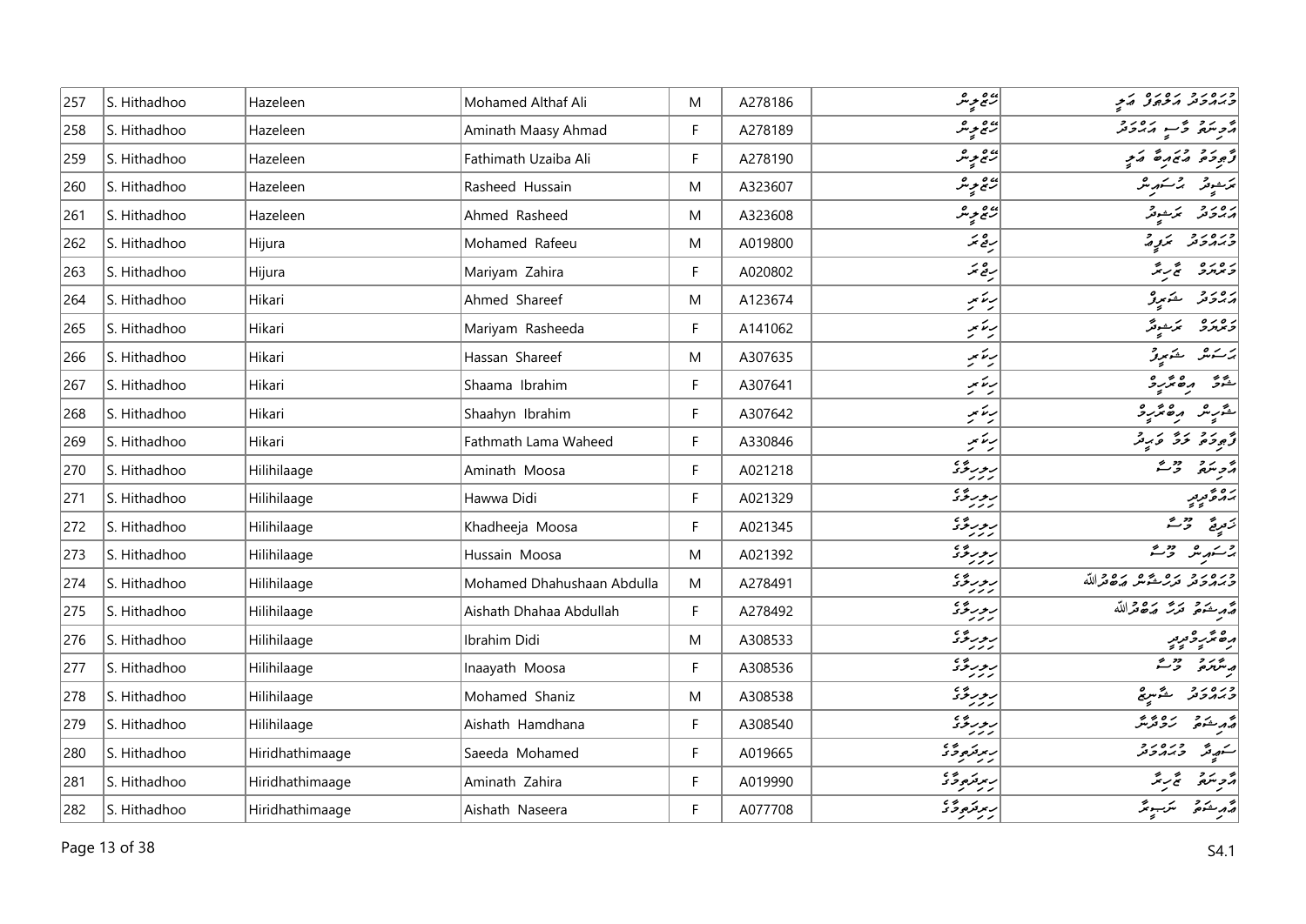| 257 | S. Hithadhoo | Hazeleen | Mohamed Althaf Ali | M | A278186 | ހޭޒްލީން | މުހައްމަދު އަލްތާފް އަލި |
|---|---|---|---|---|---|---|---|
| 258 | S. Hithadhoo | Hazeleen | Aminath Maasy Ahmad | F | A278189 | ހޭޒްލީން | އާމިނަތު މާސީ އަހުމަދު |
| 259 | S. Hithadhoo | Hazeleen | Fathimath Uzaiba Ali | F | A278190 | ހޭޒްލީން | ފާތިމަތު އުޒައިބާ އަލި |
| 260 | S. Hithadhoo | Hazeleen | Rasheed Hussain | M | A323607 | ހޭޒްލީން | ރަޝީދު ހުސައިން |
| 261 | S. Hithadhoo | Hazeleen | Ahmed Rasheed | M | A323608 | ހޭޒްލީން | އަހުމަދު ރަޝީދު |
| 262 | S. Hithadhoo | Hijura | Mohamed Rafeeu | M | A019800 | ހިޖުރާ | މުހައްމަދު ރަފީއު |
| 263 | S. Hithadhoo | Hijura | Mariyam Zahira | F | A020802 | ހިޖުރާ | މަރިޔަމް ޒާހިރާ |
| 264 | S. Hithadhoo | Hikari | Ahmed Shareef | M | A123674 | ހިކަރި | އަހުމަދު ޝަރީފު |
| 265 | S. Hithadhoo | Hikari | Mariyam Rasheeda | F | A141062 | ހިކަރި | މަރިޔަމް ރަޝީދާ |
| 266 | S. Hithadhoo | Hikari | Hassan Shareef | M | A307635 | ހިކަރި | ހަސަން ޝަރީފު |
| 267 | S. Hithadhoo | Hikari | Shaama Ibrahim | F | A307641 | ހިކަރި | ޝާމާ އިބްރާހީމް |
| 268 | S. Hithadhoo | Hikari | Shaahyn Ibrahim | F | A307642 | ހިކަރި | ޝާހިން އިބްރާހީމް |
| 269 | S. Hithadhoo | Hikari | Fathmath Lama Waheed | F | A330846 | ހިކަރި | ފާތިމަތު ލަމާ ވަހީދު |
| 270 | S. Hithadhoo | Hilihilaage | Aminath Moosa | F | A021218 | ހިލިހިލާގެ | އާމިނަތު މޫސާ |
| 271 | S. Hithadhoo | Hilihilaage | Hawwa Didi | F | A021329 | ހިލިހިލާގެ | ހައްވާދިދި |
| 272 | S. Hithadhoo | Hilihilaage | Khadheeja Moosa | F | A021345 | ހިލިހިލާގެ | ޚަދީޖާ މޫސާ |
| 273 | S. Hithadhoo | Hilihilaage | Hussain Moosa | M | A021392 | ހިލިހިލާގެ | ހުސައިން މޫސާ |
| 274 | S. Hithadhoo | Hilihilaage | Mohamed Dhahushaan Abdulla | M | A278491 | ހިލިހިލާގެ | މުހައްމަދު ދަހުޝާން އަބްދުﷲ |
| 275 | S. Hithadhoo | Hilihilaage | Aishath Dhahaa Abdullah | F | A278492 | ހިލިހިލާގެ | އާއިޝަތު ދަހާ އަބްދުﷲ |
| 276 | S. Hithadhoo | Hilihilaage | Ibrahim Didi | M | A308533 | ހިލިހިލާގެ | އިބްރާހީމްދީދީ |
| 277 | S. Hithadhoo | Hilihilaage | Inaayath Moosa | F | A308536 | ހިލިހިލާގެ | އިނާޔަތު މޫސާ |
| 278 | S. Hithadhoo | Hilihilaage | Mohamed Shaniz | M | A308538 | ހިލިހިލާގެ | މުހައްމަދު ޝާނިޒް |
| 279 | S. Hithadhoo | Hilihilaage | Aishath Hamdhana | F | A308540 | ހިލިހިލާގެ | އާއިޝަތު ހަމްދާނާ |
| 280 | S. Hithadhoo | Hiridhathimaage | Saeeda Mohamed | F | A019665 | ހިރިދަތިމާގެ | ސައީދާ މުހައްމަދު |
| 281 | S. Hithadhoo | Hiridhathimaage | Aminath Zahira | F | A019990 | ހިރިދަތިމާގެ | އާމިނަތު ޒާހިރާ |
| 282 | S. Hithadhoo | Hiridhathimaage | Aishath Naseera | F | A077708 | ހިރިދަތިމާގެ | އާއިޝަތު ނަސީރާ |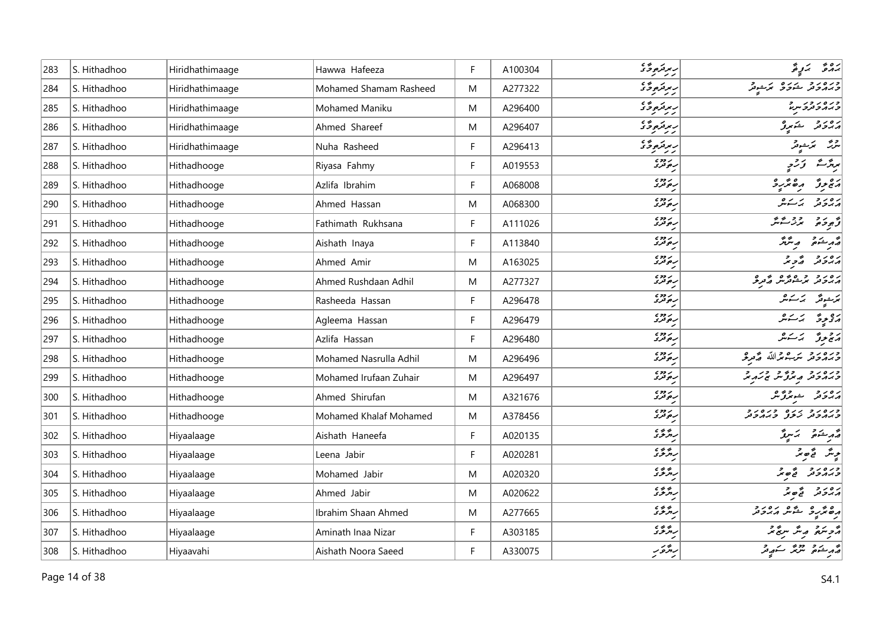| 283 | S. Hithadhoo | Hiridhathimaage | Hawwa Hafeeza | F | A100304 | ހިރިދަތިމާގެ | ހައްވާ ހަފީޒާ |
|---|---|---|---|---|---|---|---|
| 284 | S. Hithadhoo | Hiridhathimaage | Mohamed Shamam Rasheed | M | A277322 | ހިރިދަތިމާގެ | މުހައްމަދު ޝަމާމް ރަޝީދު |
| 285 | S. Hithadhoo | Hiridhathimaage | Mohamed Maniku | M | A296400 | ހިރިދަތިމާގެ | މުހައްމަދުމަނިކު |
| 286 | S. Hithadhoo | Hiridhathimaage | Ahmed Shareef | M | A296407 | ހިރިދަތިމާގެ | އަހްމަދު ޝަރީފު |
| 287 | S. Hithadhoo | Hiridhathimaage | Nuha Rasheed | F | A296413 | ހިރިދަތިމާގެ | ނުހާ ރަޝީދު |
| 288 | S. Hithadhoo | Hithadhooge | Riyasa Fahmy | F | A019553 | ހިތަދޫގެ | ރިޔާސާ ފަހުމީ |
| 289 | S. Hithadhoo | Hithadhooge | Azlifa Ibrahim | F | A068008 | ހިތަދޫގެ | އަޒްލީފާ އިބްރާހިމް |
| 290 | S. Hithadhoo | Hithadhooge | Ahmed Hassan | M | A068300 | ހިތަދޫގެ | އަހްމަދު ހަސަން |
| 291 | S. Hithadhoo | Hithadhooge | Fathimath Rukhsana | F | A111026 | ހިތަދޫގެ | ފާތިމަތު ރުޚްސާނާ |
| 292 | S. Hithadhoo | Hithadhooge | Aishath Inaya | F | A113840 | ހިތަދޫގެ | ޢާއިޝަތު އިނާޔާ |
| 293 | S. Hithadhoo | Hithadhooge | Ahmed Amir | M | A163025 | ހިތަދޫގެ | އަހްމަދު އާމިރު |
| 294 | S. Hithadhoo | Hithadhooge | Ahmed Rushdaan Adhil | M | A277327 | ހިތަދޫގެ | އަހްމަދު ރުޝްދާން އާދިލް |
| 295 | S. Hithadhoo | Hithadhooge | Rasheeda Hassan | F | A296478 | ހިތަދޫގެ | ރަޝީދާ ހަސަން |
| 296 | S. Hithadhoo | Hithadhooge | Agleema Hassan | F | A296479 | ހިތަދޫގެ | އަގްލީމާ ހަސަން |
| 297 | S. Hithadhoo | Hithadhooge | Azlifa Hassan | F | A296480 | ހިތަދޫގެ | އަޒްލީފާ ހަސަން |
| 298 | S. Hithadhoo | Hithadhooge | Mohamed Nasrulla Adhil | M | A296496 | ހިތަދޫގެ | މުހައްމަދު ނަޞްރުﷲ އާދިލް |
| 299 | S. Hithadhoo | Hithadhooge | Mohamed Irufaan Zuhair | M | A296497 | ހިތަދޫގެ | މުހައްމަދު އިރުފާން ޒުހައިރު |
| 300 | S. Hithadhoo | Hithadhooge | Ahmed Shirufan | M | A321676 | ހިތަދޫގެ | އަހްމަދު ޝިރުފާން |
| 301 | S. Hithadhoo | Hithadhooge | Mohamed Khalaf Mohamed | M | A378456 | ހިތަދޫގެ | މުހައްމަދު ޚަލަފް މުހައްމަދު |
| 302 | S. Hithadhoo | Hiyaalaage | Aishath Haneefa | F | A020135 | ހިޔާލާގެ | ޢާއިޝަތު ހަނީފާ |
| 303 | S. Hithadhoo | Hiyaalaage | Leena Jabir | F | A020281 | ހިޔާލާގެ | ލީނާ ޖާބިރު |
| 304 | S. Hithadhoo | Hiyaalaage | Mohamed Jabir | M | A020320 | ހިޔާލާގެ | މުހައްމަދު ޖާބިރު |
| 305 | S. Hithadhoo | Hiyaalaage | Ahmed Jabir | M | A020622 | ހިޔާލާގެ | އަހްމަދު ޖާބިރު |
| 306 | S. Hithadhoo | Hiyaalaage | Ibrahim Shaan Ahmed | M | A277665 | ހިޔާލާގެ | އިބްރާހިމް ޝާން އަހްމަދު |
| 307 | S. Hithadhoo | Hiyaalaage | Aminath Inaa Nizar | F | A303185 | ހިޔާލާގެ | އާމިނަތު އިނާ ނިޒާރު |
| 308 | S. Hithadhoo | Hiyaavahi | Aishath Noora Saeed | F | A330075 | ހިޔާވަހި | ޢާއިޝަތު ނޫރާ ސަޢީދު |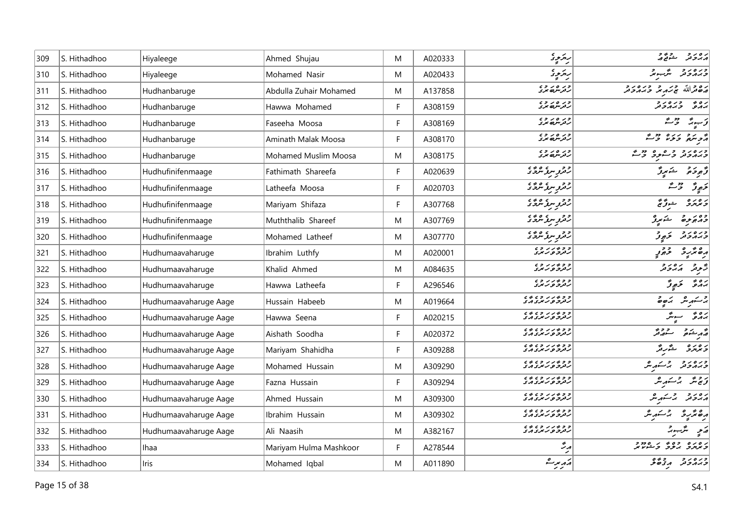| 309 | S. Hithadhoo | Hiyaleege | Ahmed Shujau | M | A020333 | ހިޔަލީގެ | އަޙްމަދު ޝުޖާޢު |
|---|---|---|---|---|---|---|---|
| 310 | S. Hithadhoo | Hiyaleege | Mohamed Nasir | M | A020433 | ހިޔަލީގެ | މުޙައްމަދު ނާޞިރު |
| 311 | S. Hithadhoo | Hudhanbaruge | Abdulla Zuhair Mohamed | M | A137858 | ހުދަންބަރުގެ | އަބްދުﷲ ޒުހައިރު މުޙައްމަދު |
| 312 | S. Hithadhoo | Hudhanbaruge | Hawwa Mohamed | F | A308159 | ހުދަންބަރުގެ | ހައްވާ މުޙައްމަދު |
| 313 | S. Hithadhoo | Hudhanbaruge | Faseeha Moosa | F | A308169 | ހުދަންބަރުގެ | ފަސީޙާ މޫސާ |
| 314 | S. Hithadhoo | Hudhanbaruge | Aminath Malak Moosa | F | A308170 | ހުދަންބަރުގެ | އާމިނަތު މަލަކު މޫސާ |
| 315 | S. Hithadhoo | Hudhanbaruge | Mohamed Muslim Moosa | M | A308175 | ހުދަންބަރުގެ | މުޙައްމަދު މުސްލިމު މޫސާ |
| 316 | S. Hithadhoo | Hudhufinifenmaage | Fathimath Shareefa | F | A020639 | ހުދުފިނިފެންމާގެ | ފާތިމަތު ޝަރީފާ |
| 317 | S. Hithadhoo | Hudhufinifenmaage | Latheefa Moosa | F | A020703 | ހުދުފިނިފެންމާގެ | ލަތީފާ މޫސާ |
| 318 | S. Hithadhoo | Hudhufinifenmaage | Mariyam Shifaza | F | A307768 | ހުދުފިނިފެންމާގެ | މަރިޔަމް ޝިފާޒާ |
| 319 | S. Hithadhoo | Hudhufinifenmaage | Muththalib Shareef | M | A307769 | ހުދުފިނިފެންމާގެ | މުއްތަލިބު ޝަރީފު |
| 320 | S. Hithadhoo | Hudhufinifenmaage | Mohamed Latheef | M | A307770 | ހުދުފިނިފެންމާގެ | މުޙައްމަދު ލަތީފު |
| 321 | S. Hithadhoo | Hudhumaavaharuge | Ibrahim Luthfy | M | A020001 | ހުދުމާވަހަރުގެ | އިބްރާހީމް ލުތުފީ |
| 322 | S. Hithadhoo | Hudhumaavaharuge | Khalid Ahmed | M | A084635 | ހުދުމާވަހަރުގެ | ޚާލިދު އަޙްމަދު |
| 323 | S. Hithadhoo | Hudhumaavaharuge | Hawwa Latheefa | F | A296546 | ހުދުމާވަހަރުގެ | ހައްވާ ލަތީފާ |
| 324 | S. Hithadhoo | Hudhumaavaharuge Aage | Hussain Habeeb | M | A019664 | ހުދުމާވަހަރުގެއާގެ | ހުސައިން ހަބީބު |
| 325 | S. Hithadhoo | Hudhumaavaharuge Aage | Hawwa Seena | F | A020215 | ހުދުމާވަހަރުގެއާގެ | ހައްވާ ސީނާ |
| 326 | S. Hithadhoo | Hudhumaavaharuge Aage | Aishath Soodha | F | A020372 | ހުދުމާވަހަރުގެއާގެ | އާއިޝަތު ސޫދާ |
| 327 | S. Hithadhoo | Hudhumaavaharuge Aage | Mariyam Shahidha | F | A309288 | ހުދުމާވަހަރުގެއާގެ | މަރިޔަމް ޝާހިދާ |
| 328 | S. Hithadhoo | Hudhumaavaharuge Aage | Mohamed Hussain | M | A309290 | ހުދުމާވަހަރުގެއާގެ | މުޙައްމަދު ހުސައިން |
| 329 | S. Hithadhoo | Hudhumaavaharuge Aage | Fazna Hussain | F | A309294 | ހުދުމާވަހަރުގެއާގެ | ފަޒްނާ ހުސައިން |
| 330 | S. Hithadhoo | Hudhumaavaharuge Aage | Ahmed Hussain | M | A309300 | ހުދުމާވަހަރުގެއާގެ | އަޙްމަދު ހުސައިން |
| 331 | S. Hithadhoo | Hudhumaavaharuge Aage | Ibrahim Hussain | M | A309302 | ހުދުމާވަހަރުގެއާގެ | އިބްރާހީމް ހުސައިން |
| 332 | S. Hithadhoo | Hudhumaavaharuge Aage | Ali Naasih | M | A382167 | ހުދުމާވަހަރުގެއާގެ | އަލި ނާސިޙު |
| 333 | S. Hithadhoo | Ihaa | Mariyam Hulma Mashkoor | F | A278544 | އިހާ | މަރިޔަމް ހުލްމާ މަޝްކޫރު |
| 334 | S. Hithadhoo | Iris | Mohamed Iqbal | M | A011890 | އައިރިސް | މުޙައްމަދު އިqބާލް |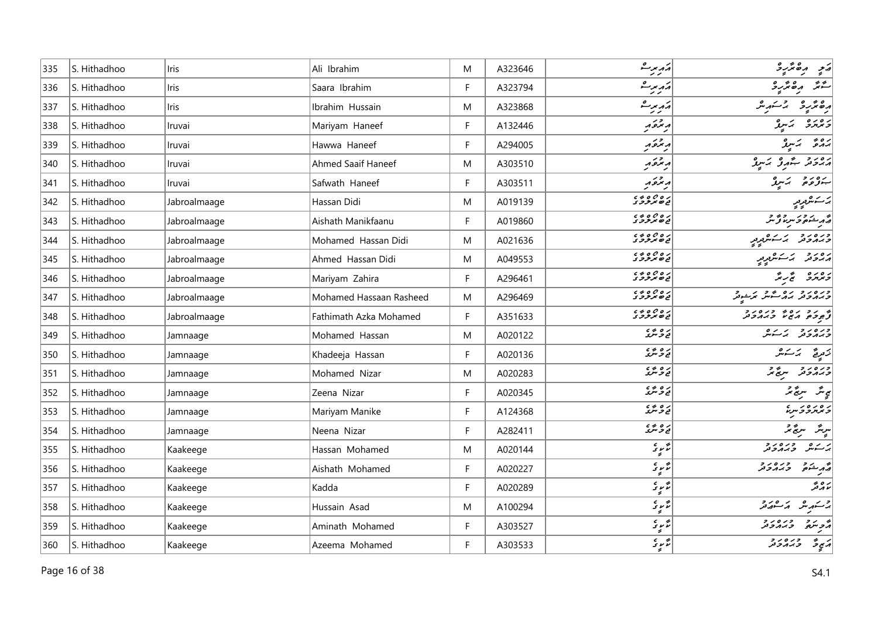| 335 | S. Hithadhoo | Iris | Ali Ibrahim | M | A323646 | އައިރިސް | އަލި އިބްރާހީމް |
|---|---|---|---|---|---|---|---|
| 336 | S. Hithadhoo | Iris | Saara Ibrahim | F | A323794 | އައިރިސް | ސާރާ އިބްރާހީމް |
| 337 | S. Hithadhoo | Iris | Ibrahim Hussain | M | A323868 | އައިރިސް | އިބްރާހީމް ހުސައިން |
| 338 | S. Hithadhoo | Iruvai | Mariyam Haneef | F | A132446 | އިރުވައި | މަރިޔަމް ހަނީފް |
| 339 | S. Hithadhoo | Iruvai | Hawwa Haneef | F | A294005 | އިރުވައި | ހައްވާ ހަނީފް |
| 340 | S. Hithadhoo | Iruvai | Ahmed Saaif Haneef | M | A303510 | އިރުވައި | އަހްމަދު ސާއިފު ހަނީފް |
| 341 | S. Hithadhoo | Iruvai | Safwath Haneef | F | A303511 | އިރުވައި | ސަފްވަތު ހަނީފް |
| 342 | S. Hithadhoo | Jabroalmaage | Hassan Didi | M | A019139 | ޖަބްރޯލްމާގެ | ހަސަންދީދީ |
| 343 | S. Hithadhoo | Jabroalmaage | Aishath Manikfaanu | F | A019860 | ޖަބްރޯލްމާގެ | އާއިޝަތުމަނިކްފާނު |
| 344 | S. Hithadhoo | Jabroalmaage | Mohamed Hassan Didi | M | A021636 | ޖަބްރޯލްމާގެ | މުހައްމަދު ހަސަންދީދީ |
| 345 | S. Hithadhoo | Jabroalmaage | Ahmed Hassan Didi | M | A049553 | ޖަބްރޯލްމާގެ | އަހްމަދު ހަސަންދީދީ |
| 346 | S. Hithadhoo | Jabroalmaage | Mariyam Zahira | F | A296461 | ޖަބްރޯލްމާގެ | މަރިޔަމް ޒާހިރާ |
| 347 | S. Hithadhoo | Jabroalmaage | Mohamed Hassaan Rasheed | M | A296469 | ޖަބްރޯލްމާގެ | މުހައްމަދު ހައްސާން ރަޝީދު |
| 348 | S. Hithadhoo | Jabroalmaage | Fathimath Azka Mohamed | F | A351633 | ޖަބްރޯލްމާގެ | ފާތިމަތު އަޒްކާ މުހައްމަދު |
| 349 | S. Hithadhoo | Jamnaage | Mohamed Hassan | M | A020122 | ޖަމްނާގެ | މުހައްމަދު ހަސަން |
| 350 | S. Hithadhoo | Jamnaage | Khadeeja Hassan | F | A020136 | ޖަމްނާގެ | ޚަދީޖާ ހަސަން |
| 351 | S. Hithadhoo | Jamnaage | Mohamed Nizar | M | A020283 | ޖަމްނާގެ | މުހައްމަދު ނިޒާރު |
| 352 | S. Hithadhoo | Jamnaage | Zeena Nizar | F | A020345 | ޖަމްނާގެ | ޒީނާ ނިޒާރު |
| 353 | S. Hithadhoo | Jamnaage | Mariyam Manike | F | A124368 | ޖަމްނާގެ | މަރިޔަމްމަނިކެ |
| 354 | S. Hithadhoo | Jamnaage | Neena Nizar | F | A282411 | ޖަމްނާގެ | ނީނާ ނިޒާރު |
| 355 | S. Hithadhoo | Kaakeege | Hassan Mohamed | M | A020144 | ކާކީގެ | ހަސަން މުހައްމަދު |
| 356 | S. Hithadhoo | Kaakeege | Aishath Mohamed | F | A020227 | ކާކީގެ | އާއިޝަތު މުހައްމަދު |
| 357 | S. Hithadhoo | Kaakeege | Kadda | F | A020289 | ކާކީގެ | ކައްދާ |
| 358 | S. Hithadhoo | Kaakeege | Hussain Asad | M | A100294 | ކާކީގެ | ހުސައިން އަސްޢަދު |
| 359 | S. Hithadhoo | Kaakeege | Aminath Mohamed | F | A303527 | ކާކީގެ | އާމިނަތު މުހައްމަދު |
| 360 | S. Hithadhoo | Kaakeege | Azeema Mohamed | F | A303533 | ކާކީގެ | އަޒީމާ މުހައްމަދު |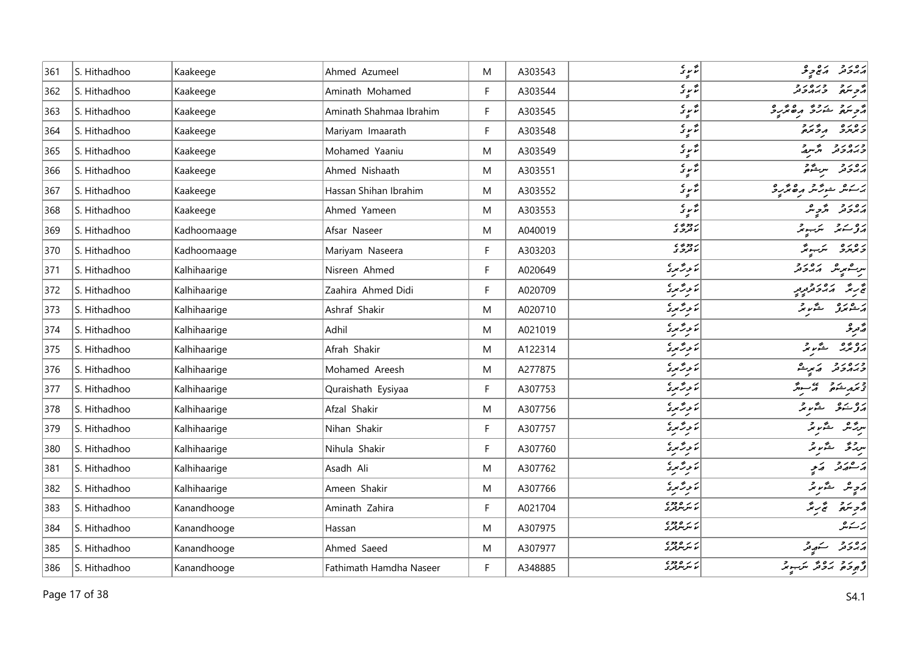| 361 | S. Hithadhoo | Kaakeege | Ahmed Azumeel | M | A303543 | ށާކީގެ | އަހުމަދު އަޒުމީލު |
|---|---|---|---|---|---|---|---|
| 362 | S. Hithadhoo | Kaakeege | Aminath Mohamed | F | A303544 | ކާކީގެ | އާމިނަތު މުހައްމަދު |
| 363 | S. Hithadhoo | Kaakeege | Aminath Shahmaa Ibrahim | F | A303545 | ކާކީގެ | އާމިނަތު ޝަހުމާ އިބްރާހިމް |
| 364 | S. Hithadhoo | Kaakeege | Mariyam Imaarath | F | A303548 | ކާކީގެ | މަރިޔަމް އިމާރަތް |
| 365 | S. Hithadhoo | Kaakeege | Mohamed Yaaniu | M | A303549 | ކާކީގެ | މުހައްމަދު ޔާނިއު |
| 366 | S. Hithadhoo | Kaakeege | Ahmed Nishaath | M | A303551 | ކާކީގެ | އަހުމަދު ނިޝާތު |
| 367 | S. Hithadhoo | Kaakeege | Hassan Shihan Ibrahim | M | A303552 | ކާކީގެ | ހަސަން ޝިހާން އިބްރާހިމް |
| 368 | S. Hithadhoo | Kaakeege | Ahmed Yameen | M | A303553 | ކާކީގެ | އަހުމަދު ޔާމީން |
| 369 | S. Hithadhoo | Kadhoomaage | Afsar Naseer | M | A040019 | ކަދޫމާގެ | އަފްސަރު ނަސީރު |
| 370 | S. Hithadhoo | Kadhoomaage | Mariyam Naseera | F | A303203 | ކަދޫމާގެ | މަރިޔަމް ނަސީރާ |
| 371 | S. Hithadhoo | Kalhihaarige | Nisreen Ahmed | F | A020649 | ކަޅިހާރިގެ | ނިސްރީން އަހުމަދު |
| 372 | S. Hithadhoo | Kalhihaarige | Zaahira Ahmed Didi | F | A020709 | ކަޅިހާރިގެ | ޒާހިރާ އަހުމަދުދީދީ |
| 373 | S. Hithadhoo | Kalhihaarige | Ashraf Shakir | M | A020710 | ކަޅިހާރިގެ | އަޝްރަފް ޝާކިރު |
| 374 | S. Hithadhoo | Kalhihaarige | Adhil | M | A021019 | ކަޅިހާރިގެ | އާދިލް |
| 375 | S. Hithadhoo | Kalhihaarige | Afrah Shakir | M | A122314 | ކަޅިހާރިގެ | އަފްރާހު ޝާކިރު |
| 376 | S. Hithadhoo | Kalhihaarige | Mohamed Areesh | M | A277875 | ކަޅިހާރިގެ | މުހައްމަދު އަރީޝް |
| 377 | S. Hithadhoo | Kalhihaarige | Quraishath Eysiyaa | F | A307753 | ކަޅިހާރިގެ | ޤުރައިޝަތު އޭސިޔާ |
| 378 | S. Hithadhoo | Kalhihaarige | Afzal Shakir | M | A307756 | ކަޅިހާރިގެ | އަފްޒަލް ޝާކިރު |
| 379 | S. Hithadhoo | Kalhihaarige | Nihan Shakir | F | A307757 | ކަޅިހާރިގެ | ނިހާން ޝާކިރު |
| 380 | S. Hithadhoo | Kalhihaarige | Nihula Shakir | F | A307760 | ކަޅިހާރިގެ | ނިހުލާ ޝާކިރު |
| 381 | S. Hithadhoo | Kalhihaarige | Asadh Ali | M | A307762 | ކަޅިހާރިގެ | އަސްޢަދު އަލި |
| 382 | S. Hithadhoo | Kalhihaarige | Ameen Shakir | M | A307766 | ކަޅިހާރިގެ | އަމީން ޝާކިރު |
| 383 | S. Hithadhoo | Kanandhooge | Aminath Zahira | F | A021704 | ކަނަންދޫގެ | އާމިނަތު ޒާހިރާ |
| 384 | S. Hithadhoo | Kanandhooge | Hassan | M | A307975 | ކަނަންދޫގެ | ހަސަން |
| 385 | S. Hithadhoo | Kanandhooge | Ahmed Saeed | M | A307977 | ކަނަންދޫގެ | އަހުމަދު ސަޢީދު |
| 386 | S. Hithadhoo | Kanandhooge | Fathimath Hamdha Naseer | F | A348885 | ކަނަންދޫގެ | ފާތިމަތު ހަމްދާ ނަސީރު |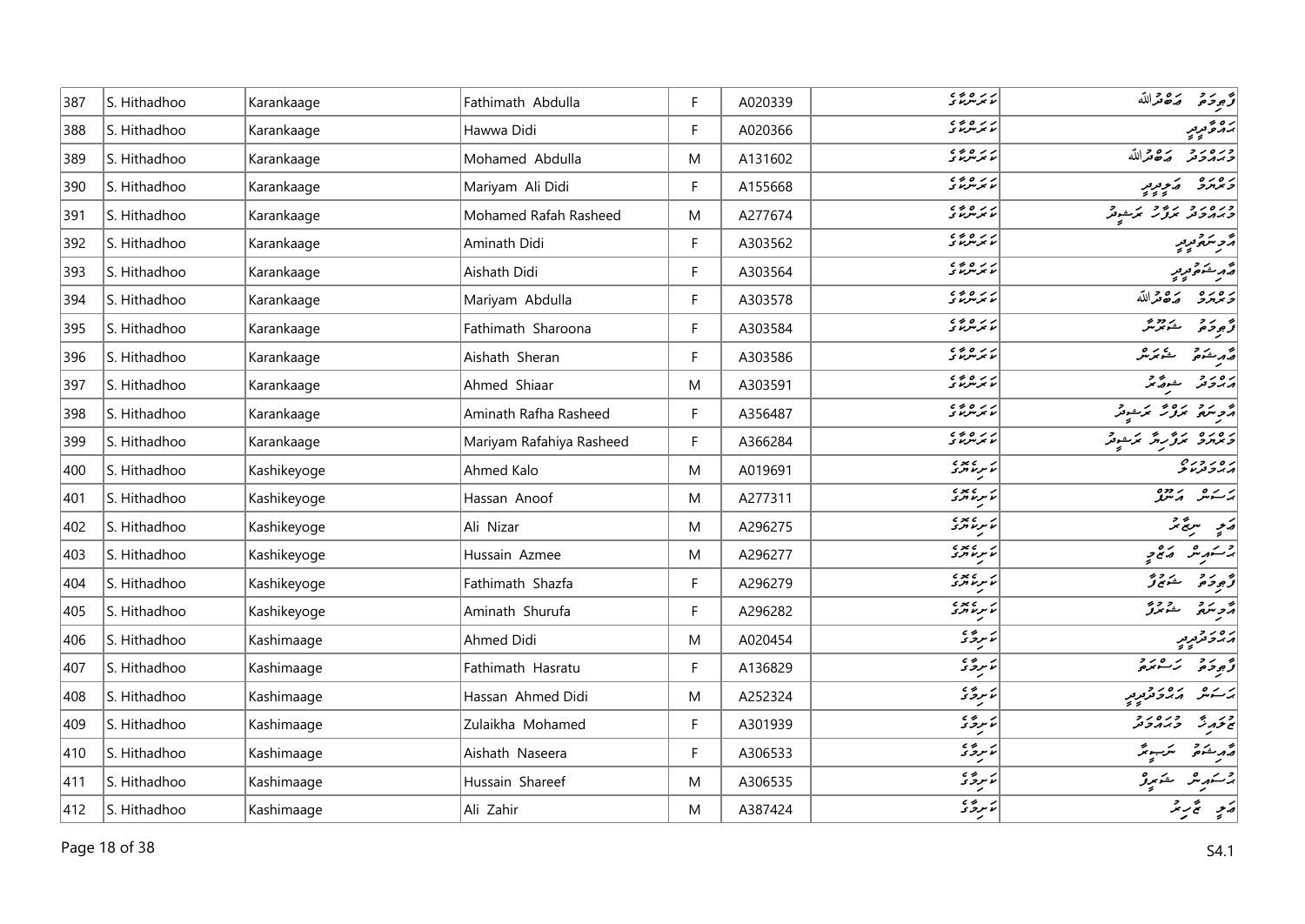| 387 | S. Hithadhoo | Karankaage | Fathimath Abdulla | F | A020339 | ކަރަންކާގެ | ފާތިމަތު އަބްދުﷲ |
|---|---|---|---|---|---|---|---|
| 388 | S. Hithadhoo | Karankaage | Hawwa Didi | F | A020366 | ކަރަންކާގެ | ހައްވާދީދީ |
| 389 | S. Hithadhoo | Karankaage | Mohamed Abdulla | M | A131602 | ކަރަންކާގެ | މުހައްމަދު އަބްދުﷲ |
| 390 | S. Hithadhoo | Karankaage | Mariyam Ali Didi | F | A155668 | ކަރަންކާގެ | މަރިޔަމް އަލިދީދީ |
| 391 | S. Hithadhoo | Karankaage | Mohamed Rafah Rasheed | M | A277674 | ކަރަންކާގެ | މުހައްމަދު ރަފާހް ރަޝީދު |
| 392 | S. Hithadhoo | Karankaage | Aminath Didi | F | A303562 | ކަރަންކާގެ | އާމިނަތުދީދީ |
| 393 | S. Hithadhoo | Karankaage | Aishath Didi | F | A303564 | ކަރަންކާގެ | އާއިޝަތުދީދީ |
| 394 | S. Hithadhoo | Karankaage | Mariyam Abdulla | F | A303578 | ކަރަންކާގެ | މަރިޔަމް އަބްދުﷲ |
| 395 | S. Hithadhoo | Karankaage | Fathimath Sharoona | F | A303584 | ކަރަންކާގެ | ފާތިމަތު ޝަރޫނާ |
| 396 | S. Hithadhoo | Karankaage | Aishath Sheran | F | A303586 | ކަރަންކާގެ | އާއިޝަތު ޝެރަން |
| 397 | S. Hithadhoo | Karankaage | Ahmed Shiaar | M | A303591 | ކަރަންކާގެ | އަހްމަދު ޝިއާރު |
| 398 | S. Hithadhoo | Karankaage | Aminath Rafha Rasheed | F | A356487 | ކަރަންކާގެ | އާމިނަތު ރަފްހާ ރަޝީދު |
| 399 | S. Hithadhoo | Karankaage | Mariyam Rafahiya Rasheed | F | A366284 | ކަރަންކާގެ | މަރިޔަމް ރަފާހިޔާ ރަޝީދު |
| 400 | S. Hithadhoo | Kashikeyoge | Ahmed Kalo | M | A019691 | ކަށިކެޔޮގެ | އަހްމަދުކަލޯ |
| 401 | S. Hithadhoo | Kashikeyoge | Hassan Anoof | M | A277311 | ކަށިކެޔޮގެ | ހަސަން އަނޫފް |
| 402 | S. Hithadhoo | Kashikeyoge | Ali Nizar | M | A296275 | ކަށިކެޔޮގެ | އަލި ނިޒާރު |
| 403 | S. Hithadhoo | Kashikeyoge | Hussain Azmee | M | A296277 | ކަށިކެޔޮގެ | ހުސައިން އަޒްމީ |
| 404 | S. Hithadhoo | Kashikeyoge | Fathimath Shazfa | F | A296279 | ކަށިކެޔޮގެ | ފާތިމަތު ޝަޒްފާ |
| 405 | S. Hithadhoo | Kashikeyoge | Aminath Shurufa | F | A296282 | ކަށިކެޔޮގެ | އާމިނަތު ޝުރުފާ |
| 406 | S. Hithadhoo | Kashimaage | Ahmed Didi | M | A020454 | ކަށިމާގެ | އަހްމަދުދީދީ |
| 407 | S. Hithadhoo | Kashimaage | Fathimath Hasratu | F | A136829 | ކަށިމާގެ | ފާތިމަތު ހަސްރަތު |
| 408 | S. Hithadhoo | Kashimaage | Hassan Ahmed Didi | M | A252324 | ކަށިމާގެ | ހަސަން އަހްމަދުދީދީ |
| 409 | S. Hithadhoo | Kashimaage | Zulaikha Mohamed | F | A301939 | ކަށިމާގެ | ޒުލައިޚާ މުހައްމަދު |
| 410 | S. Hithadhoo | Kashimaage | Aishath Naseera | F | A306533 | ކަށިމާގެ | އާއިޝަތު ނަސީރާ |
| 411 | S. Hithadhoo | Kashimaage | Hussain Shareef | M | A306535 | ކަށިމާގެ | ހުސައިން ޝަރީފު |
| 412 | S. Hithadhoo | Kashimaage | Ali Zahir | M | A387424 | ކަށިމާގެ | އަލި ޒާހިރު |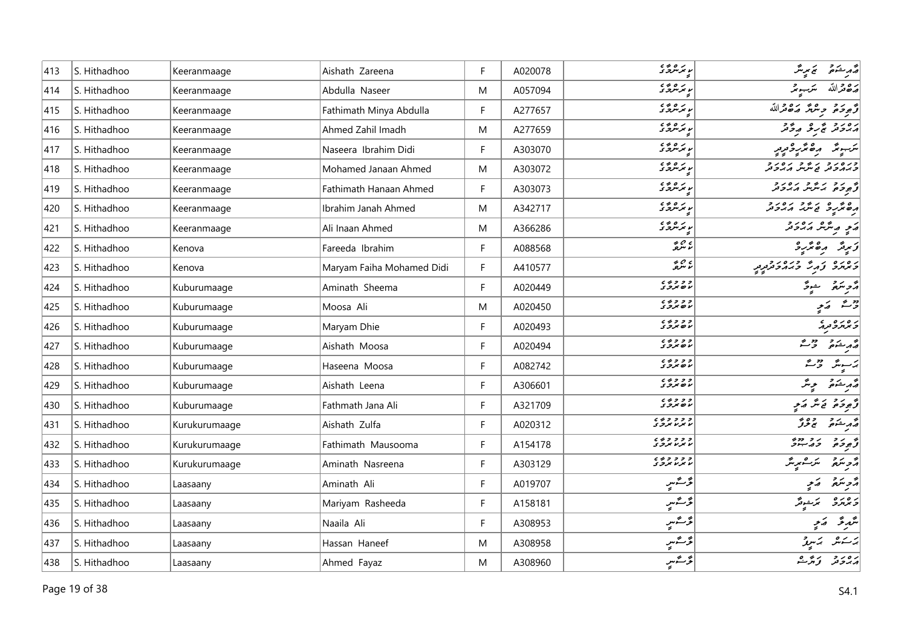| 413 | S. Hithadhoo | Keeranmaage | Aishath Zareena | F | A020078 | ސިރަންމާގެ | އައިޝަތު ޒަރީނާ |
|---|---|---|---|---|---|---|---|
| 414 | S. Hithadhoo | Keeranmaage | Abdulla Naseer | M | A057094 | ސިރަންމާގެ | އަބްދުﷲ ނަސީރު |
| 415 | S. Hithadhoo | Keeranmaage | Fathimath Minya Abdulla | F | A277657 | ސިރަންމާގެ | ފާތިމަތު މިންޔާ އަބްދުﷲ |
| 416 | S. Hithadhoo | Keeranmaage | Ahmed Zahil Imadh | M | A277659 | ސިރަންމާގެ | އަޙްމަދު ޒާހިލް އިމާދު |
| 417 | S. Hithadhoo | Keeranmaage | Naseera Ibrahim Didi | F | A303070 | ސިރަންމާގެ | ނަސީރާ އިބްރާހީމްދީދީ |
| 418 | S. Hithadhoo | Keeranmaage | Mohamed Janaan Ahmed | M | A303072 | ސިރަންމާގެ | މުހައްމަދު ޖަނާން އަޙްމަދު |
| 419 | S. Hithadhoo | Keeranmaage | Fathimath Hanaan Ahmed | F | A303073 | ސިރަންމާގެ | ފާތިމަތު ހަނާން އަޙްމަދު |
| 420 | S. Hithadhoo | Keeranmaage | Ibrahim Janah Ahmed | M | A342717 | ސިރަންމާގެ | އިބްރާހީމް ޖަނާހް އަޙްމަދު |
| 421 | S. Hithadhoo | Keeranmaage | Ali Inaan Ahmed | M | A366286 | ސިރަންމާގެ | އަލި އިނާން އަޙްމަދު |
| 422 | S. Hithadhoo | Kenova | Fareeda Ibrahim | F | A088568 | ކެނޯވާ | ފަރީދާ އިބްރާހީމް |
| 423 | S. Hithadhoo | Kenova | Maryam Faiha Mohamed Didi | F | A410577 | ކެނޯވާ | މަރްޔަމް ފައިހާ މުހައްމަދުދީދީ |
| 424 | S. Hithadhoo | Kuburumaage | Aminath Sheema | F | A020449 | ކުބުރުމާގެ | އާމިނަތު ޝީމާ |
| 425 | S. Hithadhoo | Kuburumaage | Moosa Ali | M | A020450 | ކުބުރުމާގެ | މޫސާ އަލި |
| 426 | S. Hithadhoo | Kuburumaage | Maryam Dhie | F | A020493 | ކުބުރުމާގެ | މަރްޔަމްދިއްޔާ |
| 427 | S. Hithadhoo | Kuburumaage | Aishath Moosa | F | A020494 | ކުބުރުމާގެ | އައިޝަތު މޫސާ |
| 428 | S. Hithadhoo | Kuburumaage | Haseena Moosa | F | A082742 | ކުބުރުމާގެ | ހަސީނާ މޫސާ |
| 429 | S. Hithadhoo | Kuburumaage | Aishath Leena | F | A306601 | ކުބުރުމާގެ | އައިޝަތު ލީނާ |
| 430 | S. Hithadhoo | Kuburumaage | Fathmath Jana Ali | F | A321709 | ކުބުރުމާގެ | ފާތިމަތު ޖަނާ އަލި |
| 431 | S. Hithadhoo | Kurukurumaage | Aishath Zulfa | F | A020312 | ކުރުކުރުމާގެ | އައިޝަތު ޒުލްފާ |
| 432 | S. Hithadhoo | Kurukurumaage | Fathimath Mausooma | F | A154178 | ކުރުކުރުމާގެ | ފާތިމަތު މައުސޫމާ |
| 433 | S. Hithadhoo | Kurukurumaage | Aminath Nasreena | F | A303129 | ކުރުކުރުމާގެ | އާމިނަތު ނަސްރީނާ |
| 434 | S. Hithadhoo | Laasaany | Aminath Ali | F | A019707 | ލާސާނީ | އާމިނަތު އަލި |
| 435 | S. Hithadhoo | Laasaany | Mariyam Rasheeda | F | A158181 | ލާސާނީ | މަރިޔަމް ރަޝީދާ |
| 436 | S. Hithadhoo | Laasaany | Naaila Ali | F | A308953 | ލާސާނީ | ނާއިލާ އަލި |
| 437 | S. Hithadhoo | Laasaany | Hassan Haneef | M | A308958 | ލާސާނީ | ހަސަން ހަނީފު |
| 438 | S. Hithadhoo | Laasaany | Ahmed Fayaz | M | A308960 | ލާސާނީ | އަޙްމަދު ފައްޔާޒް |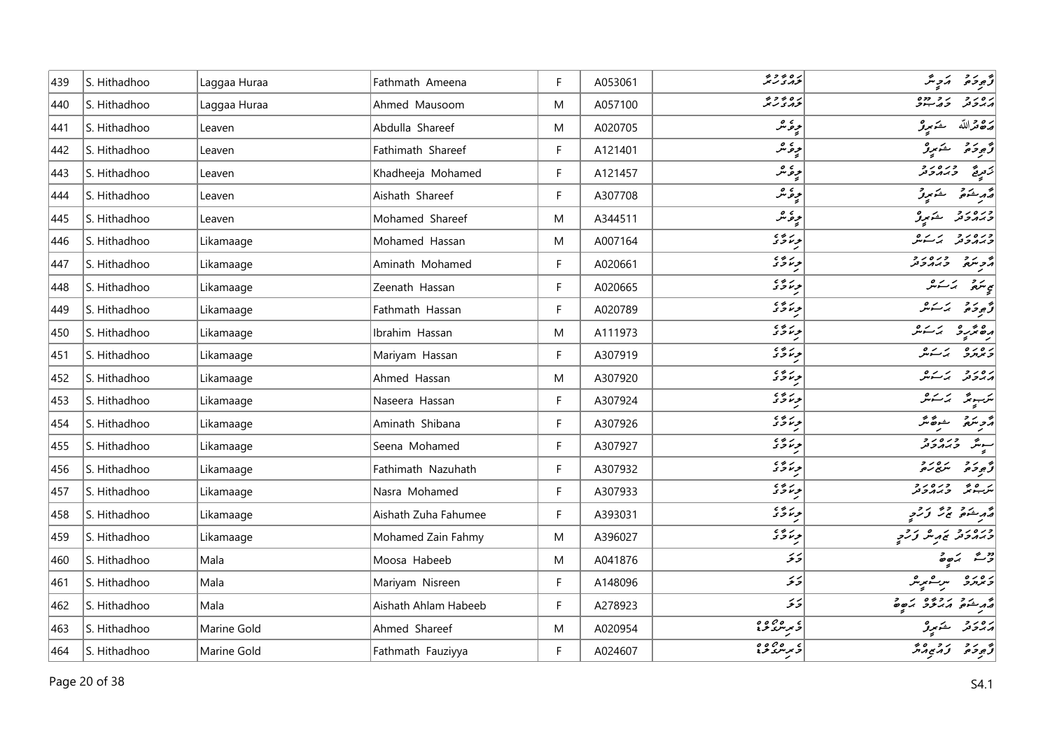| 439 | S. Hithadhoo | Laggaa Huraa | Fathmath Ameena | F | A053061 | ލައްގާހުރާ | ފާތިމަތު އަމީނާ |
|---|---|---|---|---|---|---|---|
| 440 | S. Hithadhoo | Laggaa Huraa | Ahmed Mausoom | M | A057100 | ލައްގާހުރާ | އަހުމަދު މައުޞޫމު |
| 441 | S. Hithadhoo | Leaven | Abdulla Shareef | M | A020705 | ލީވަން | އަބްދުﷲ ޝަރީފު |
| 442 | S. Hithadhoo | Leaven | Fathimath Shareef | F | A121401 | ލީވަން | ފާތިމަތު ޝަރީފު |
| 443 | S. Hithadhoo | Leaven | Khadheeja Mohamed | F | A121457 | ލީވަން | ޚަދީޖާ މުޙައްމަދު |
| 444 | S. Hithadhoo | Leaven | Aishath Shareef | F | A307708 | ލީވަން | އާއިޝަތު ޝަރީފު |
| 445 | S. Hithadhoo | Leaven | Mohamed Shareef | M | A344511 | ލީވަން | މުޙައްމަދު ޝަރީފު |
| 446 | S. Hithadhoo | Likamaage | Mohamed Hassan | M | A007164 | ލިކަމާގެ | މުޙައްމަދު ހަސަން |
| 447 | S. Hithadhoo | Likamaage | Aminath Mohamed | F | A020661 | ލިކަމާގެ | އާމިނަތު މުޙައްމަދު |
| 448 | S. Hithadhoo | Likamaage | Zeenath Hassan | F | A020665 | ލިކަމާގެ | ޒީނަތު ހަސަން |
| 449 | S. Hithadhoo | Likamaage | Fathmath Hassan | F | A020789 | ލިކަމާގެ | ފާތިމަތު ހަސަން |
| 450 | S. Hithadhoo | Likamaage | Ibrahim Hassan | M | A111973 | ލިކަމާގެ | އިބްރާހީމް ހަސަން |
| 451 | S. Hithadhoo | Likamaage | Mariyam Hassan | F | A307919 | ލިކަމާގެ | މަރިޔަމް ހަސަން |
| 452 | S. Hithadhoo | Likamaage | Ahmed Hassan | M | A307920 | ލިކަމާގެ | އަހުމަދު ހަސަން |
| 453 | S. Hithadhoo | Likamaage | Naseera Hassan | F | A307924 | ލިކަމާގެ | ނަސީރާ ހަސަން |
| 454 | S. Hithadhoo | Likamaage | Aminath Shibana | F | A307926 | ލިކަމާގެ | އާމިނަތު ޝިބާނާ |
| 455 | S. Hithadhoo | Likamaage | Seena Mohamed | F | A307927 | ލިކަމާގެ | ސީނާ މުޙައްމަދު |
| 456 | S. Hithadhoo | Likamaage | Fathimath Nazuhath | F | A307932 | ލިކަމާގެ | ފާތިމަތު ނަޒުހަތު |
| 457 | S. Hithadhoo | Likamaage | Nasra Mohamed | F | A307933 | ލިކަމާގެ | ނަސްރާ މުޙައްމަދު |
| 458 | S. Hithadhoo | Likamaage | Aishath Zuha Fahumee | F | A393031 | ލިކަމާގެ | އާއިޝަތު ޒުހާ ފަހުމީ |
| 459 | S. Hithadhoo | Likamaage | Mohamed Zain Fahmy | M | A396027 | ލިކަމާގެ | މުޙައްމަދު ޒައިން ފަހުމީ |
| 460 | S. Hithadhoo | Mala | Moosa Habeeb | M | A041876 | މަލަ | މޫސާ ހަބީބު |
| 461 | S. Hithadhoo | Mala | Mariyam Nisreen | F | A148096 | މަލަ | މަރިޔަމް ނިސްރީން |
| 462 | S. Hithadhoo | Mala | Aishath Ahlam Habeeb | F | A278923 | މަލަ | އާއިޝަތު އަހުލާމް ހަބީބު |
| 463 | S. Hithadhoo | Marine Gold | Ahmed Shareef | M | A020954 | މެރިންގޯލްޑް | އަހުމަދު ޝަރީފު |
| 464 | S. Hithadhoo | Marine Gold | Fathmath Fauziyya | F | A024607 | މެރިންގޯލްޑް | ފާތިމަތު ފައުޒިއްޔާ |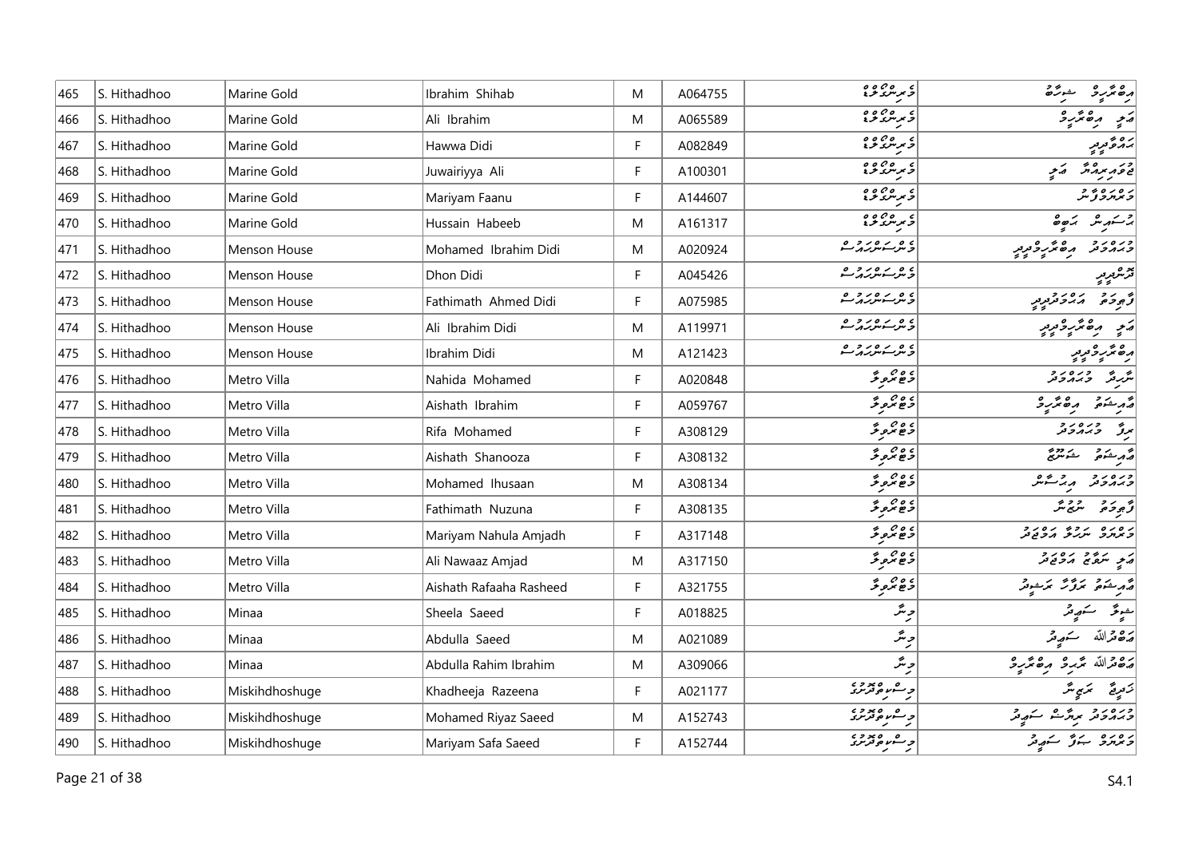| 465 | S. Hithadhoo | Marine Gold | Ibrahim Shihab | M | A064755 | ޯމެރިންގޯލްޑް | އިބްރާހީމް ޝިހާބް |
|---|---|---|---|---|---|---|---|
| 466 | S. Hithadhoo | Marine Gold | Ali Ibrahim | M | A065589 | ޯމެރިންގޯލްޑް | އަލި އިބްރާހީމް |
| 467 | S. Hithadhoo | Marine Gold | Hawwa Didi | F | A082849 | ޯމެރިންގޯލްޑް | ހައްވާދީދީ |
| 468 | S. Hithadhoo | Marine Gold | Juwairiyya Ali | F | A100301 | ޯމެރިންގޯލްޑް | ޖުވައިރިއްޔާ އަލި |
| 469 | S. Hithadhoo | Marine Gold | Mariyam Faanu | F | A144607 | ޯމެރިންގޯލްޑް | މަރިޔަމްފާނު |
| 470 | S. Hithadhoo | Marine Gold | Hussain Habeeb | M | A161317 | ޯމެރިންގޯލްޑް | ހުސައިން ހަބީބް |
| 471 | S. Hithadhoo | Menson House | Mohamed Ibrahim Didi | M | A020924 | މެންސަންހައުސް | މުޙައްމަދު އިބްރާހީމްދީދީ |
| 472 | S. Hithadhoo | Menson House | Dhon Didi | F | A045426 | މެންސަންހައުސް | ދޮންދީދީ |
| 473 | S. Hithadhoo | Menson House | Fathimath Ahmed Didi | F | A075985 | މެންސަންހައުސް | ފާތިމަތު އަހުމަދުދީދީ |
| 474 | S. Hithadhoo | Menson House | Ali Ibrahim Didi | M | A119971 | މެންސަންހައުސް | އަލި އިބްރާހީމްދީދީ |
| 475 | S. Hithadhoo | Menson House | Ibrahim Didi | M | A121423 | މެންސަންހައުސް | އިބްރާހީމްދީދީ |
| 476 | S. Hithadhoo | Metro Villa | Nahida Mohamed | F | A020848 | މެޓްރޯވިލާ | ނާހިދާ މުޙައްމަދު |
| 477 | S. Hithadhoo | Metro Villa | Aishath Ibrahim | F | A059767 | މެޓްރޯވިލާ | އާއިޝަތު އިބްރާހީމް |
| 478 | S. Hithadhoo | Metro Villa | Rifa Mohamed | F | A308129 | މެޓްރޯވިލާ | ރިފާ މުޙައްމަދު |
| 479 | S. Hithadhoo | Metro Villa | Aishath Shanooza | F | A308132 | މެޓްރޯވިލާ | އާއިޝަތު ޝަނޫޒާ |
| 480 | S. Hithadhoo | Metro Villa | Mohamed Ihusaan | M | A308134 | މެޓްރޯވިލާ | މުޙައްމަދު އިޙުސާން |
| 481 | S. Hithadhoo | Metro Villa | Fathimath Nuzuna | F | A308135 | މެޓްރޯވިލާ | ފާތިމަތު ނުޒުނާ |
| 482 | S. Hithadhoo | Metro Villa | Mariyam Nahula Amjadh | F | A317148 | މެޓްރޯވިލާ | މަރިޔަމް ނަހުލާ އަމްޖަދު |
| 483 | S. Hithadhoo | Metro Villa | Ali Nawaaz Amjad | M | A317150 | މެޓްރޯވިލާ | އަލި ނަވާޒު އަމްޖަދު |
| 484 | S. Hithadhoo | Metro Villa | Aishath Rafaaha Rasheed | F | A321755 | މެޓްރޯވިލާ | އާއިޝަތު ރަފާހާ ރަޝީދު |
| 485 | S. Hithadhoo | Minaa | Sheela Saeed | F | A018825 | މިނާ | ޝީލާ ސަޢީދު |
| 486 | S. Hithadhoo | Minaa | Abdulla Saeed | M | A021089 | މިނާ | އަބްދުﷲ ސަޢީދު |
| 487 | S. Hithadhoo | Minaa | Abdulla Rahim Ibrahim | M | A309066 | މިނާ | އަބްދުﷲ ރަހީމް އިބްރާހީމް |
| 488 | S. Hithadhoo | Miskihdhoshuge | Khadheeja Razeena | F | A021177 | މިސްކިތްދޮށުގެ | ޚަދީޖާ ރަޒީނާ |
| 489 | S. Hithadhoo | Miskihdhoshuge | Mohamed Riyaz Saeed | M | A152743 | މިސްކިތްދޮށުގެ | މުޙައްމަދު ރިޔާޒް ސަޢީދު |
| 490 | S. Hithadhoo | Miskihdhoshuge | Mariyam Safa Saeed | F | A152744 | މިސްކިތްދޮށުގެ | މަރިޔަމް ސަފާ ސަޢީދު |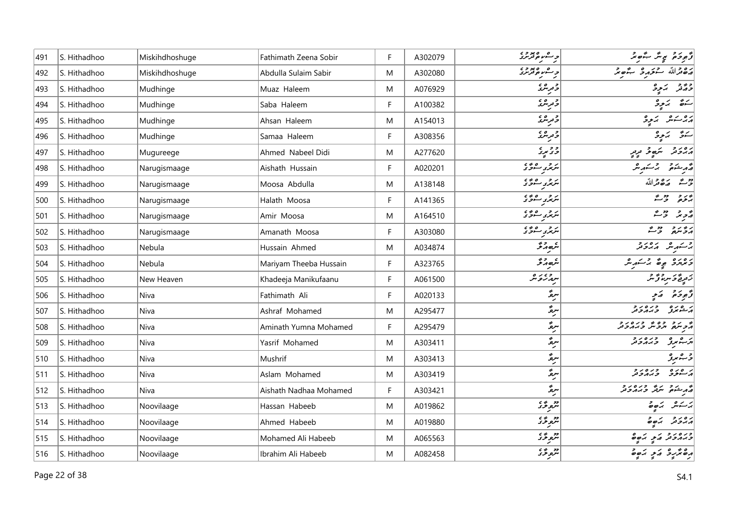| 491 | S. Hithadhoo | Miskihdhoshuge | Fathimath Zeena Sobir | F | A302079 | ޑިސްކިއްދޯޝުގެ | ފާތިމަތު ޒީނާ ސާބިރު |
|---|---|---|---|---|---|---|---|
| 492 | S. Hithadhoo | Miskihdhoshuge | Abdulla Sulaim Sabir | M | A302080 | ޑިސްކިއްދޯޝުގެ | އަބްދުﷲ ސުލައިމް ސާބިރު |
| 493 | S. Hithadhoo | Mudhinge | Muaz Haleem | M | A076929 | މުދިންގެ | މުޢާޒު ހަލީމް |
| 494 | S. Hithadhoo | Mudhinge | Saba Haleem | F | A100382 | މުދިންގެ | ސަބާ ހަލީމް |
| 495 | S. Hithadhoo | Mudhinge | Ahsan Haleem | M | A154013 | މުދިންގެ | އަޙްސަން ހަލީމް |
| 496 | S. Hithadhoo | Mudhinge | Samaa Haleem | F | A308356 | މުދިންގެ | ސަމާ ހަލީމް |
| 497 | S. Hithadhoo | Mugureege | Ahmed Nabeel Didi | M | A277620 | މުގުރީގެ | އަޙްމަދު ނަބީލް ދީދީ |
| 498 | S. Hithadhoo | Narugismaage | Aishath Hussain | F | A020201 | ނަރުގިސްމާގެ | އައިޝަތު ހުސައިން |
| 499 | S. Hithadhoo | Narugismaage | Moosa Abdulla | M | A138148 | ނަރުގިސްމާގެ | މޫސާ އަބްދުﷲ |
| 500 | S. Hithadhoo | Narugismaage | Halath Moosa | F | A141365 | ނަރުގިސްމާގެ | ހާލަތު މޫސާ |
| 501 | S. Hithadhoo | Narugismaage | Amir Moosa | M | A164510 | ނަރުގިސްމާގެ | އާމިރު މޫސާ |
| 502 | S. Hithadhoo | Narugismaage | Amanath Moosa | F | A303080 | ނަރުގިސްމާގެ | އަމާނަތު މޫސާ |
| 503 | S. Hithadhoo | Nebula | Hussain Ahmed | M | A034874 | ނެބިއުލާ | ހުސައިން އަޙްމަދު |
| 504 | S. Hithadhoo | Nebula | Mariyam Theeba Hussain | F | A323765 | ނެބިއުލާ | މަރިޔަމް ތީބާ ހުސައިން |
| 505 | S. Hithadhoo | New Heaven | Khadeeja Manikufaanu | F | A061500 | ނިއުހެވަން | ޚަދީޖާ މަނިކުފާނު |
| 506 | S. Hithadhoo | Niva | Fathimath Ali | F | A020133 | ނިވާ | ފާތިމަތު އަލީ |
| 507 | S. Hithadhoo | Niva | Ashraf Mohamed | M | A295477 | ނިވާ | އަޝްރަފް މުޙައްމަދު |
| 508 | S. Hithadhoo | Niva | Aminath Yumna Mohamed | F | A295479 | ނިވާ | އާމިނަތު ޔުމްނާ މުޙައްމަދު |
| 509 | S. Hithadhoo | Niva | Yasrif Mohamed | M | A303411 | ނިވާ | ޔަސްރިފް މުޙައްމަދު |
| 510 | S. Hithadhoo | Niva | Mushrif | M | A303413 | ނިވާ | މުޝްރިފް |
| 511 | S. Hithadhoo | Niva | Aslam Mohamed | M | A303419 | ނިވާ | އަސްލަމް މުޙައްމަދު |
| 512 | S. Hithadhoo | Niva | Aishath Nadhaa Mohamed | F | A303421 | ނިވާ | އައިޝަތު ނަދާ މުޙައްމަދު |
| 513 | S. Hithadhoo | Noovilaage | Hassan Habeeb | M | A019862 | ނޫވިލާގެ | ހަސަން ހަބީބު |
| 514 | S. Hithadhoo | Noovilaage | Ahmed Habeeb | M | A019880 | ނޫވިލާގެ | އަޙްމަދު ހަބީބު |
| 515 | S. Hithadhoo | Noovilaage | Mohamed Ali Habeeb | M | A065563 | ނޫވިލާގެ | މުޙައްމަދު އަލީ ހަބީބު |
| 516 | S. Hithadhoo | Noovilaage | Ibrahim Ali Habeeb | M | A082458 | ނޫވިލާގެ | އިބްރާހީމް އަލީ ހަބީބު |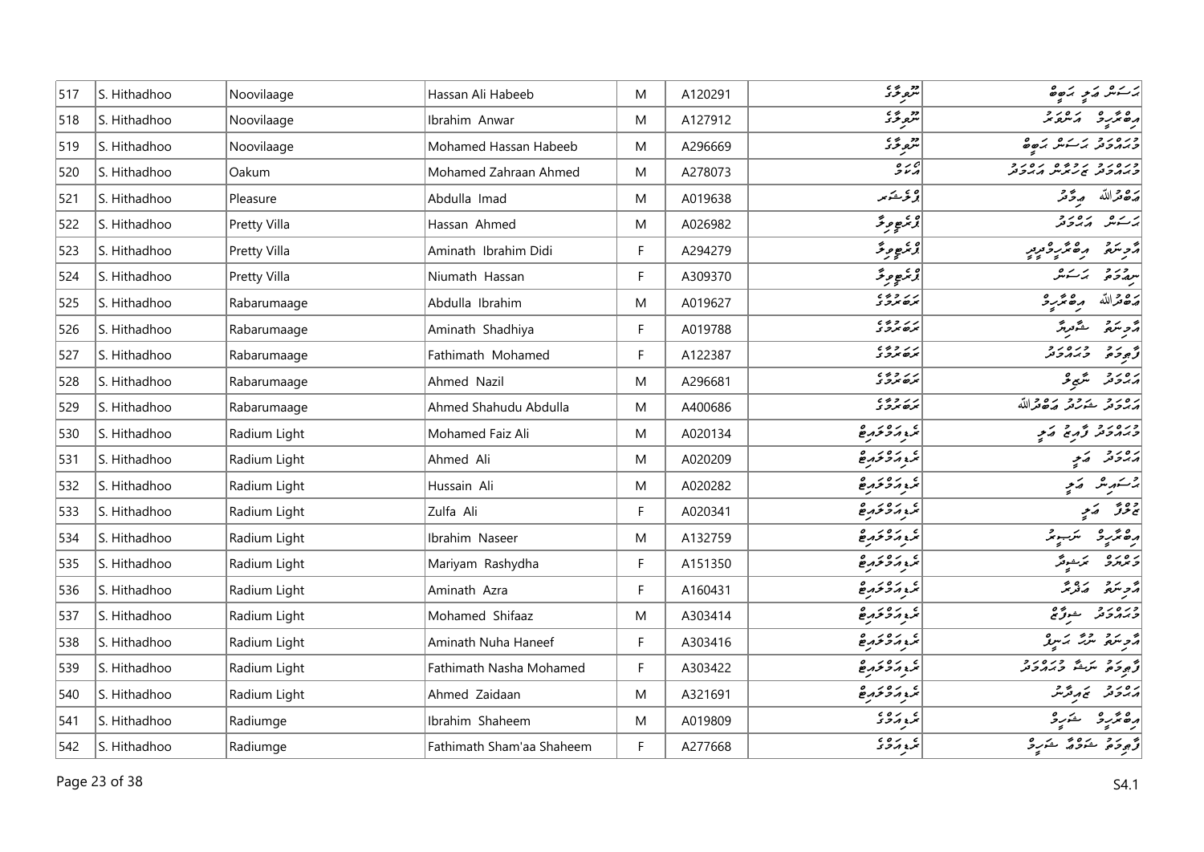| 517 | S. Hithadhoo | Noovilaage | Hassan Ali Habeeb | M | A120291 | ނޫވިލާގެ | ހަސަން ޢަލީ ހަބީބު |
|---|---|---|---|---|---|---|---|
| 518 | S. Hithadhoo | Noovilaage | Ibrahim Anwar | M | A127912 | ނޫވިލާގެ | އިބްރާހީމް އަންވަރު |
| 519 | S. Hithadhoo | Noovilaage | Mohamed Hassan Habeeb | M | A296669 | ނޫވިލާގެ | މުޙައްމަދު ހަސަން ހަބީބު |
| 520 | S. Hithadhoo | Oakum | Mohamed Zahraan Ahmed | M | A278073 | އޯކަމް | މުޙައްމަދު ޒަހްރާން އަޙްމަދު |
| 521 | S. Hithadhoo | Pleasure | Abdulla Imad | M | A019638 | ޕްލެޝަރ | އަބްދުﷲ އިމާދު |
| 522 | S. Hithadhoo | Pretty Villa | Hassan Ahmed | M | A026982 | ޕްރެޓީވިލާ | ހަސަން އަޙްމަދު |
| 523 | S. Hithadhoo | Pretty Villa | Aminath Ibrahim Didi | F | A294279 | ޕްރެޓީވިލާ | އާމިނަތު އިބްރާހީމްދީދީ |
| 524 | S. Hithadhoo | Pretty Villa | Niumath Hassan | F | A309370 | ޕްރެޓީވިލާ | ނިޢުމަތު ހަސަން |
| 525 | S. Hithadhoo | Rabarumaage | Abdulla Ibrahim | M | A019627 | ރަބަރުމާގެ | އަބްދުﷲ އިބްރާހީމް |
| 526 | S. Hithadhoo | Rabarumaage | Aminath Shadhiya | F | A019788 | ރަބަރުމާގެ | އާމިނަތު ޝާދިޔާ |
| 527 | S. Hithadhoo | Rabarumaage | Fathimath Mohamed | F | A122387 | ރަބަރުމާގެ | ފާތިމަތު މުޙައްމަދު |
| 528 | S. Hithadhoo | Rabarumaage | Ahmed Nazil | M | A296681 | ރަބަރުމާގެ | އަޙްމަދު ނާޒިލް |
| 529 | S. Hithadhoo | Rabarumaage | Ahmed Shahudu Abdulla | M | A400686 | ރަބަރުމާގެ | އަޙްމަދު ޝަހުދު އަބްދުﷲ |
| 530 | S. Hithadhoo | Radium Light | Mohamed Faiz Ali | M | A020134 | ރޭޑިއަމްލައިޓް | މުޙައްމަދު ފާއިޒް ޢަލީ |
| 531 | S. Hithadhoo | Radium Light | Ahmed Ali | M | A020209 | ރޭޑިއަމްލައިޓް | އަޙްމަދު ޢަލީ |
| 532 | S. Hithadhoo | Radium Light | Hussain Ali | M | A020282 | ރޭޑިއަމްލައިޓް | ޙުސައިން ޢަލީ |
| 533 | S. Hithadhoo | Radium Light | Zulfa Ali | F | A020341 | ރޭޑިއަމްލައިޓް | ޒުލްފާ ޢަލީ |
| 534 | S. Hithadhoo | Radium Light | Ibrahim Naseer | M | A132759 | ރޭޑިއަމްލައިޓް | އިބްރާހީމް ނަސީރު |
| 535 | S. Hithadhoo | Radium Light | Mariyam Rashydha | F | A151350 | ރޭޑިއަމްލައިޓް | މަރިޔަމް ރަޝީދާ |
| 536 | S. Hithadhoo | Radium Light | Aminath Azra | F | A160431 | ރޭޑިއަމްލައިޓް | އާމިނަތު އަޒްރާ |
| 537 | S. Hithadhoo | Radium Light | Mohamed Shifaaz | M | A303414 | ރޭޑިއަމްލައިޓް | މުޙައްމަދު ޝިފާޒް |
| 538 | S. Hithadhoo | Radium Light | Aminath Nuha Haneef | F | A303416 | ރޭޑިއަމްލައިޓް | އާމިނަތު ނުހާ ހަނީފް |
| 539 | S. Hithadhoo | Radium Light | Fathimath Nasha Mohamed | F | A303422 | ރޭޑިއަމްލައިޓް | ފާތިމަތު ނަޝާ މުޙައްމަދު |
| 540 | S. Hithadhoo | Radium Light | Ahmed Zaidaan | M | A321691 | ރޭޑިއަމްލައިޓް | އަޙްމަދު ޒައިދާން |
| 541 | S. Hithadhoo | Radiumge | Ibrahim Shaheem | M | A019809 | ރޭޑިއަމްގެ | އިބްރާހީމް ޝަހީމް |
| 542 | S. Hithadhoo | Radiumge | Fathimath Sham'aa Shaheem | F | A277668 | ރޭޑިއަމްގެ | ފާތިމަތު ޝަމްޢާ ޝަހީމް |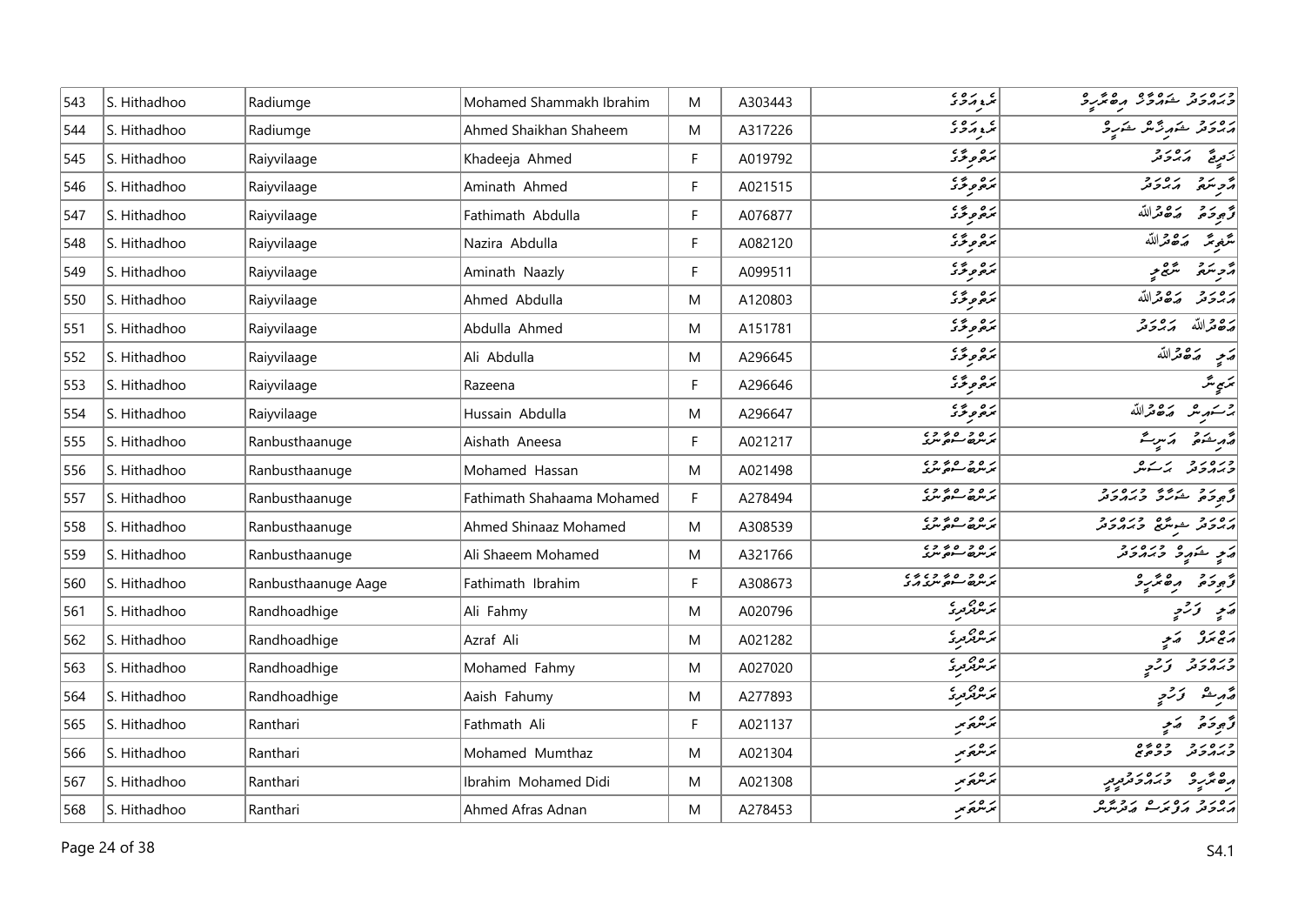| 543 | S. Hithadhoo | Radiumge | Mohamed Shammakh Ibrahim | M | A303443 | ރޭޑިއަމްގެ | މުހައްމަދު ޝައްމާޚް އިބްރާހީމް |
|---|---|---|---|---|---|---|---|
| 544 | S. Hithadhoo | Radiumge | Ahmed Shaikhan Shaheem | M | A317226 | ރޭޑިއަމްގެ | އަޙްމަދު ޝައިޚާން ޝަހީމް |
| 545 | S. Hithadhoo | Raiyvilaage | Khadeeja Ahmed | F | A019792 | ރައްވިލާގެ | ޚަދީޖާ އަޙްމަދު |
| 546 | S. Hithadhoo | Raiyvilaage | Aminath Ahmed | F | A021515 | ރައްވިލާގެ | އާމިނަތު އަޙްމަދު |
| 547 | S. Hithadhoo | Raiyvilaage | Fathimath Abdulla | F | A076877 | ރައްވިލާގެ | ފާތިމަތު އަބްދުﷲ |
| 548 | S. Hithadhoo | Raiyvilaage | Nazira Abdulla | F | A082120 | ރައްވިލާގެ | ނާޒިރާ އަބްދުﷲ |
| 549 | S. Hithadhoo | Raiyvilaage | Aminath Naazly | F | A099511 | ރައްވިލާގެ | އާމިނަތު ނާޒްލީ |
| 550 | S. Hithadhoo | Raiyvilaage | Ahmed Abdulla | M | A120803 | ރައްވިލާގެ | އަޙްމަދު އަބްދުﷲ |
| 551 | S. Hithadhoo | Raiyvilaage | Abdulla Ahmed | M | A151781 | ރައްވިލާގެ | އަބްދުﷲ އަޙްމަދު |
| 552 | S. Hithadhoo | Raiyvilaage | Ali Abdulla | M | A296645 | ރައްވިލާގެ | އަލި އަބްދުﷲ |
| 553 | S. Hithadhoo | Raiyvilaage | Razeena | F | A296646 | ރައްވިލާގެ | ރަޒީނާ |
| 554 | S. Hithadhoo | Raiyvilaage | Hussain Abdulla | M | A296647 | ރައްވިލާގެ | ހުސައިން އަބްދުﷲ |
| 555 | S. Hithadhoo | Ranbusthaanuge | Aishath Aneesa | F | A021217 | ރަންބުސްތާނުގެ | އާއިޝަތު އަނީސާ |
| 556 | S. Hithadhoo | Ranbusthaanuge | Mohamed Hassan | M | A021498 | ރަންބުސްތާނުގެ | މުހައްމަދު ހަސަން |
| 557 | S. Hithadhoo | Ranbusthaanuge | Fathimath Shahaama Mohamed | F | A278494 | ރަންބުސްތާނުގެ | ފާތިމަތު ޝަހާމާ މުހައްމަދު |
| 558 | S. Hithadhoo | Ranbusthaanuge | Ahmed Shinaaz Mohamed | M | A308539 | ރަންބުސްތާނުގެ | އަޙްމަދު ޝިނާޒް މުހައްމަދު |
| 559 | S. Hithadhoo | Ranbusthaanuge | Ali Shaeem Mohamed | M | A321766 | ރަންބުސްތާނުގެ | އަލި ޝައީމް މުހައްމަދު |
| 560 | S. Hithadhoo | Ranbusthaanuge Aage | Fathimath Ibrahim | F | A308673 | ރަންބުސްތާނުގެއާގެ | ފާތިމަތު އިބްރާހީމް |
| 561 | S. Hithadhoo | Randhoadhige | Ali Fahmy | M | A020796 | ރަންދޯދިގެ | އަލި ފަހުމީ |
| 562 | S. Hithadhoo | Randhoadhige | Azraf Ali | M | A021282 | ރަންދޯދިގެ | އަޒްރަފް އަލި |
| 563 | S. Hithadhoo | Randhoadhige | Mohamed Fahmy | M | A027020 | ރަންދޯދިގެ | މުހައްމަދު ފަހުމީ |
| 564 | S. Hithadhoo | Randhoadhige | Aaish Fahumy | M | A277893 | ރަންދޯދިގެ | އާއިޝް ފަހުމީ |
| 565 | S. Hithadhoo | Ranthari | Fathmath Ali | F | A021137 | ރަންތަރި | ފާތިމަތު އަލި |
| 566 | S. Hithadhoo | Ranthari | Mohamed Mumthaz | M | A021304 | ރަންތަރި | މުހައްމަދު މުމްތާޒް |
| 567 | S. Hithadhoo | Ranthari | Ibrahim Mohamed Didi | M | A021308 | ރަންތަރި | އިބްރާހީމް މުހައްމަދުދީދީ |
| 568 | S. Hithadhoo | Ranthari | Ahmed Afras Adnan | M | A278453 | ރަންތަރި | އަޙްމަދު އަފްރަސް އަދްނާން |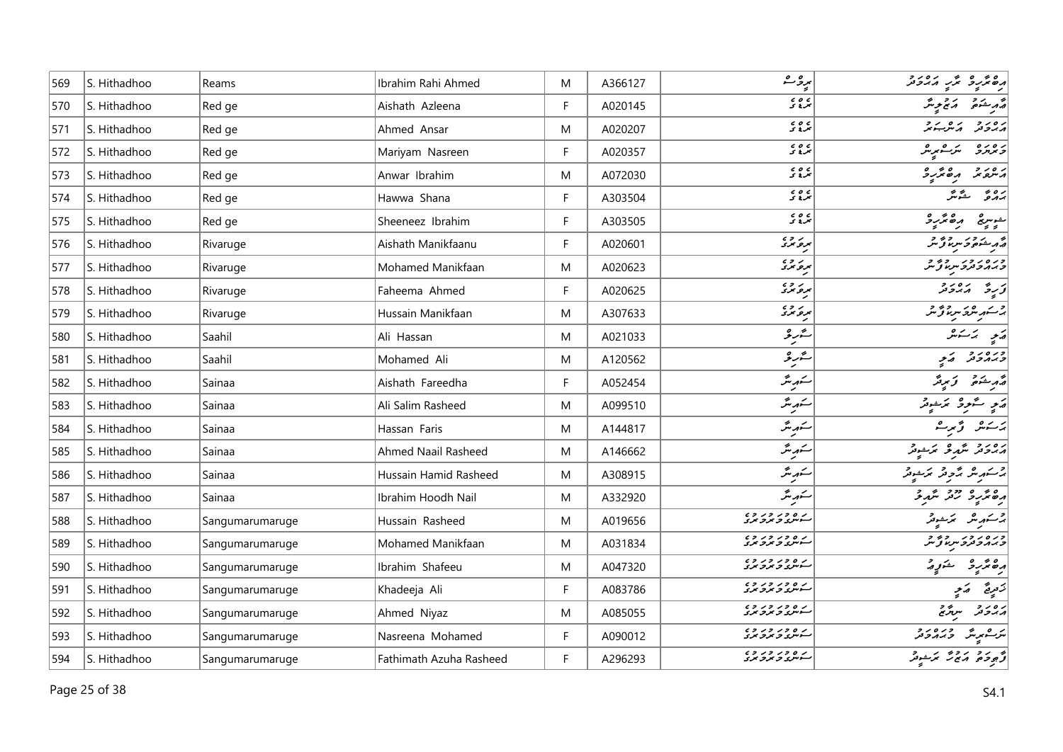| 569 | S. Hithadhoo | Reams | Ibrahim Rahi Ahmed | M | A366127 | ރީމްސް | އިބްރާހީމް ރާހީ އަހުމަދު |
|---|---|---|---|---|---|---|---|
| 570 | S. Hithadhoo | Red ge | Aishath Azleena | F | A020145 | ރެޑްގެ | އާއިޝަތު އަޒްލީނާ |
| 571 | S. Hithadhoo | Red ge | Ahmed Ansar | M | A020207 | ރެޑްގެ | އަހުމަދު އަންސާރު |
| 572 | S. Hithadhoo | Red ge | Mariyam Nasreen | F | A020357 | ރެޑްގެ | މަރިޔަމް ނަސްރީން |
| 573 | S. Hithadhoo | Red ge | Anwar Ibrahim | M | A072030 | ރެޑްގެ | އަންވަރު އިބްރާހީމް |
| 574 | S. Hithadhoo | Red ge | Hawwa Shana | F | A303504 | ރެޑްގެ | ހައްވާ ޝާނާ |
| 575 | S. Hithadhoo | Red ge | Sheeneez Ibrahim | F | A303505 | ރެޑްގެ | ޝީނީޒް އިބްރާހީމް |
| 576 | S. Hithadhoo | Rivaruge | Aishath Manikfaanu | F | A020601 | ރިވަރުގެ | އާއިޝަތު މަނިކްފާނު |
| 577 | S. Hithadhoo | Rivaruge | Mohamed Manikfaan | M | A020623 | ރިވަރުގެ | މުހައްމަދު މަނިކްފާން |
| 578 | S. Hithadhoo | Rivaruge | Faheema Ahmed | F | A020625 | ރިވަރުގެ | ފަހީމާ އަހުމަދު |
| 579 | S. Hithadhoo | Rivaruge | Hussain Manikfaan | M | A307633 | ރިވަރުގެ | ހުސައިން މަނިކްފާން |
| 580 | S. Hithadhoo | Saahil | Ali Hassan | M | A021033 | ސާހިލް | އަލި ހަސަން |
| 581 | S. Hithadhoo | Saahil | Mohamed Ali | M | A120562 | ސާހިލް | މުހައްމަދު އަލި |
| 582 | S. Hithadhoo | Sainaa | Aishath Fareedha | F | A052454 | ސައިނާ | އާއިޝަތު ފަރީދާ |
| 583 | S. Hithadhoo | Sainaa | Ali Salim Rasheed | M | A099510 | ސައިނާ | އަލި ސާލިމް ރަޝީދު |
| 584 | S. Hithadhoo | Sainaa | Hassan Faris | M | A144817 | ސައިނާ | ހަސަން ފާރިސް |
| 585 | S. Hithadhoo | Sainaa | Ahmed Naail Rasheed | M | A146662 | ސައިނާ | އަހުމަދު ނާއިލް ރަޝީދު |
| 586 | S. Hithadhoo | Sainaa | Hussain Hamid Rasheed | M | A308915 | ސައިނާ | ހުސައިން ހާމިދު ރަޝީދު |
| 587 | S. Hithadhoo | Sainaa | Ibrahim Hoodh Nail | M | A332920 | ސައިނާ | އިބްރާހީމް ހޫދު ނާއިލް |
| 588 | S. Hithadhoo | Sangumarumaruge | Hussain Rasheed | M | A019656 | ސަންގުމަރުމަރުގެ | ހުސައިން ރަޝީދު |
| 589 | S. Hithadhoo | Sangumarumaruge | Mohamed Manikfaan | M | A031834 | ސަންގުމަރުމަރުގެ | މުހައްމަދު މަނިކްފާން |
| 590 | S. Hithadhoo | Sangumarumaruge | Ibrahim Shafeeu | M | A047320 | ސަންގުމަރުމަރުގެ | އިބްރާހީމް ޝަފީޢު |
| 591 | S. Hithadhoo | Sangumarumaruge | Khadeeja Ali | F | A083786 | ސަންގުމަރުމަރުގެ | ޚަދީޖާ އަލި |
| 592 | S. Hithadhoo | Sangumarumaruge | Ahmed Niyaz | M | A085055 | ސަންގުމަރުމަރުގެ | އަހުމަދު ނިޔާޒު |
| 593 | S. Hithadhoo | Sangumarumaruge | Nasreena Mohamed | F | A090012 | ސަންގުމަރުމަރުގެ | ނަސްރީނާ މުހައްމަދު |
| 594 | S. Hithadhoo | Sangumarumaruge | Fathimath Azuha Rasheed | F | A296293 | ސަންގުމަރުމަރުގެ | ފާތިމަތު އަޟުހާ ރަޝީދު |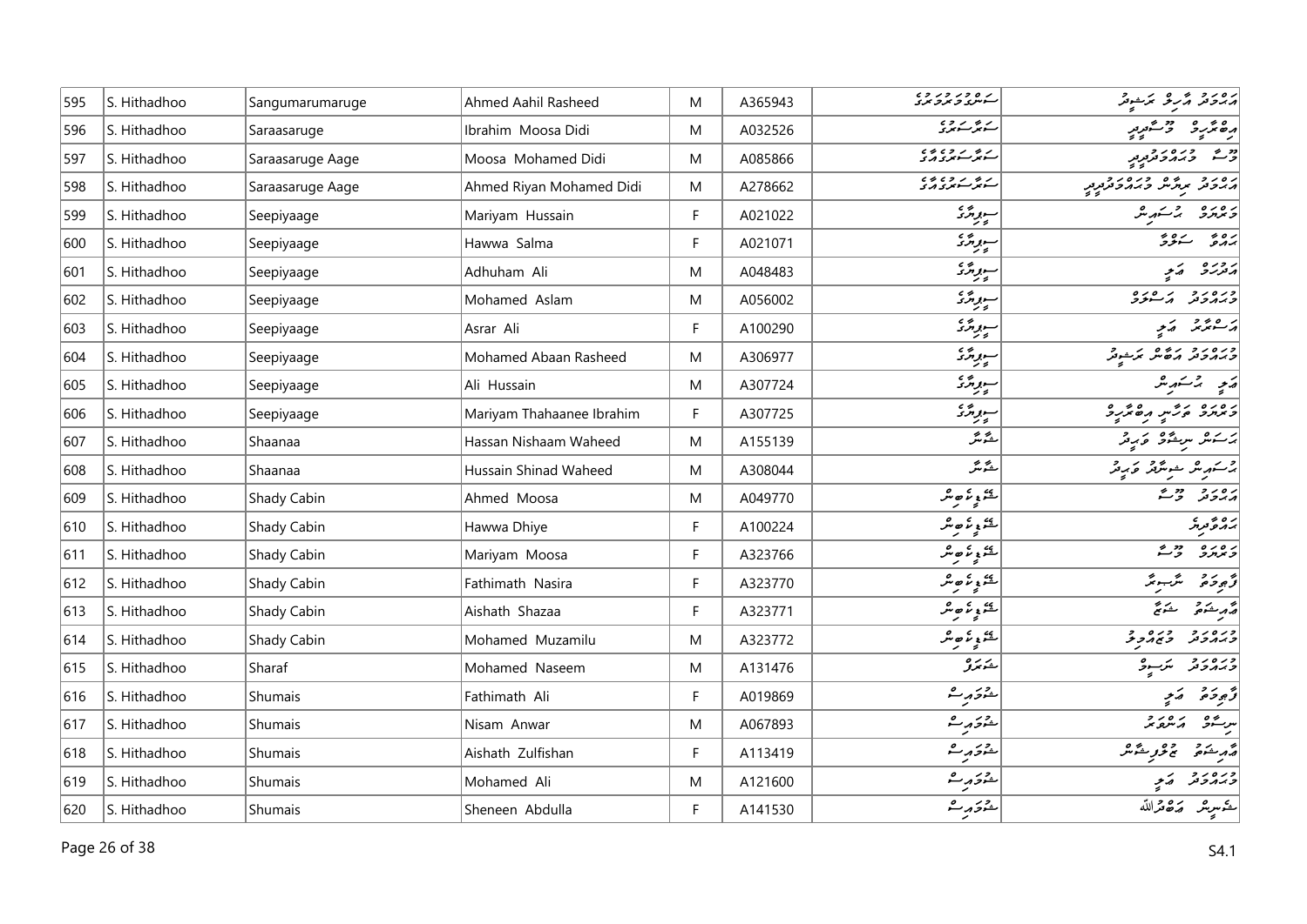| 595 | S. Hithadhoo | Sangumarumaruge | Ahmed Aahil Rasheed | M | A365943 | ސަނގުމަރުމަރުގެ | އަޙްމަދު އާހިލް ރަޝީދު |
|---|---|---|---|---|---|---|---|
| 596 | S. Hithadhoo | Saraasaruge | Ibrahim Moosa Didi | M | A032526 | ސަރާސަރުގެ | އިބްރާހީމް މޫސާދީދީ |
| 597 | S. Hithadhoo | Saraasaruge Aage | Moosa Mohamed Didi | M | A085866 | ސަރާސަރުގެއާގެ | މޫސާ މުޙައްމަދުދީދީ |
| 598 | S. Hithadhoo | Saraasaruge Aage | Ahmed Riyan Mohamed Didi | M | A278662 | ސަރާސަރުގެއާގެ | އަޙްމަދު ރިޔާން މުޙައްމަދުދީދީ |
| 599 | S. Hithadhoo | Seepiyaage | Mariyam Hussain | F | A021022 | ސީޕިޔާގެ | މަރިޔަމް ހުސައިން |
| 600 | S. Hithadhoo | Seepiyaage | Hawwa Salma | F | A021071 | ސީޕިޔާގެ | ހައްވާ ސަލްމާ |
| 601 | S. Hithadhoo | Seepiyaage | Adhuham Ali | M | A048483 | ސީޕިޔާގެ | އަދުހަމް އަލި |
| 602 | S. Hithadhoo | Seepiyaage | Mohamed Aslam | M | A056002 | ސީޕިޔާގެ | މުޙައްމަދު އަސްލަމް |
| 603 | S. Hithadhoo | Seepiyaage | Asrar Ali | F | A100290 | ސީޕިޔާގެ | އަސްރާރު އަލި |
| 604 | S. Hithadhoo | Seepiyaage | Mohamed Abaan Rasheed | M | A306977 | ސީޕިޔާގެ | މުޙައްމަދު އަބާން ރަޝީދު |
| 605 | S. Hithadhoo | Seepiyaage | Ali Hussain | M | A307724 | ސީޕިޔާގެ | އަލި ހުސައިން |
| 606 | S. Hithadhoo | Seepiyaage | Mariyam Thahaanee Ibrahim | F | A307725 | ސީޕިޔާގެ | މަރިޔަމް ތަހާނީ އިބްރާހީމް |
| 607 | S. Hithadhoo | Shaanaa | Hassan Nishaam Waheed | M | A155139 | ޝާނާ | ހަސަން ނިޝާމް ވަހީދު |
| 608 | S. Hithadhoo | Shaanaa | Hussain Shinad Waheed | M | A308044 | ޝާނާ | ހުސައިން ޝިނާދު ވަހީދު |
| 609 | S. Hithadhoo | Shady Cabin | Ahmed Moosa | M | A049770 | ޝޭޑީކެބިން | އަޙްމަދު މޫސާ |
| 610 | S. Hithadhoo | Shady Cabin | Hawwa Dhiye | F | A100224 | ޝޭޑީކެބިން | ހައްވާދިޔެ |
| 611 | S. Hithadhoo | Shady Cabin | Mariyam Moosa | F | A323766 | ޝޭޑީކެބިން | މަރިޔަމް މޫސާ |
| 612 | S. Hithadhoo | Shady Cabin | Fathimath Nasira | F | A323770 | ޝޭޑީކެބިން | ފާތިމަތު ނާސިރާ |
| 613 | S. Hithadhoo | Shady Cabin | Aishath Shazaa | F | A323771 | ޝޭޑީކެބިން | އާއިޝަތު ޝަޒާ |
| 614 | S. Hithadhoo | Shady Cabin | Mohamed Muzamilu | M | A323772 | ޝޭޑީކެބިން | މުޙައްމަދު މުޒައްމިލު |
| 615 | S. Hithadhoo | Sharaf | Mohamed Naseem | M | A131476 | ޝަރަފް | މުޙައްމަދު ނަސީމް |
| 616 | S. Hithadhoo | Shumais | Fathimath Ali | F | A019869 | ޝުމައިސް | ފާތިމަތު އަލި |
| 617 | S. Hithadhoo | Shumais | Nisam Anwar | M | A067893 | ޝުމައިސް | ނިސާމް އަންވަރު |
| 618 | S. Hithadhoo | Shumais | Aishath Zulfishan | F | A113419 | ޝުމައިސް | އާއިޝަތު ޒުލްފިޝާން |
| 619 | S. Hithadhoo | Shumais | Mohamed Ali | M | A121600 | ޝުމައިސް | މުޙައްމަދު އަލި |
| 620 | S. Hithadhoo | Shumais | Sheneen Abdulla | F | A141530 | ޝުމައިސް | ޝެނީން އަބްދުﷲ |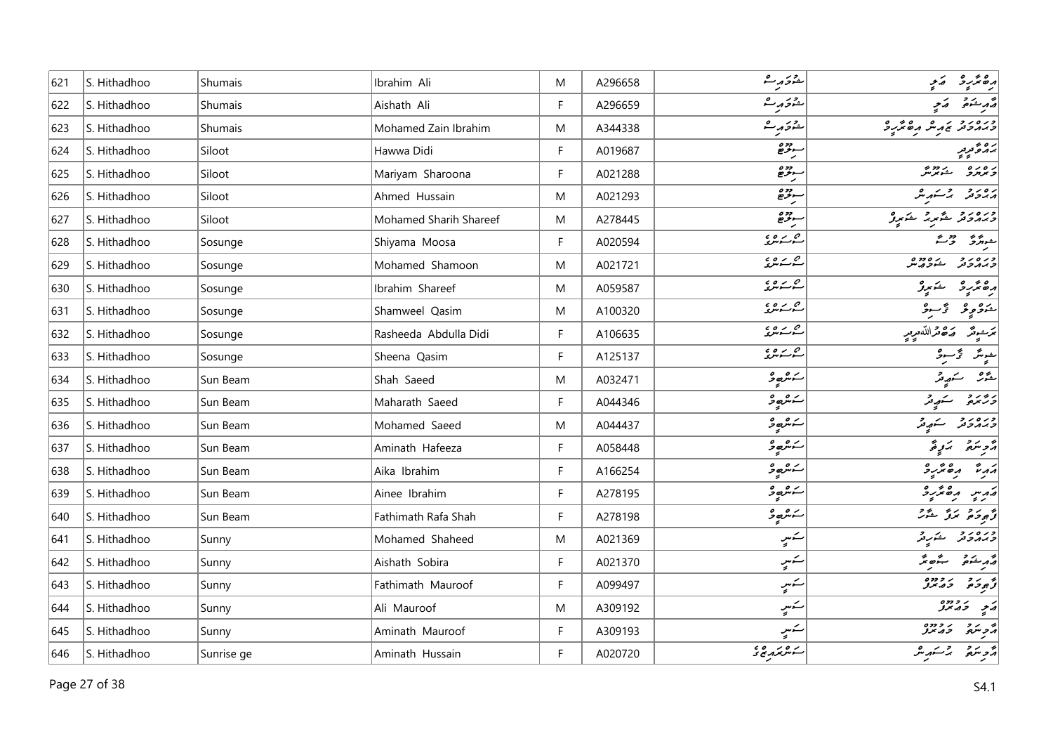| 621 | S. Hithadhoo | Shumais | Ibrahim Ali | M | A296658 | شۇމައިސް | އިބްރާހީމް އަލި |
|---|---|---|---|---|---|---|---|
| 622 | S. Hithadhoo | Shumais | Aishath Ali | F | A296659 | ޝުމައިސް | އައިޝަތު އަލި |
| 623 | S. Hithadhoo | Shumais | Mohamed Zain Ibrahim | M | A344338 | ޝުމައިސް | މުހައްމަދު ޒައިން އިބްރާހީމް |
| 624 | S. Hithadhoo | Siloot | Hawwa Didi | F | A019687 | ސިލޫޓް | ހައްވާދީދީ |
| 625 | S. Hithadhoo | Siloot | Mariyam Sharoona | F | A021288 | ސިލޫޓް | މަރިޔަމް ޝަރޫނާ |
| 626 | S. Hithadhoo | Siloot | Ahmed Hussain | M | A021293 | ސިލޫޓް | އަޙްމަދު ޙުސައިން |
| 627 | S. Hithadhoo | Siloot | Mohamed Sharih Shareef | M | A278445 | ސިލޫޓް | މުޙައްމަދު ޝާރިޙް ޝަރީފް |
| 628 | S. Hithadhoo | Sosunge | Shiyama Moosa | F | A020594 | ސޮސުންގެ | ޝިޔާމާ މޫސާ |
| 629 | S. Hithadhoo | Sosunge | Mohamed Shamoon | M | A021721 | ސޮސުންގެ | މުޙައްމަދު ޝަމްޢޫން |
| 630 | S. Hithadhoo | Sosunge | Ibrahim Shareef | M | A059587 | ސޮސުންގެ | އިބްރާހީމް ޝަރީފް |
| 631 | S. Hithadhoo | Sosunge | Shamweel Qasim | M | A100320 | ސޮސުންގެ | ޝަމްވީލް ޤާސިމް |
| 632 | S. Hithadhoo | Sosunge | Rasheeda Abdulla Didi | F | A106635 | ސޮސުންގެ | ރަޝީދާ އަބްދުﷲދީދީ |
| 633 | S. Hithadhoo | Sosunge | Sheena Qasim | F | A125137 | ސޮސުންގެ | ޝީނާ ޤާސިމް |
| 634 | S. Hithadhoo | Sun Beam | Shah Saeed | M | A032471 | ސަންބީމް | ޝާހް ސައީދު |
| 635 | S. Hithadhoo | Sun Beam | Maharath Saeed | F | A044346 | ސަންބީމް | މަހާރަތު ސައީދު |
| 636 | S. Hithadhoo | Sun Beam | Mohamed Saeed | M | A044437 | ސަންބީމް | މުޙައްމަދު ސައީދު |
| 637 | S. Hithadhoo | Sun Beam | Aminath Hafeeza | F | A058448 | ސަންބީމް | އާމިނަތު ހަފީޒާ |
| 638 | S. Hithadhoo | Sun Beam | Aika Ibrahim | F | A166254 | ސަންބީމް | އައިކާ އިބްރާހީމް |
| 639 | S. Hithadhoo | Sun Beam | Ainee Ibrahim | F | A278195 | ސަންބީމް | އައިނީ އިބްރާހީމް |
| 640 | S. Hithadhoo | Sun Beam | Fathimath Rafa Shah | F | A278198 | ސަންބީމް | ފާތިމަތު ރަފާ ޝާހް |
| 641 | S. Hithadhoo | Sunny | Mohamed Shaheed | M | A021369 | ސަނީ | މުޙައްމަދު ޝަހީދު |
| 642 | S. Hithadhoo | Sunny | Aishath Sobira | F | A021370 | ސަނީ | އައިޝަތު ޞާބިރާ |
| 643 | S. Hithadhoo | Sunny | Fathimath Mauroof | F | A099497 | ސަނީ | ފާތިމަތު މައުރޫފް |
| 644 | S. Hithadhoo | Sunny | Ali Mauroof | M | A309192 | ސަނީ | އަލި މައުރޫފް |
| 645 | S. Hithadhoo | Sunny | Aminath Mauroof | F | A309193 | ސަނީ | އާމިނަތު މައުރޫފް |
| 646 | S. Hithadhoo | Sunrise ge | Aminath Hussain | F | A020720 | ސަންރައިޒްގެ | އާމިނަތު ޙުސައިން |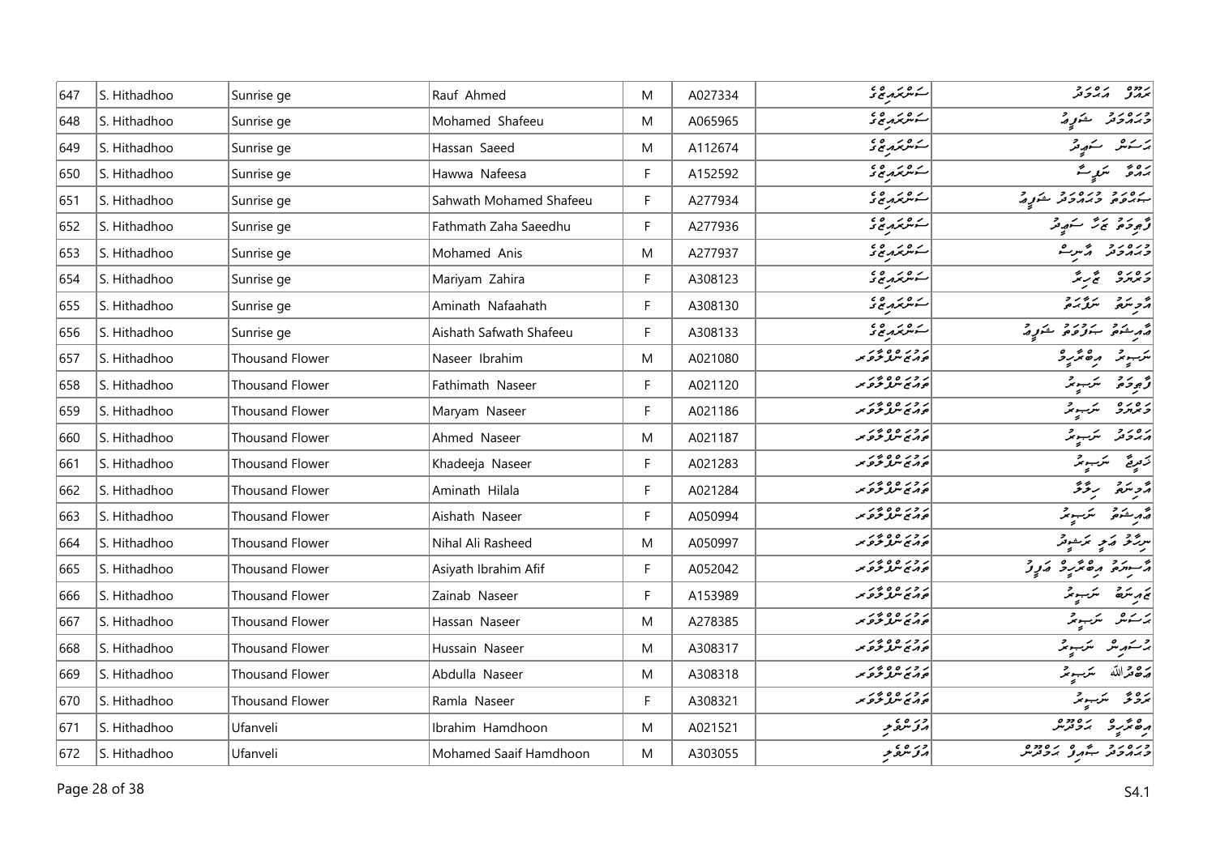| 647 | S. Hithadhoo | Sunrise ge | Rauf Ahmed | M | A027334 | ސަންރައިޒްގެ | ރައޫފު އަޙްމަދު |
|---|---|---|---|---|---|---|---|
| 648 | S. Hithadhoo | Sunrise ge | Mohamed Shafeeu | M | A065965 | ސަންރައިޒްގެ | މުޙައްމަދު ޝަފީޢު |
| 649 | S. Hithadhoo | Sunrise ge | Hassan Saeed | M | A112674 | ސަންރައިޒްގެ | ޙަސަން ސަޢީދު |
| 650 | S. Hithadhoo | Sunrise ge | Hawwa Nafeesa | F | A152592 | ސަންރައިޒްގެ | ޙައްވާ ނަފީސާ |
| 651 | S. Hithadhoo | Sunrise ge | Sahwath Mohamed Shafeeu | F | A277934 | ސަންރައިޒްގެ | ސަޙްވަތު މުޙައްމަދު ޝަފީޢު |
| 652 | S. Hithadhoo | Sunrise ge | Fathmath Zaha Saeedhu | F | A277936 | ސަންރައިޒްގެ | ފާތިމަތު ޒަހާ ސަޢީދު |
| 653 | S. Hithadhoo | Sunrise ge | Mohamed Anis | M | A277937 | ސަންރައިޒްގެ | މުޙައްމަދު އަނިސް |
| 654 | S. Hithadhoo | Sunrise ge | Mariyam Zahira | F | A308123 | ސަންރައިޒްގެ | މަރިޔަމް ޒާހިރާ |
| 655 | S. Hithadhoo | Sunrise ge | Aminath Nafaahath | F | A308130 | ސަންރައިޒްގެ | އާމިނަތު ނަފާހަތު |
| 656 | S. Hithadhoo | Sunrise ge | Aishath Safwath Shafeeu | F | A308133 | ސަންރައިޒްގެ | އާއިޝަތު ސަފްވަތު ޝަފީޢު |
| 657 | S. Hithadhoo | Thousand Flower | Naseer Ibrahim | M | A021080 | ތައުޒަންޑްފްލަވަރ | ނަސީރު އިބްރާހީމް |
| 658 | S. Hithadhoo | Thousand Flower | Fathimath Naseer | F | A021120 | ތައުޒަންޑްފްލަވަރ | ފާތިމަތު ނަސީރު |
| 659 | S. Hithadhoo | Thousand Flower | Maryam Naseer | F | A021186 | ތައުޒަންޑްފްލަވަރ | މަރިޔަމް ނަސީރު |
| 660 | S. Hithadhoo | Thousand Flower | Ahmed Naseer | M | A021187 | ތައުޒަންޑްފްލަވަރ | އަޙްމަދު ނަސީރު |
| 661 | S. Hithadhoo | Thousand Flower | Khadeeja Naseer | F | A021283 | ތައުޒަންޑްފްލަވަރ | ޚަދީޖާ ނަސީރު |
| 662 | S. Hithadhoo | Thousand Flower | Aminath Hilala | F | A021284 | ތައުޒަންޑްފްލަވަރ | އާމިނަތު ހިލާލާ |
| 663 | S. Hithadhoo | Thousand Flower | Aishath Naseer | F | A050994 | ތައުޒަންޑްފްލަވަރ | އާއިޝަތު ނަސީރު |
| 664 | S. Hithadhoo | Thousand Flower | Nihal Ali Rasheed | M | A050997 | ތައުޒަންޑްފްލަވަރ | ނިހާލު ޢަލީ ރަޝީދު |
| 665 | S. Hithadhoo | Thousand Flower | Asiyath Ibrahim Afif | F | A052042 | ތައުޒަންޑްފްލަވަރ | އާސިޔަތު އިބްރާހީމް ޢަފީފު |
| 666 | S. Hithadhoo | Thousand Flower | Zainab Naseer | F | A153989 | ތައުޒަންޑްފްލަވަރ | ޒައިނަބު ނަސީރު |
| 667 | S. Hithadhoo | Thousand Flower | Hassan Naseer | M | A278385 | ތައުޒަންޑްފްލަވަރ | ޙަސަން ނަސީރު |
| 668 | S. Hithadhoo | Thousand Flower | Hussain Naseer | M | A308317 | ތައުޒަންޑްފްލަވަރ | ޙުސައިން ނަސީރު |
| 669 | S. Hithadhoo | Thousand Flower | Abdulla Naseer | M | A308318 | ތައުޒަންޑްފްލަވަރ | އަބްދުﷲ ނަސީރު |
| 670 | S. Hithadhoo | Thousand Flower | Ramla Naseer | F | A308321 | ތައުޒަންޑްފްލަވަރ | ރަމްލާ ނަސީރު |
| 671 | S. Hithadhoo | Ufanveli | Ibrahim Hamdhoon | M | A021521 | އުފަންވެލި | އިބްރާހީމް ހަމްދޫން |
| 672 | S. Hithadhoo | Ufanveli | Mohamed Saaif Hamdhoon | M | A303055 | އުފަންވެލި | މުޙައްމަދު ސާއިފު ހަމްދޫން |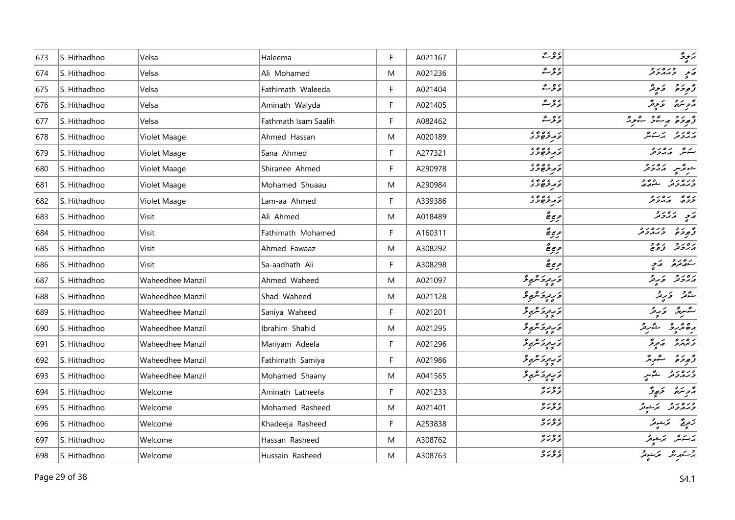| 673 | S. Hithadhoo | Velsa | Haleema | F | A021167 | ޑެލްސާ | ހަލީމާ |
|---|---|---|---|---|---|---|---|
| 674 | S. Hithadhoo | Velsa | Ali Mohamed | M | A021236 | ވެލްސާ | އަލީ މުހައްމަދު |
| 675 | S. Hithadhoo | Velsa | Fathimath Waleeda | F | A021404 | ވެލްސާ | ފާތިމަތު ވަލީދާ |
| 676 | S. Hithadhoo | Velsa | Aminath Walyda | F | A021405 | ވެލްސާ | އާމިނަތު ވަލީދާ |
| 677 | S. Hithadhoo | Velsa | Fathmath Isam Saalih | F | A082462 | ވެލްސާ | ފާތިމަތު އިސާމް ސާލިހް |
| 678 | S. Hithadhoo | Violet Maage | Ahmed Hassan | M | A020189 | ވައިލެޓްމާގެ | އަހްމަދު ހަސަން |
| 679 | S. Hithadhoo | Violet Maage | Sana Ahmed | F | A277321 | ވައިލެޓްމާގެ | ސަނާ އަހްމަދު |
| 680 | S. Hithadhoo | Violet Maage | Shiranee Ahmed | F | A290978 | ވައިލެޓްމާގެ | ޝިރާނީ އަހްމަދު |
| 681 | S. Hithadhoo | Violet Maage | Mohamed Shuaau | M | A290984 | ވައިލެޓްމާގެ | މުހައްމަދު ޝުޢާޢު |
| 682 | S. Hithadhoo | Violet Maage | Lam-aa Ahmed | F | A339386 | ވައިލެޓްމާގެ | ލަމްޢާ އަހްމަދު |
| 683 | S. Hithadhoo | Visit | Ali Ahmed | M | A018489 | ވިޒިޓް | އަލީ އަހްމަދު |
| 684 | S. Hithadhoo | Visit | Fathimath Mohamed | F | A160311 | ވިޒިޓް | ފާތިމަތު މުހައްމަދު |
| 685 | S. Hithadhoo | Visit | Ahmed Fawaaz | M | A308292 | ވިޒިޓް | އަހްމަދު ފަވާޒު |
| 686 | S. Hithadhoo | Visit | Sa-aadhath Ali | F | A308298 | ވިޒިޓް | ސަޢާދަތު އަލީ |
| 687 | S. Hithadhoo | Waheedhee Manzil | Ahmed Waheed | M | A021097 | ވަހީދީމަންޒިލް | އަހްމަދު ވަހީދު |
| 688 | S. Hithadhoo | Waheedhee Manzil | Shad Waheed | M | A021128 | ވަހީދީމަންޒިލް | ޝާދު ވަހީދު |
| 689 | S. Hithadhoo | Waheedhee Manzil | Saniya Waheed | F | A021201 | ވަހީދީމަންޒިލް | ސާނިޔާ ވަހީދު |
| 690 | S. Hithadhoo | Waheedhee Manzil | Ibrahim Shahid | M | A021295 | ވަހީދީމަންޒިލް | އިބްރާހިމް ޝާހިދު |
| 691 | S. Hithadhoo | Waheedhee Manzil | Mariyam Adeela | F | A021296 | ވަހީދީމަންޒިލް | މަރިޔަމް އަދީލާ |
| 692 | S. Hithadhoo | Waheedhee Manzil | Fathimath Samiya | F | A021986 | ވަހީދީމަންޒިލް | ފާތިމަތު ސާމިޔާ |
| 693 | S. Hithadhoo | Waheedhee Manzil | Mohamed Shaany | M | A041565 | ވަހީދީމަންޒިލް | މުހައްމަދު ޝާނީ |
| 694 | S. Hithadhoo | Welcome | Aminath Latheefa | F | A021233 | ވެލްކަމް | އާމިނަތު ލަތީފާ |
| 695 | S. Hithadhoo | Welcome | Mohamed Rasheed | M | A021401 | ވެލްކަމް | މުހައްމަދު ރަޝީދު |
| 696 | S. Hithadhoo | Welcome | Khadeeja Rasheed | F | A253838 | ވެލްކަމް | ޚަދީޖާ ރަޝީދު |
| 697 | S. Hithadhoo | Welcome | Hassan Rasheed | M | A308762 | ވެލްކަމް | ހަސަން ރަޝީދު |
| 698 | S. Hithadhoo | Welcome | Hussain Rasheed | M | A308763 | ވެލްކަމް | ހުސައިން ރަޝީދު |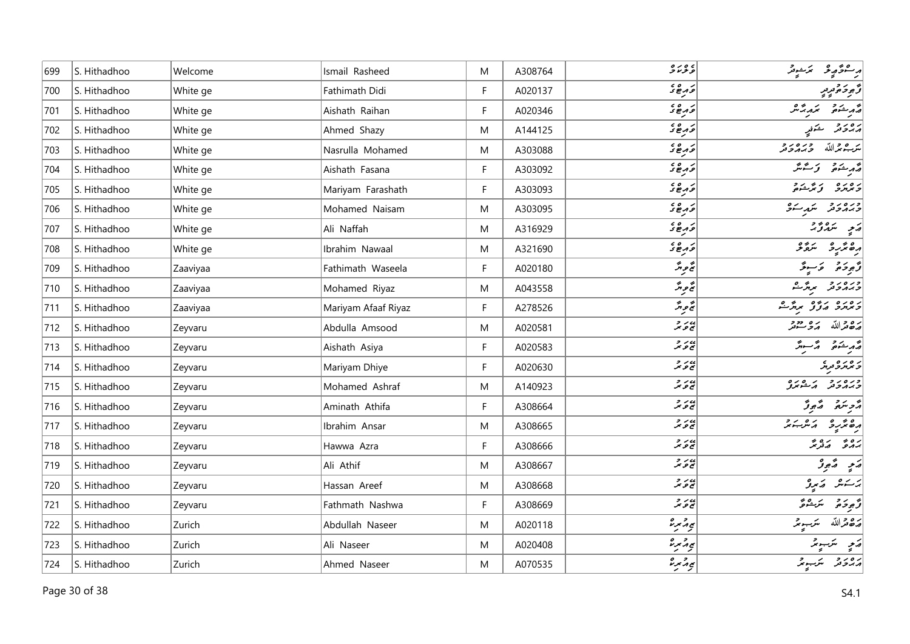| 699 | S. Hithadhoo | Welcome | Ismail Rasheed | M | A308764 | ، و ، ه | مرسور و پر شوتر |
|---|---|---|---|---|---|---|---|
| 700 | S. Hithadhoo | White ge | Fathimath Didi | F | A020137 | ورج ی | وَجِوِدَهِ دِرِدِرِ |
| 701 | S. Hithadhoo | White ge | Aishath Raihan | F | A020346 | ورج ی | مەرشەم ىرەرمىر |
| 702 | S. Hithadhoo | White ge | Ahmed Shazy | M | A144125 | ورج ی | پروژو شکور |
| 703 | S. Hithadhoo | White ge | Nasrulla Mohamed | M | A303088 | ورج ی | سَرَجْعَرْاللّٰهُ وَبَرْمُرْدَتْرُ |
| 704 | S. Hithadhoo | White ge | Aishath Fasana | F | A303092 | ورج ی | مەرشەم ۆسەمىر |
| 705 | S. Hithadhoo | White ge | Mariyam Farashath | F | A303093 | ورج ی | ویره و ترشوم |
| 706 | S. Hithadhoo | White ge | Mohamed Naisam | M | A303095 | ورج ی | وره رو سَرِ سَرُ |
| 707 | S. Hithadhoo | White ge | Ali Naffah | M | A316929 | ورج ی | مَعِ سَمْرُوْرُ |
| 708 | S. Hithadhoo | White ge | Ibrahim Nawaal | M | A321690 | ورج ی | مەھىرىد سەۋى |
| 709 | S. Hithadhoo | Zaaviyaa | Fathimath Waseela | F | A020180 | ځ و پر | وَّجِوحَمَ وَسِوِدَّ |
| 710 | S. Hithadhoo | Zaaviyaa | Mohamed Riyaz | M | A043558 | ځ و پر | ورەرو بروگرے |
| 711 | S. Hithadhoo | Zaaviyaa | Mariyam Afaaf Riyaz | F | A278526 | ځ و پر | وبرە روزه برەگرے |
| 712 | S. Hithadhoo | Zeyvaru | Abdulla Amsood | M | A020581 | ، ، ، و | پرە قراللە پر 3 ستوتر |
| 713 | S. Hithadhoo | Zeyvaru | Aishath Asiya | F | A020583 | ، ، ، و | مەرشەم مەسىرى |
| 714 | S. Hithadhoo | Zeyvaru | Mariyam Dhiye | F | A020630 | ، ، ، و | وبروو ترور |
| 715 | S. Hithadhoo | Zeyvaru | Mohamed Ashraf | M | A140923 | ، ، ، و | وره رو بر شوبرو |
| 716 | S. Hithadhoo | Zeyvaru | Aminath Athifa | F | A308664 | ، ، ، و | مُرْحِ سَمَّة مُرْجوتر |
| 717 | S. Hithadhoo | Zeyvaru | Ibrahim Ansar | M | A308665 | ، ، ، و | مەھگرىد مەسرىسە بر |
| 718 | S. Hithadhoo | Zeyvaru | Hawwa Azra | F | A308666 | ، ، ، و | برە ئە مەقرىتر |
| 719 | S. Hithadhoo | Zeyvaru | Ali Athif | M | A308667 | ، ، ، و | مَعِ مُرْجو |
| 720 | S. Hithadhoo | Zeyvaru | Hassan Areef | M | A308668 | ، ، ، و | برسەش مەسرو |
| 721 | S. Hithadhoo | Zeyvaru | Fathmath Nashwa | F | A308669 | ، ، ، و | وَّجِوحَمَ سَرَشْوَّ |
| 722 | S. Hithadhoo | Zurich | Abdullah Naseer | M | A020118 | ج مړ بره | پرە قراللە سەرسىدىر |
| 723 | S. Hithadhoo | Zurich | Ali Naseer | M | A020408 | ج مړ بره | مَعِ سَرَسِوِيْرَ |
| 724 | S. Hithadhoo | Zurich | Ahmed Naseer | M | A070535 | ج مړ بره | پرورو سرسومر |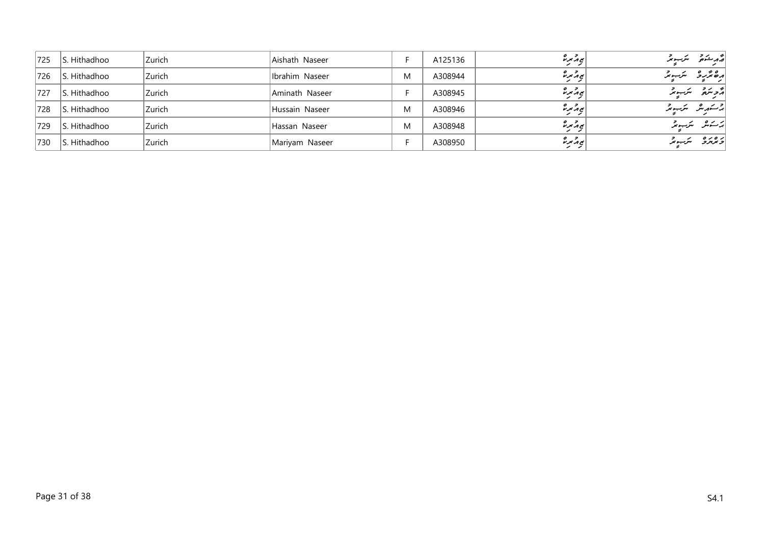| 725 | S. Hithadhoo | Zurich | Aishath Naseer | F | A125136 | ޒިއުރިކް | އައިޝަތު ނަސީރު |
|---|---|---|---|---|---|---|---|
| 726 | S. Hithadhoo | Zurich | Ibrahim Naseer | M | A308944 | ޒިއުރިކް | އިބްރާހީމް ނަސީރު |
| 727 | S. Hithadhoo | Zurich | Aminath Naseer | F | A308945 | ޒިއުރިކް | އާމިނަތު ނަސީރު |
| 728 | S. Hithadhoo | Zurich | Hussain Naseer | M | A308946 | ޒިއުރިކް | ހުސައިން ނަސީރު |
| 729 | S. Hithadhoo | Zurich | Hassan Naseer | M | A308948 | ޒިއުރިކް | ހަސަން ނަސީރު |
| 730 | S. Hithadhoo | Zurich | Mariyam Naseer | F | A308950 | ޒިއުރިކް | މަރިޔަމް ނަސީރު |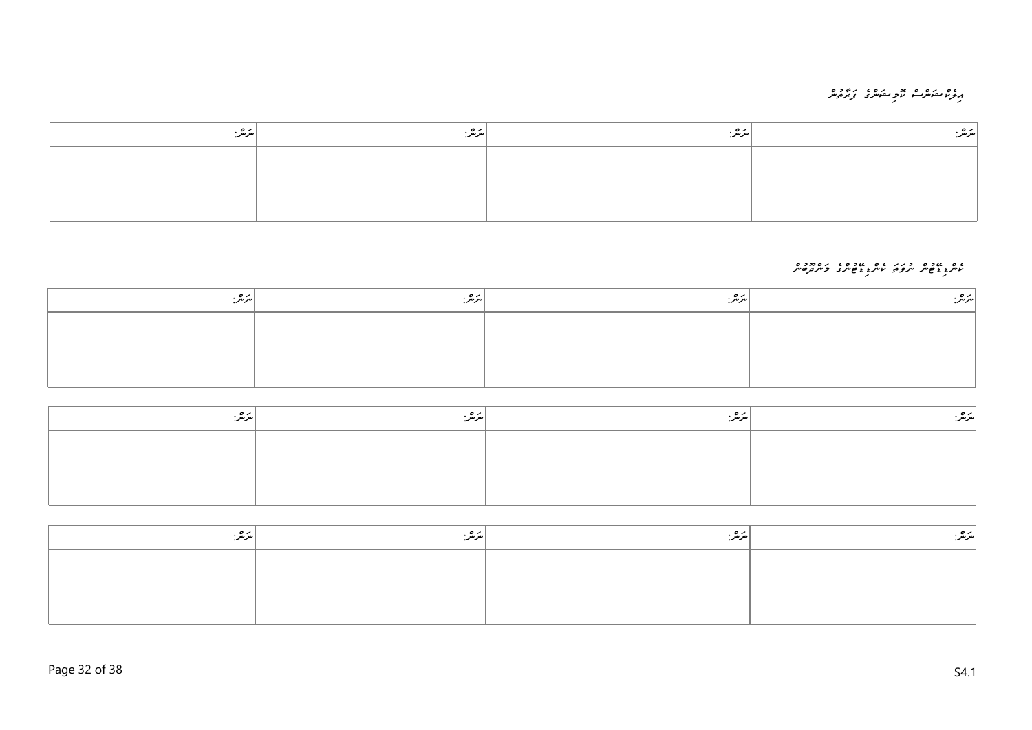# ދިވެހި ރާއްޖޭގެ ޤައުމީ ކޮމިޓީ ފޯމް

| ނަން: | ނަން: | ނަން: | ނަން: |
|---|---|---|---|
| | | | |

## ކުންފުނީގެ ޑިރެކްޓަރުންގެ މަޢުލޫމާތު

| ނަން: | ނަން: | ނަން: | ނަން: |
|---|---|---|---|
| | | | |

| ނަން: | ނަން: | ނަން: | ނަން: |
|---|---|---|---|
| | | | |

| ނަން: | ނަން: | ނަން: | ނަން: |
|---|---|---|---|
| | | | |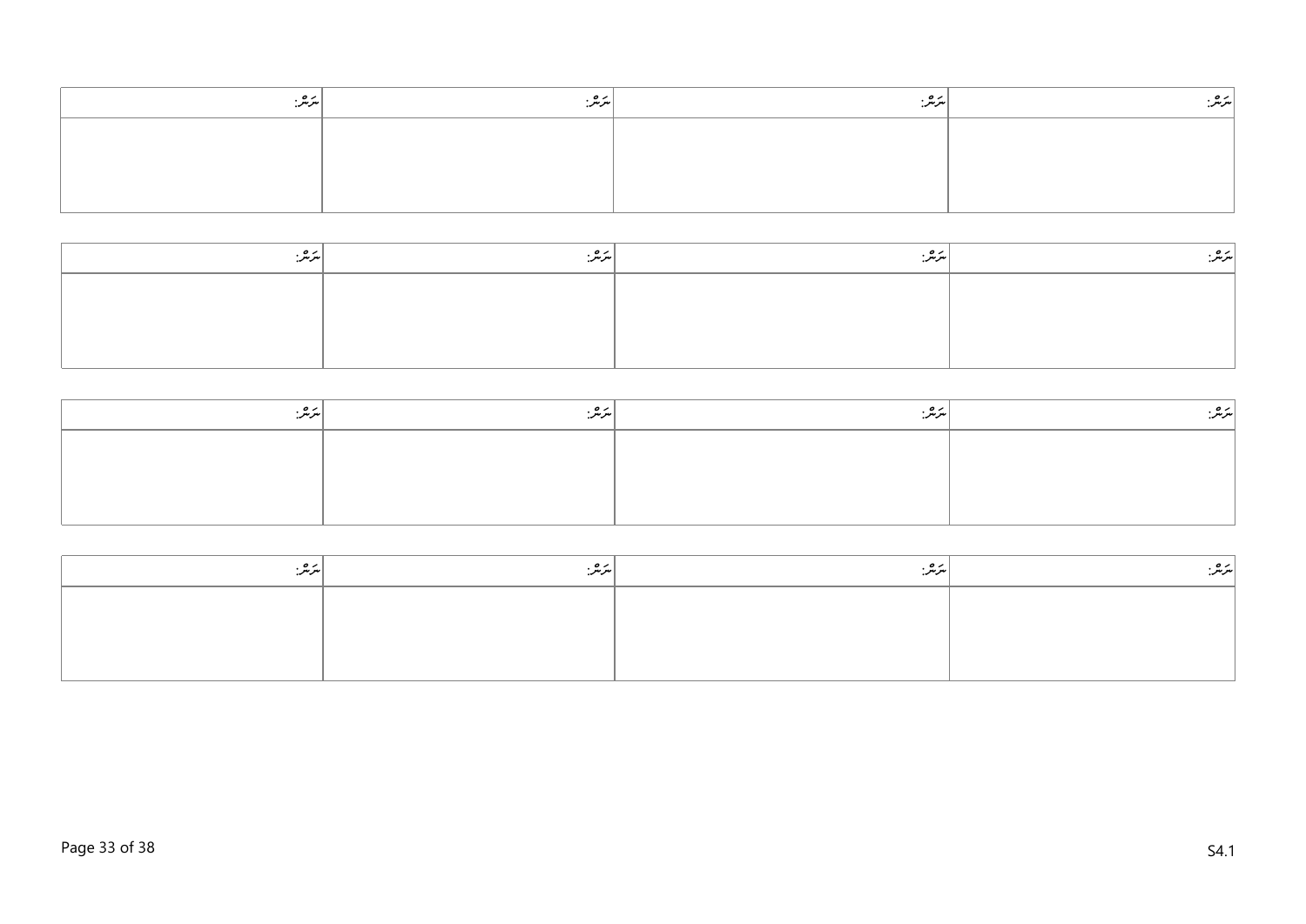| ސަރަޙް: | ސަރަޙް: | ސަރަޙް: | ސަރަޙް: |
|---|---|---|---|
| | | | |

| ސަރަޙް: | ސަރަޙް: | ސަރަޙް: | ސަރަޙް: |
|---|---|---|---|
| | | | |

| ސަރަޙް: | ސަރަޙް: | ސަރަޙް: | ސަރަޙް: |
|---|---|---|---|
| | | | |

| ސަރަޙް: | ސަރަޙް: | ސަރަޙް: | ސަރަޙް: |
|---|---|---|---|
| | | | |

S4.1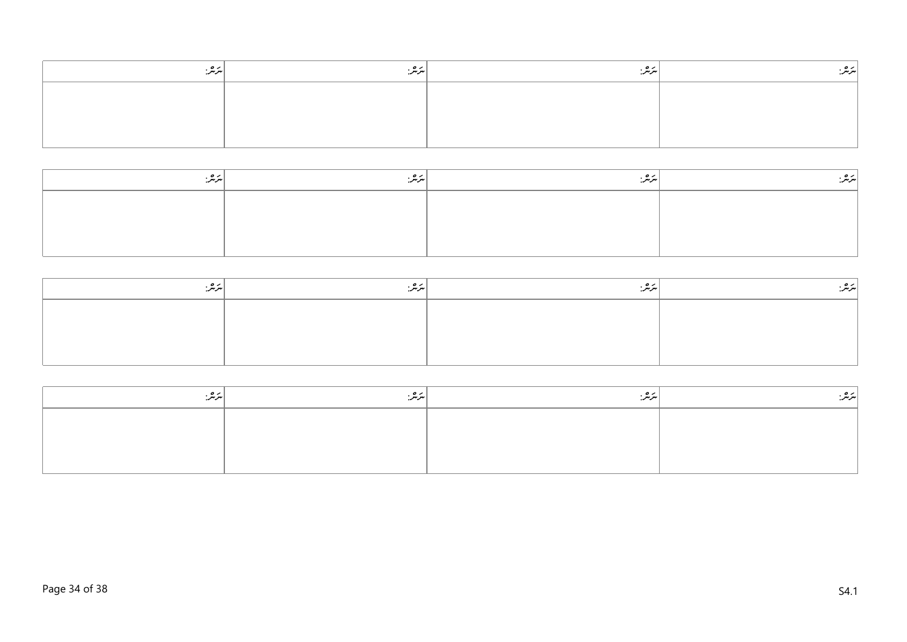| ނަރަދު: | ނަރަދު: | ނަރަދު: | ނަރަދު: |
| --- | --- | --- | --- |
| | | | |

| ނަރަދު: | ނަރަދު: | ނަރަދު: | ނަރަދު: |
| --- | --- | --- | --- |
| | | | |

| ނަރަދު: | ނަރަދު: | ނަރަދު: | ނަރަދު: |
| --- | --- | --- | --- |
| | | | |

| ނަރަދު: | ނަރަދު: | ނަރަދު: | ނަރަދު: |
| --- | --- | --- | --- |
| | | | |

S4.1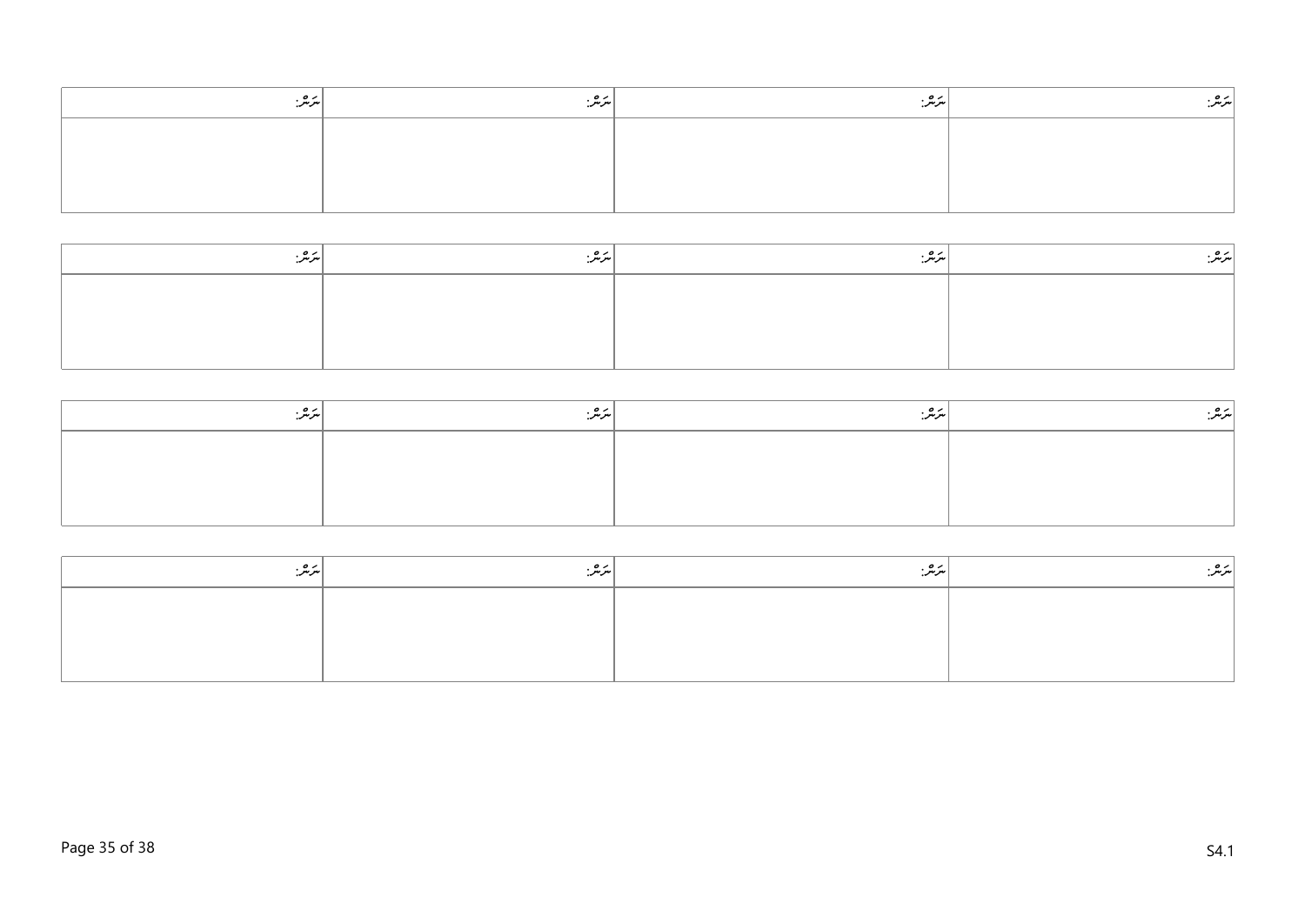| �. | ޖ. | ޕ. | ސ. |
|---|---|---|---|
| | | | |

| ޖ. | ޓ. | ޕ. | ޅ. |
|---|---|---|---|
| | | | |

| ޖ. | ޓ. | ޕ. | ޅ. |
|---|---|---|---|
| | | | |

| ޖ. | ޓ. | ޕ. | ޅ. |
|---|---|---|---|
| | | | |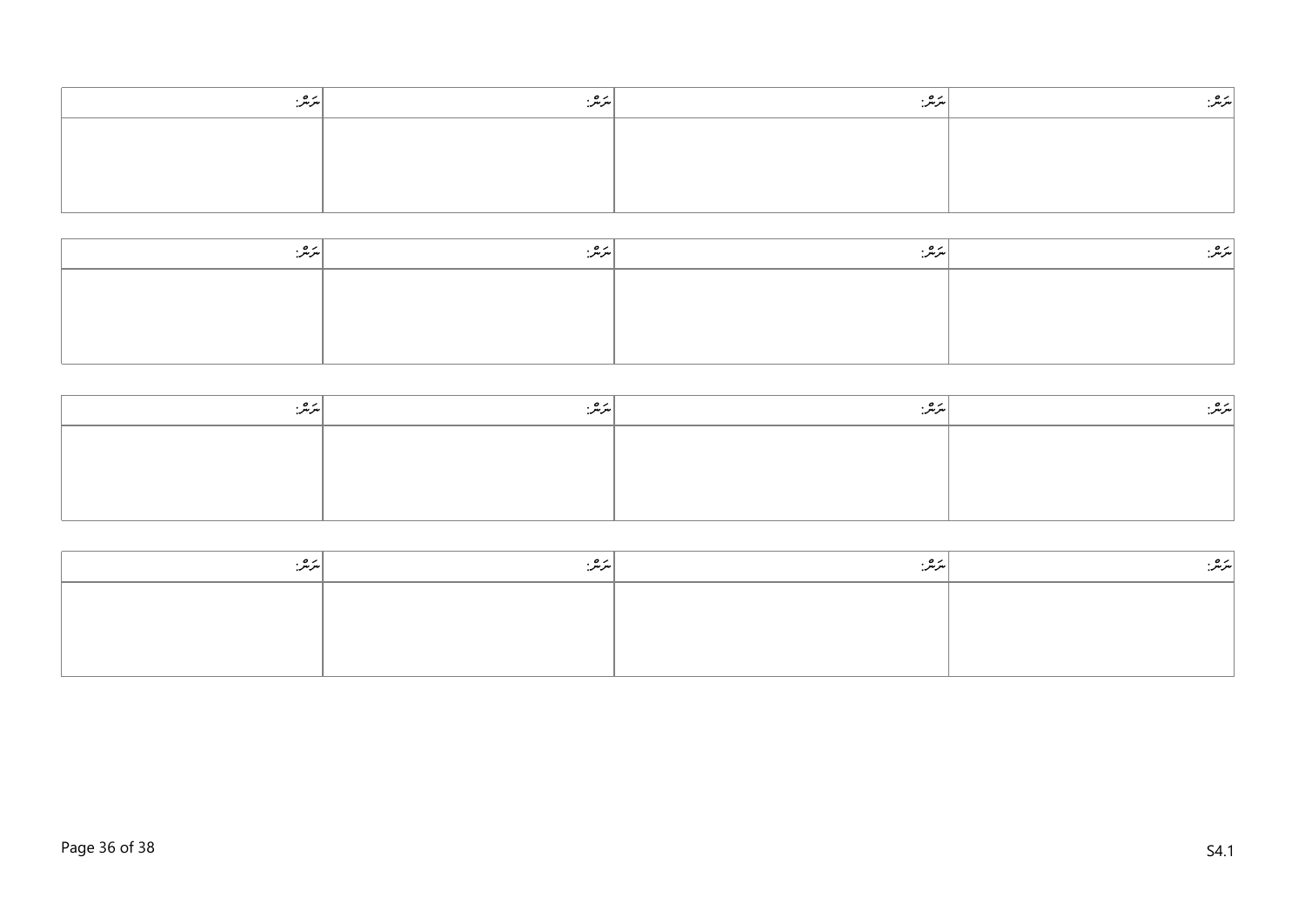| ނަރަ: | ނަރަ: | ނަރަ: | ނަރަ: |
| --- | --- | --- | --- |
| | | | |

| ނަރަ: | ނަރަ: | ނަރަ: | ނަރަ: |
| --- | --- | --- | --- |
| | | | |

| ނަރަ: | ނަރަ: | ނަރަ: | ނަރަ: |
| --- | --- | --- | --- |
| | | | |

| ނަރަ: | ނަރަ: | ނަރަ: | ނަރަ: |
| --- | --- | --- | --- |
| | | | |

S4.1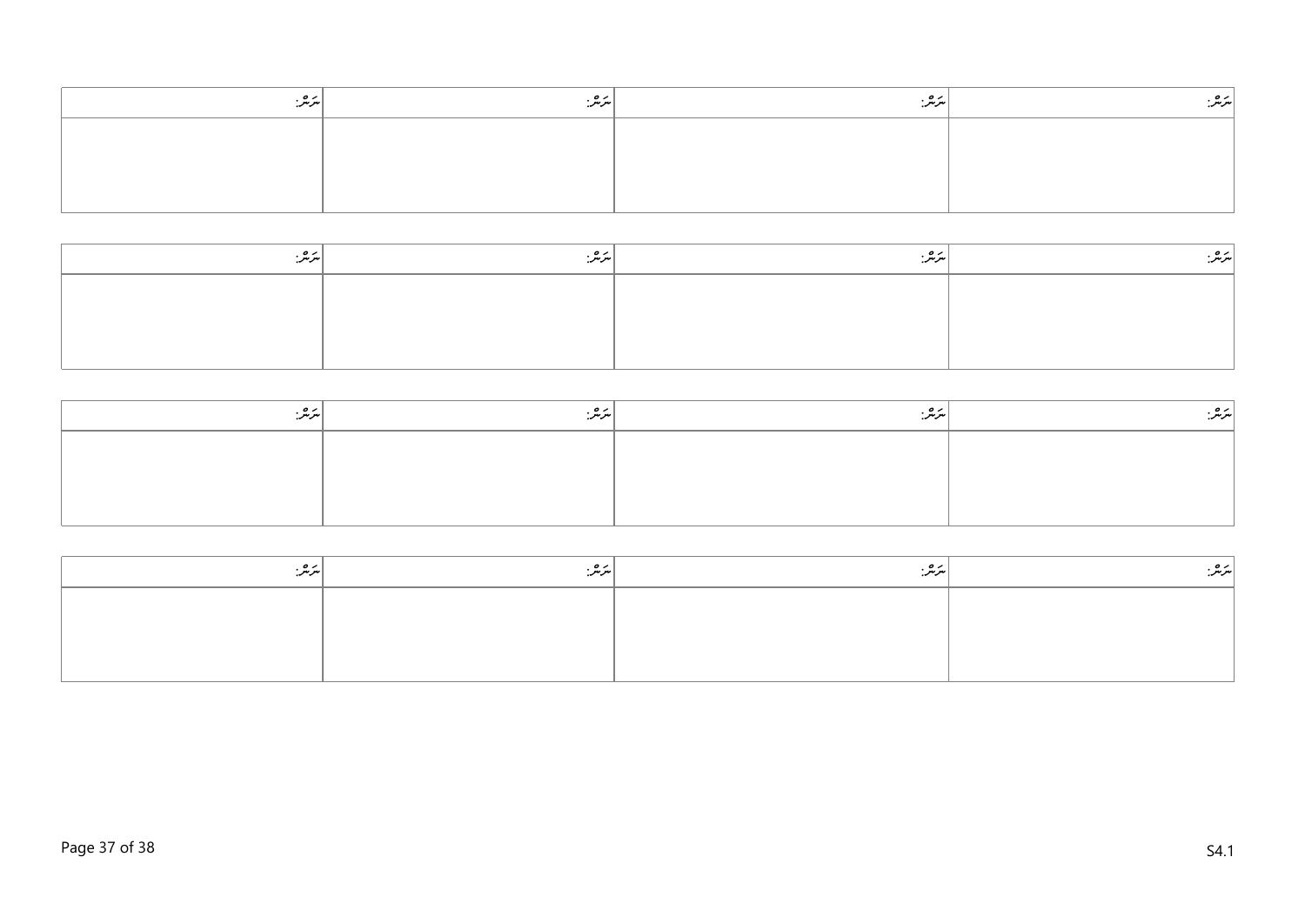| ނަރަދ: | ނަރަދ: | ނަރަދ: | ނަރަދ: |
|---|---|---|---|
| | | | |

| ނަރަދ: | ނަރަދ: | ނަރަދ: | ނަރަދ: |
|---|---|---|---|
| | | | |

| ނަރަދ: | ނަރަދ: | ނަރަދ: | ނަރަދ: |
|---|---|---|---|
| | | | |

| ނަރަދ: | ނަރަދ: | ނަރަދ: | ނަރަދ: |
|---|---|---|---|
| | | | |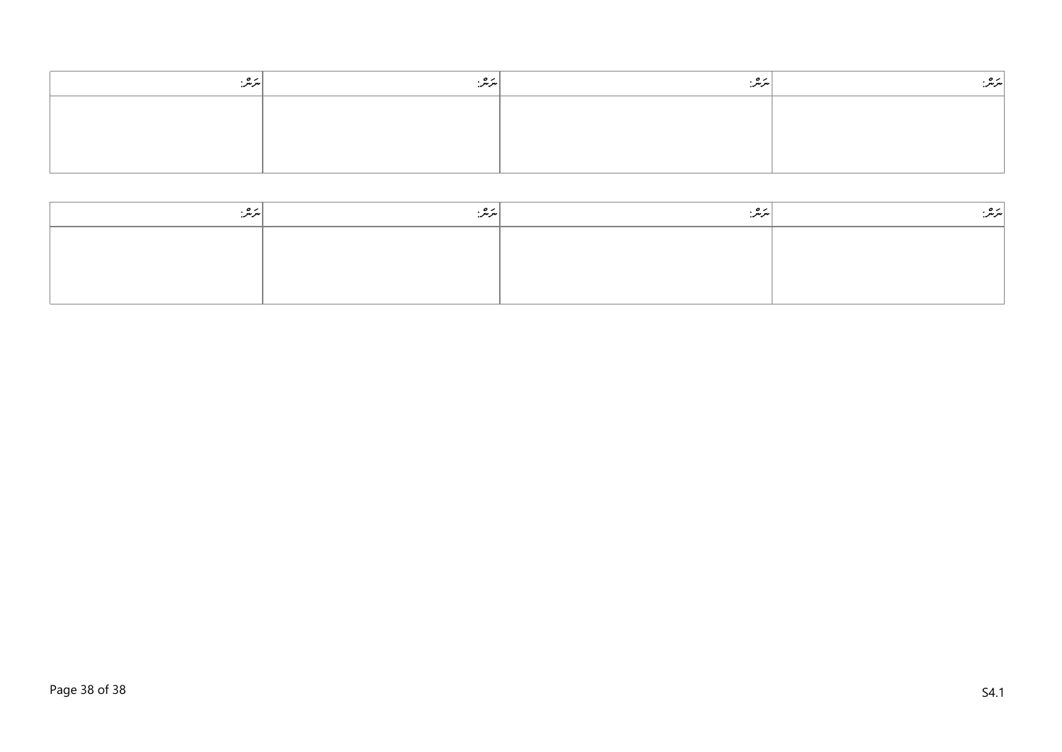| ނަރަދ: | ނަރަދ: | ނަރަދ: | ނަރަދ: |
| --- | --- | --- | --- |
| | | | |

| ނަރަދ: | ނަރަދ: | ނަރަދ: | ނަރަދ: |
| --- | --- | --- | --- |
| | | | |